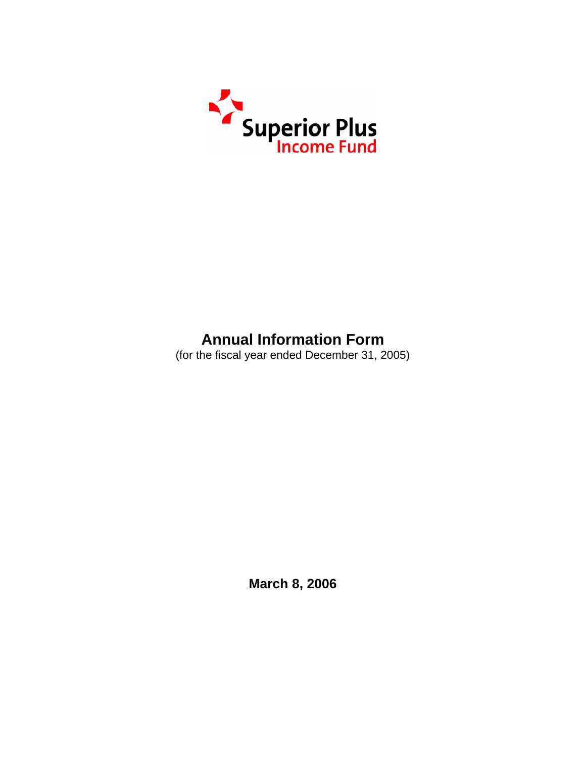Superior Plus
Income Fund

# Annual Information Form

(for the fiscal year ended December 31, 2005)

**March 8, 2006**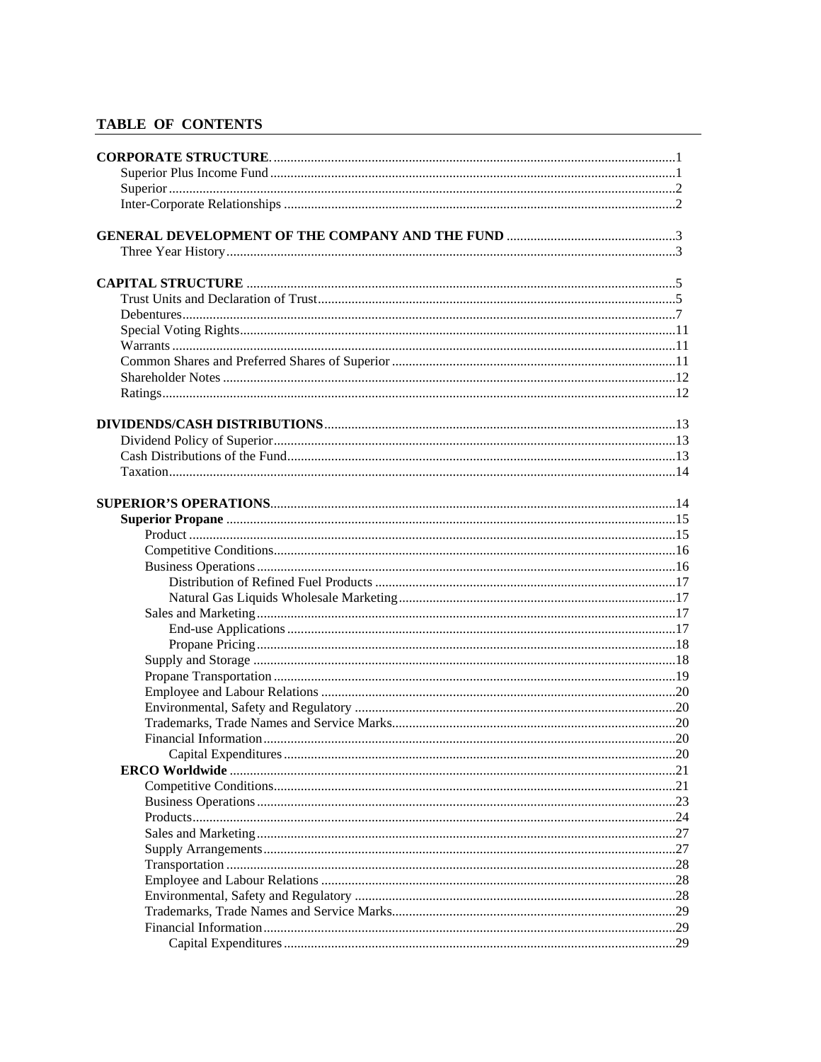## TABLE OF CONTENTS

| | |
|---|---|
| **CORPORATE STRUCTURE** | 1 |
| Superior Plus Income Fund | 1 |
| Superior | 2 |
| Inter-Corporate Relationships | 2 |
| | |
| **GENERAL DEVELOPMENT OF THE COMPANY AND THE FUND** | 3 |
| Three Year History | 3 |
| | |
| **CAPITAL STRUCTURE** | 5 |
| Trust Units and Declaration of Trust | 5 |
| Debentures | 7 |
| Special Voting Rights | 11 |
| Warrants | 11 |
| Common Shares and Preferred Shares of Superior | 11 |
| Shareholder Notes | 12 |
| Ratings | 12 |
| | |
| **DIVIDENDS/CASH DISTRIBUTIONS** | 13 |
| Dividend Policy of Superior | 13 |
| Cash Distributions of the Fund | 13 |
| Taxation | 14 |
| | |
| **SUPERIOR'S OPERATIONS** | 14 |
| **Superior Propane** | 15 |
| Product | 15 |
| Competitive Conditions | 16 |
| Business Operations | 16 |
| Distribution of Refined Fuel Products | 17 |
| Natural Gas Liquids Wholesale Marketing | 17 |
| Sales and Marketing | 17 |
| End-use Applications | 17 |
| Propane Pricing | 18 |
| Supply and Storage | 18 |
| Propane Transportation | 19 |
| Employee and Labour Relations | 20 |
| Environmental, Safety and Regulatory | 20 |
| Trademarks, Trade Names and Service Marks | 20 |
| Financial Information | 20 |
| Capital Expenditures | 20 |
| **ERCO Worldwide** | 21 |
| Competitive Conditions | 21 |
| Business Operations | 23 |
| Products | 24 |
| Sales and Marketing | 27 |
| Supply Arrangements | 27 |
| Transportation | 28 |
| Employee and Labour Relations | 28 |
| Environmental, Safety and Regulatory | 28 |
| Trademarks, Trade Names and Service Marks | 29 |
| Financial Information | 29 |
| Capital Expenditures | 29 |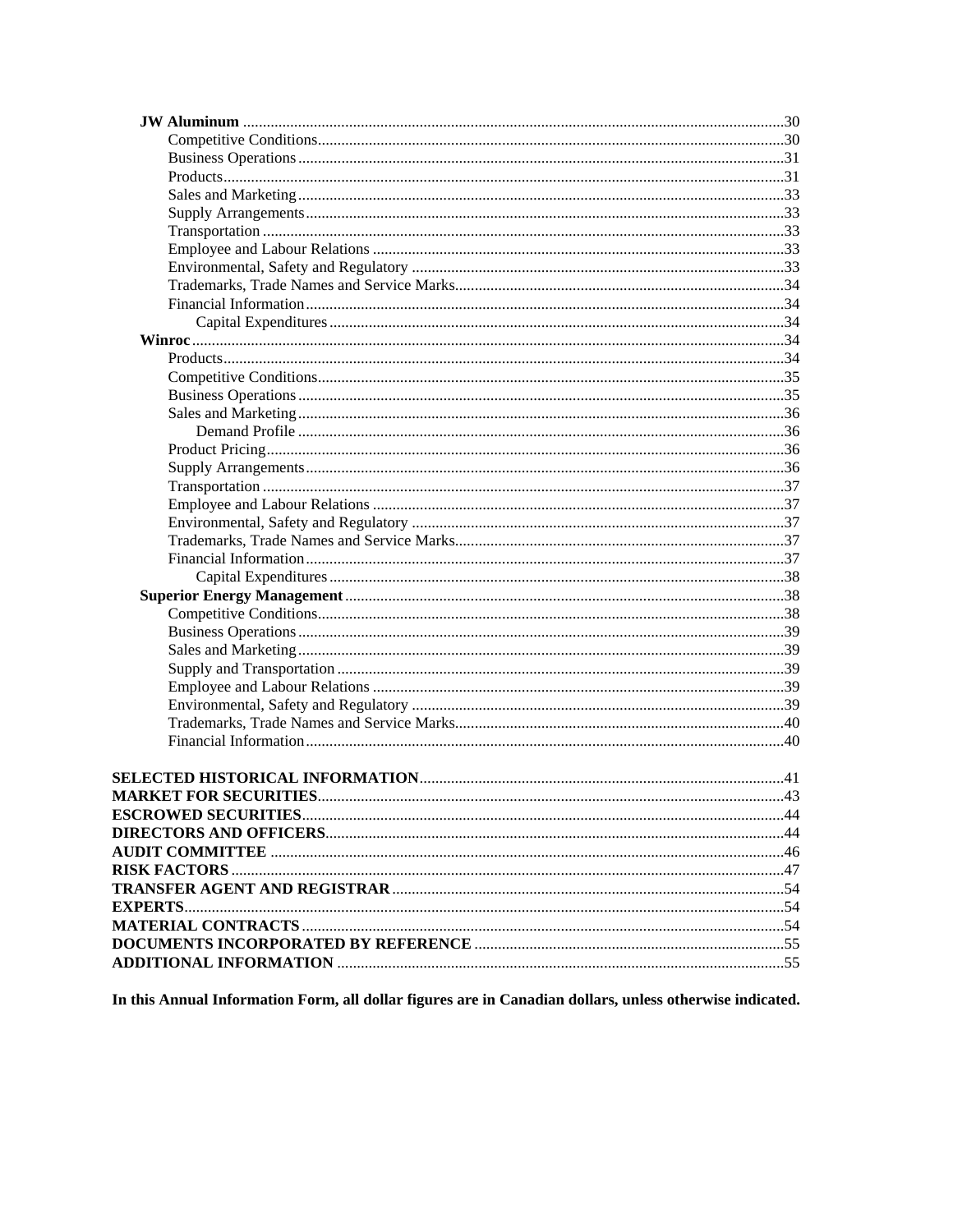| | |
|---|---|
| **JW Aluminum** | 30 |
| Competitive Conditions | 30 |
| Business Operations | 31 |
| Products | 31 |
| Sales and Marketing | 33 |
| Supply Arrangements | 33 |
| Transportation | 33 |
| Employee and Labour Relations | 33 |
| Environmental, Safety and Regulatory | 33 |
| Trademarks, Trade Names and Service Marks | 34 |
| Financial Information | 34 |
| Capital Expenditures | 34 |
| **Winroc** | 34 |
| Products | 34 |
| Competitive Conditions | 35 |
| Business Operations | 35 |
| Sales and Marketing | 36 |
| Demand Profile | 36 |
| Product Pricing | 36 |
| Supply Arrangements | 36 |
| Transportation | 37 |
| Employee and Labour Relations | 37 |
| Environmental, Safety and Regulatory | 37 |
| Trademarks, Trade Names and Service Marks | 37 |
| Financial Information | 37 |
| Capital Expenditures | 38 |
| **Superior Energy Management** | 38 |
| Competitive Conditions | 38 |
| Business Operations | 39 |
| Sales and Marketing | 39 |
| Supply and Transportation | 39 |
| Employee and Labour Relations | 39 |
| Environmental, Safety and Regulatory | 39 |
| Trademarks, Trade Names and Service Marks | 40 |
| Financial Information | 40 |
| **SELECTED HISTORICAL INFORMATION** | 41 |
| **MARKET FOR SECURITIES** | 43 |
| **ESCROWED SECURITIES** | 44 |
| **DIRECTORS AND OFFICERS** | 44 |
| **AUDIT COMMITTEE** | 46 |
| **RISK FACTORS** | 47 |
| **TRANSFER AGENT AND REGISTRAR** | 54 |
| **EXPERTS** | 54 |
| **MATERIAL CONTRACTS** | 54 |
| **DOCUMENTS INCORPORATED BY REFERENCE** | 55 |
| **ADDITIONAL INFORMATION** | 55 |

**In this Annual Information Form, all dollar figures are in Canadian dollars, unless otherwise indicated.**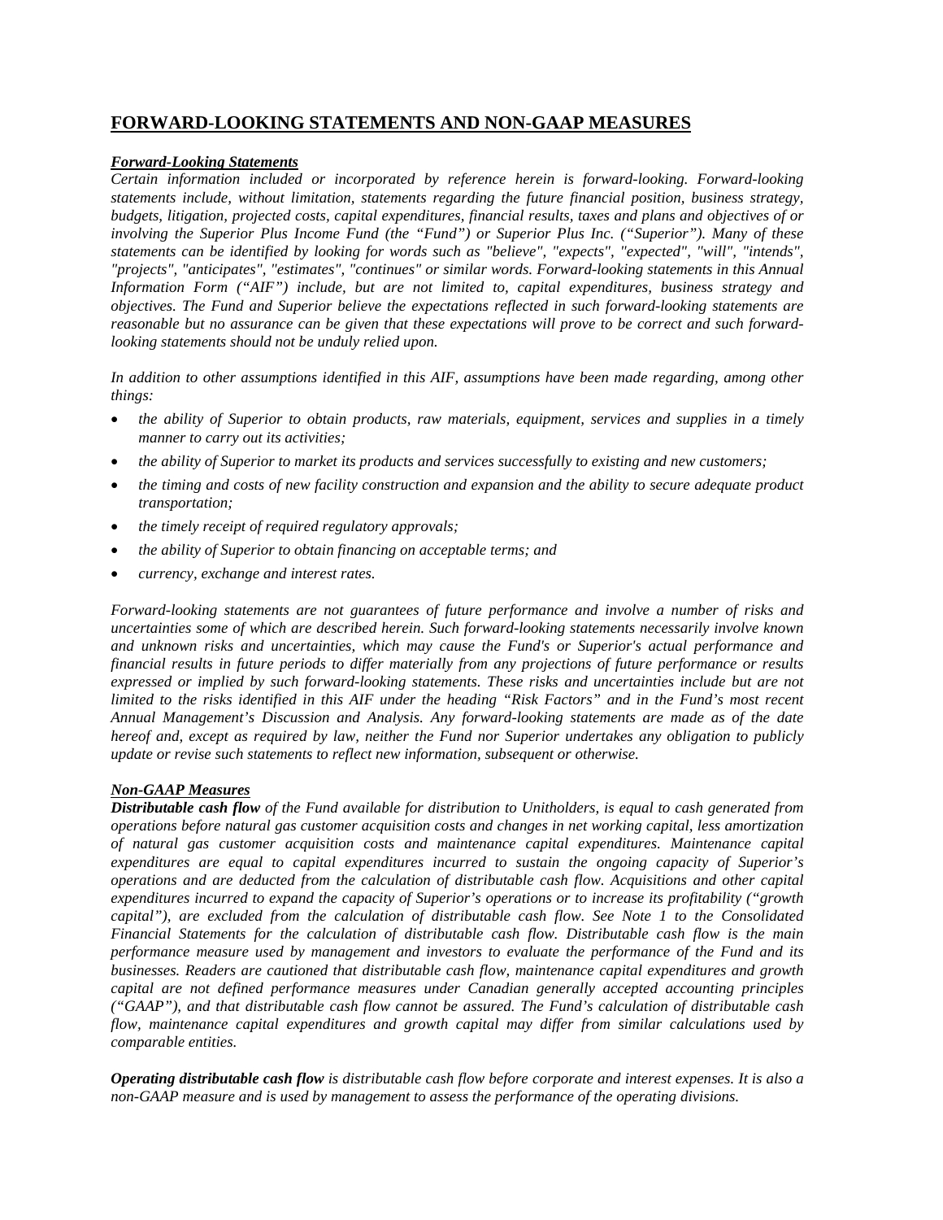## FORWARD-LOOKING STATEMENTS AND NON-GAAP MEASURES

### *Forward-Looking Statements*

*Certain information included or incorporated by reference herein is forward-looking. Forward-looking statements include, without limitation, statements regarding the future financial position, business strategy, budgets, litigation, projected costs, capital expenditures, financial results, taxes and plans and objectives of or involving the Superior Plus Income Fund (the "Fund") or Superior Plus Inc. ("Superior"). Many of these statements can be identified by looking for words such as "believe", "expects", "expected", "will", "intends", "projects", "anticipates", "estimates", "continues" or similar words. Forward-looking statements in this Annual Information Form ("AIF") include, but are not limited to, capital expenditures, business strategy and objectives. The Fund and Superior believe the expectations reflected in such forward-looking statements are reasonable but no assurance can be given that these expectations will prove to be correct and such forward-looking statements should not be unduly relied upon.*

*In addition to other assumptions identified in this AIF, assumptions have been made regarding, among other things:*

- *the ability of Superior to obtain products, raw materials, equipment, services and supplies in a timely manner to carry out its activities;*
- *the ability of Superior to market its products and services successfully to existing and new customers;*
- *the timing and costs of new facility construction and expansion and the ability to secure adequate product transportation;*
- *the timely receipt of required regulatory approvals;*
- *the ability of Superior to obtain financing on acceptable terms; and*
- *currency, exchange and interest rates.*

*Forward-looking statements are not guarantees of future performance and involve a number of risks and uncertainties some of which are described herein. Such forward-looking statements necessarily involve known and unknown risks and uncertainties, which may cause the Fund's or Superior's actual performance and financial results in future periods to differ materially from any projections of future performance or results expressed or implied by such forward-looking statements. These risks and uncertainties include but are not limited to the risks identified in this AIF under the heading "Risk Factors" and in the Fund's most recent Annual Management's Discussion and Analysis. Any forward-looking statements are made as of the date hereof and, except as required by law, neither the Fund nor Superior undertakes any obligation to publicly update or revise such statements to reflect new information, subsequent or otherwise.*

### *Non-GAAP Measures*

***Distributable cash flow*** *of the Fund available for distribution to Unitholders, is equal to cash generated from operations before natural gas customer acquisition costs and changes in net working capital, less amortization of natural gas customer acquisition costs and maintenance capital expenditures. Maintenance capital expenditures are equal to capital expenditures incurred to sustain the ongoing capacity of Superior's operations and are deducted from the calculation of distributable cash flow. Acquisitions and other capital expenditures incurred to expand the capacity of Superior's operations or to increase its profitability ("growth capital"), are excluded from the calculation of distributable cash flow. See Note 1 to the Consolidated Financial Statements for the calculation of distributable cash flow. Distributable cash flow is the main performance measure used by management and investors to evaluate the performance of the Fund and its businesses. Readers are cautioned that distributable cash flow, maintenance capital expenditures and growth capital are not defined performance measures under Canadian generally accepted accounting principles ("GAAP"), and that distributable cash flow cannot be assured. The Fund's calculation of distributable cash flow, maintenance capital expenditures and growth capital may differ from similar calculations used by comparable entities.*

***Operating distributable cash flow*** *is distributable cash flow before corporate and interest expenses. It is also a non-GAAP measure and is used by management to assess the performance of the operating divisions.*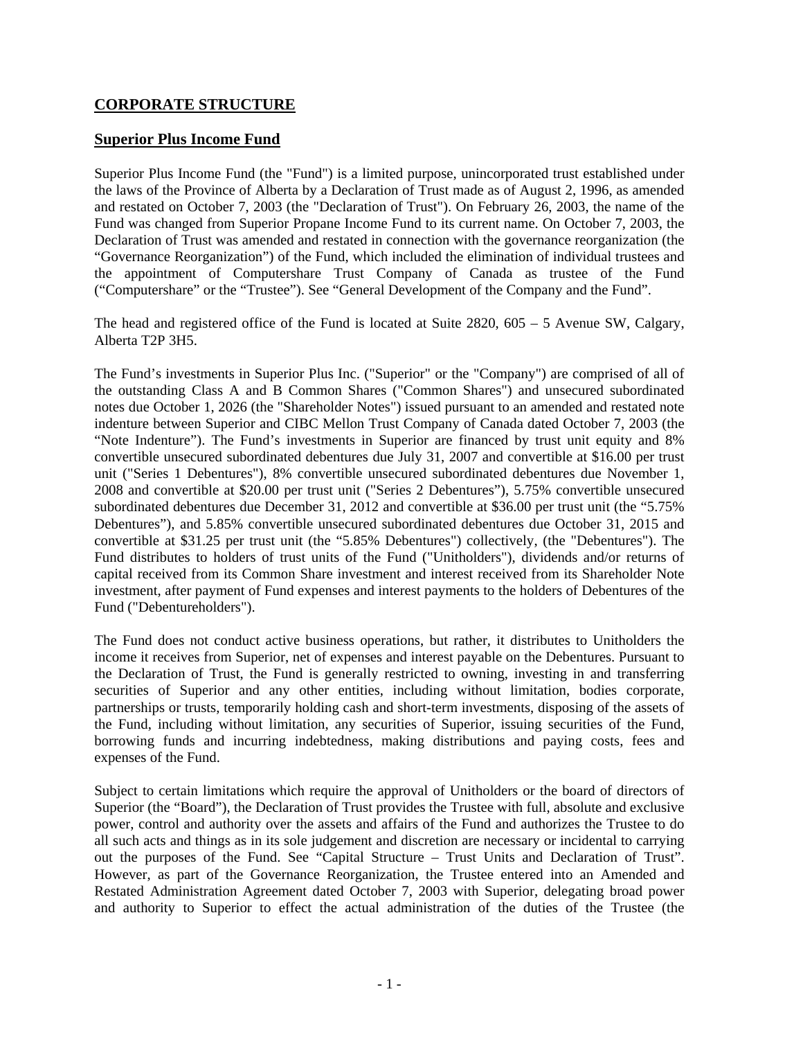## CORPORATE STRUCTURE

### Superior Plus Income Fund

Superior Plus Income Fund (the "Fund") is a limited purpose, unincorporated trust established under the laws of the Province of Alberta by a Declaration of Trust made as of August 2, 1996, as amended and restated on October 7, 2003 (the "Declaration of Trust"). On February 26, 2003, the name of the Fund was changed from Superior Propane Income Fund to its current name. On October 7, 2003, the Declaration of Trust was amended and restated in connection with the governance reorganization (the "Governance Reorganization") of the Fund, which included the elimination of individual trustees and the appointment of Computershare Trust Company of Canada as trustee of the Fund ("Computershare" or the "Trustee"). See "General Development of the Company and the Fund".

The head and registered office of the Fund is located at Suite 2820, 605 – 5 Avenue SW, Calgary, Alberta T2P 3H5.

The Fund's investments in Superior Plus Inc. ("Superior" or the "Company") are comprised of all of the outstanding Class A and B Common Shares ("Common Shares") and unsecured subordinated notes due October 1, 2026 (the "Shareholder Notes") issued pursuant to an amended and restated note indenture between Superior and CIBC Mellon Trust Company of Canada dated October 7, 2003 (the "Note Indenture"). The Fund's investments in Superior are financed by trust unit equity and 8% convertible unsecured subordinated debentures due July 31, 2007 and convertible at $16.00 per trust unit ("Series 1 Debentures"), 8% convertible unsecured subordinated debentures due November 1, 2008 and convertible at $20.00 per trust unit ("Series 2 Debentures"), 5.75% convertible unsecured subordinated debentures due December 31, 2012 and convertible at $36.00 per trust unit (the "5.75% Debentures"), and 5.85% convertible unsecured subordinated debentures due October 31, 2015 and convertible at $31.25 per trust unit (the "5.85% Debentures") collectively, (the "Debentures"). The Fund distributes to holders of trust units of the Fund ("Unitholders"), dividends and/or returns of capital received from its Common Share investment and interest received from its Shareholder Note investment, after payment of Fund expenses and interest payments to the holders of Debentures of the Fund ("Debentureholders").

The Fund does not conduct active business operations, but rather, it distributes to Unitholders the income it receives from Superior, net of expenses and interest payable on the Debentures. Pursuant to the Declaration of Trust, the Fund is generally restricted to owning, investing in and transferring securities of Superior and any other entities, including without limitation, bodies corporate, partnerships or trusts, temporarily holding cash and short-term investments, disposing of the assets of the Fund, including without limitation, any securities of Superior, issuing securities of the Fund, borrowing funds and incurring indebtedness, making distributions and paying costs, fees and expenses of the Fund.

Subject to certain limitations which require the approval of Unitholders or the board of directors of Superior (the "Board"), the Declaration of Trust provides the Trustee with full, absolute and exclusive power, control and authority over the assets and affairs of the Fund and authorizes the Trustee to do all such acts and things as in its sole judgement and discretion are necessary or incidental to carrying out the purposes of the Fund. See "Capital Structure – Trust Units and Declaration of Trust". However, as part of the Governance Reorganization, the Trustee entered into an Amended and Restated Administration Agreement dated October 7, 2003 with Superior, delegating broad power and authority to Superior to effect the actual administration of the duties of the Trustee (the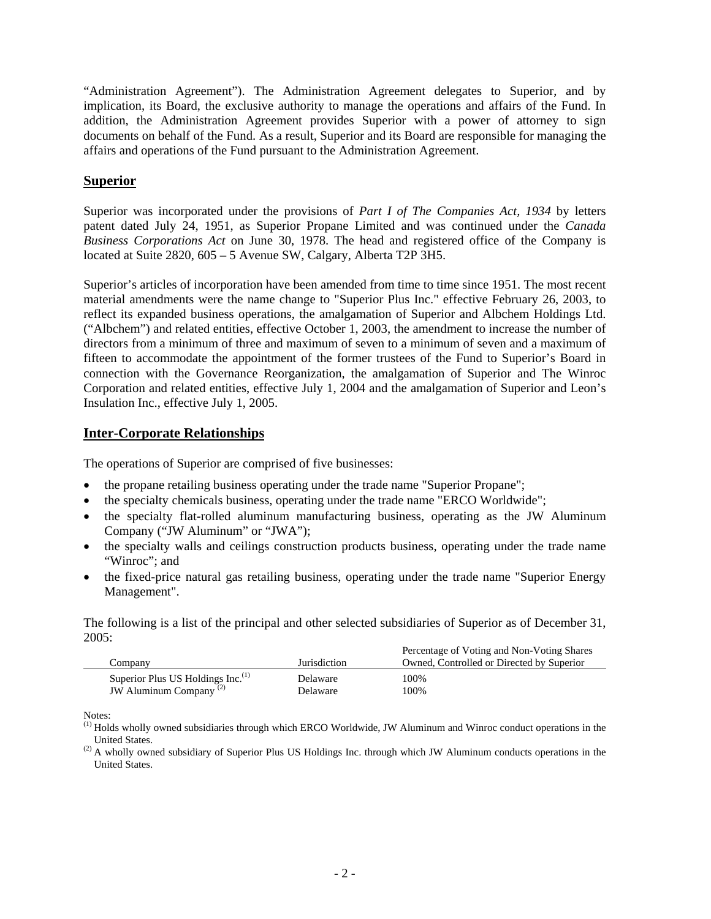"Administration Agreement"). The Administration Agreement delegates to Superior, and by implication, its Board, the exclusive authority to manage the operations and affairs of the Fund. In addition, the Administration Agreement provides Superior with a power of attorney to sign documents on behalf of the Fund. As a result, Superior and its Board are responsible for managing the affairs and operations of the Fund pursuant to the Administration Agreement.

## Superior

Superior was incorporated under the provisions of *Part I of The Companies Act, 1934* by letters patent dated July 24, 1951, as Superior Propane Limited and was continued under the *Canada Business Corporations Act* on June 30, 1978. The head and registered office of the Company is located at Suite 2820, 605 – 5 Avenue SW, Calgary, Alberta T2P 3H5.

Superior's articles of incorporation have been amended from time to time since 1951. The most recent material amendments were the name change to "Superior Plus Inc." effective February 26, 2003, to reflect its expanded business operations, the amalgamation of Superior and Albchem Holdings Ltd. ("Albchem") and related entities, effective October 1, 2003, the amendment to increase the number of directors from a minimum of three and maximum of seven to a minimum of seven and a maximum of fifteen to accommodate the appointment of the former trustees of the Fund to Superior's Board in connection with the Governance Reorganization, the amalgamation of Superior and The Winroc Corporation and related entities, effective July 1, 2004 and the amalgamation of Superior and Leon's Insulation Inc., effective July 1, 2005.

## Inter-Corporate Relationships

The operations of Superior are comprised of five businesses:

- the propane retailing business operating under the trade name "Superior Propane";
- the specialty chemicals business, operating under the trade name "ERCO Worldwide";
- the specialty flat-rolled aluminum manufacturing business, operating as the JW Aluminum Company ("JW Aluminum" or "JWA");
- the specialty walls and ceilings construction products business, operating under the trade name "Winroc"; and
- the fixed-price natural gas retailing business, operating under the trade name "Superior Energy Management".

The following is a list of the principal and other selected subsidiaries of Superior as of December 31, 2005:

| Company | Jurisdiction | Percentage of Voting and Non-Voting Shares Owned, Controlled or Directed by Superior |
|---|---|---|
| Superior Plus US Holdings Inc.[(1)] | Delaware | 100% |
| JW Aluminum Company[(2)] | Delaware | 100% |

Notes:

[(1)] Holds wholly owned subsidiaries through which ERCO Worldwide, JW Aluminum and Winroc conduct operations in the United States.

[(2)] A wholly owned subsidiary of Superior Plus US Holdings Inc. through which JW Aluminum conducts operations in the United States.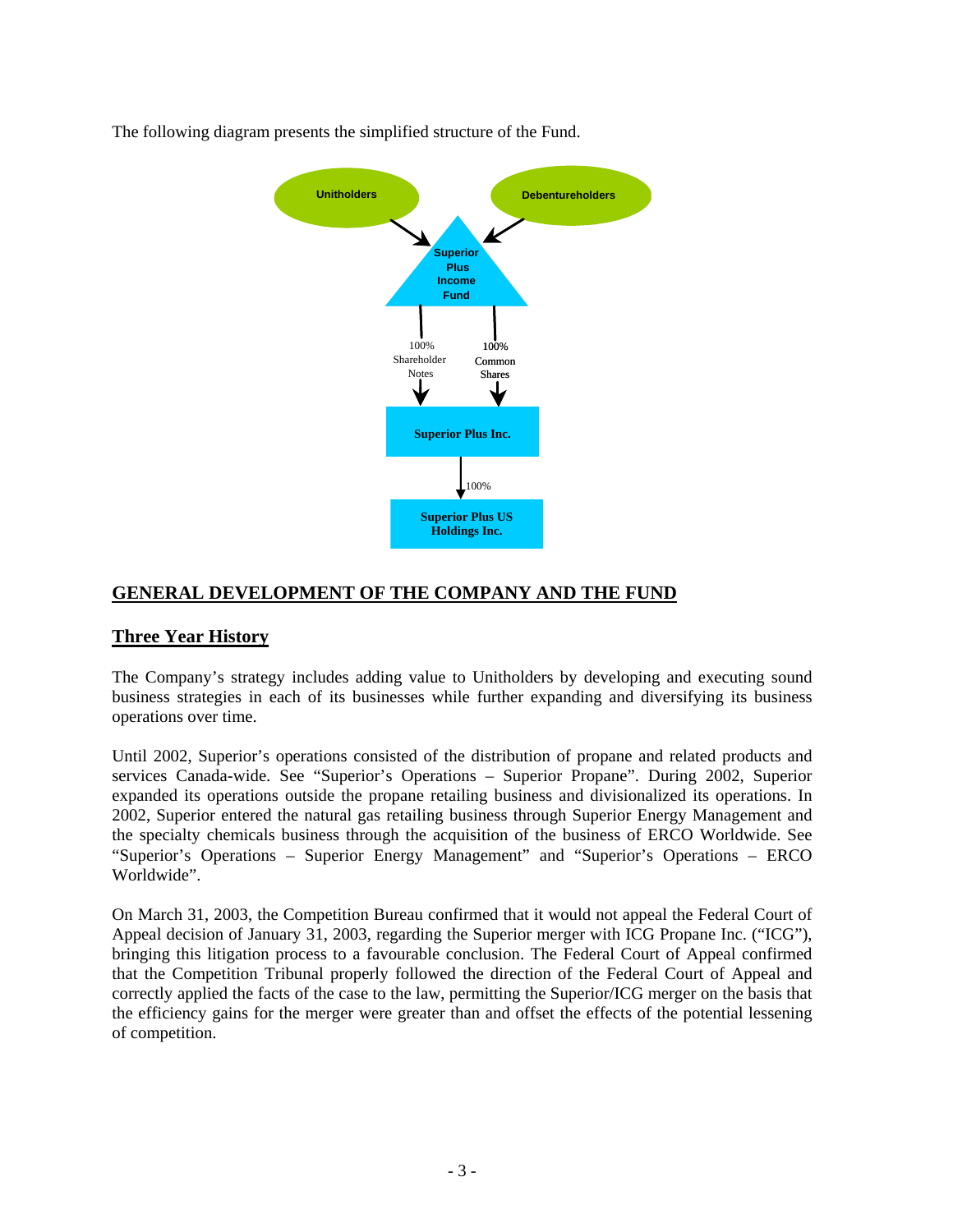The following diagram presents the simplified structure of the Fund.

Unitholders → Superior Plus Income Fund ← Debentureholders

Superior Plus Income Fund → 100% Shareholder Notes / 100% Common Shares → Superior Plus Inc.

Superior Plus Inc. → 100% → Superior Plus US Holdings Inc.

## GENERAL DEVELOPMENT OF THE COMPANY AND THE FUND

### Three Year History

The Company's strategy includes adding value to Unitholders by developing and executing sound business strategies in each of its businesses while further expanding and diversifying its business operations over time.

Until 2002, Superior's operations consisted of the distribution of propane and related products and services Canada-wide. See "Superior's Operations – Superior Propane". During 2002, Superior expanded its operations outside the propane retailing business and divisionalized its operations. In 2002, Superior entered the natural gas retailing business through Superior Energy Management and the specialty chemicals business through the acquisition of the business of ERCO Worldwide. See "Superior's Operations – Superior Energy Management" and "Superior's Operations – ERCO Worldwide".

On March 31, 2003, the Competition Bureau confirmed that it would not appeal the Federal Court of Appeal decision of January 31, 2003, regarding the Superior merger with ICG Propane Inc. ("ICG"), bringing this litigation process to a favourable conclusion. The Federal Court of Appeal confirmed that the Competition Tribunal properly followed the direction of the Federal Court of Appeal and correctly applied the facts of the case to the law, permitting the Superior/ICG merger on the basis that the efficiency gains for the merger were greater than and offset the effects of the potential lessening of competition.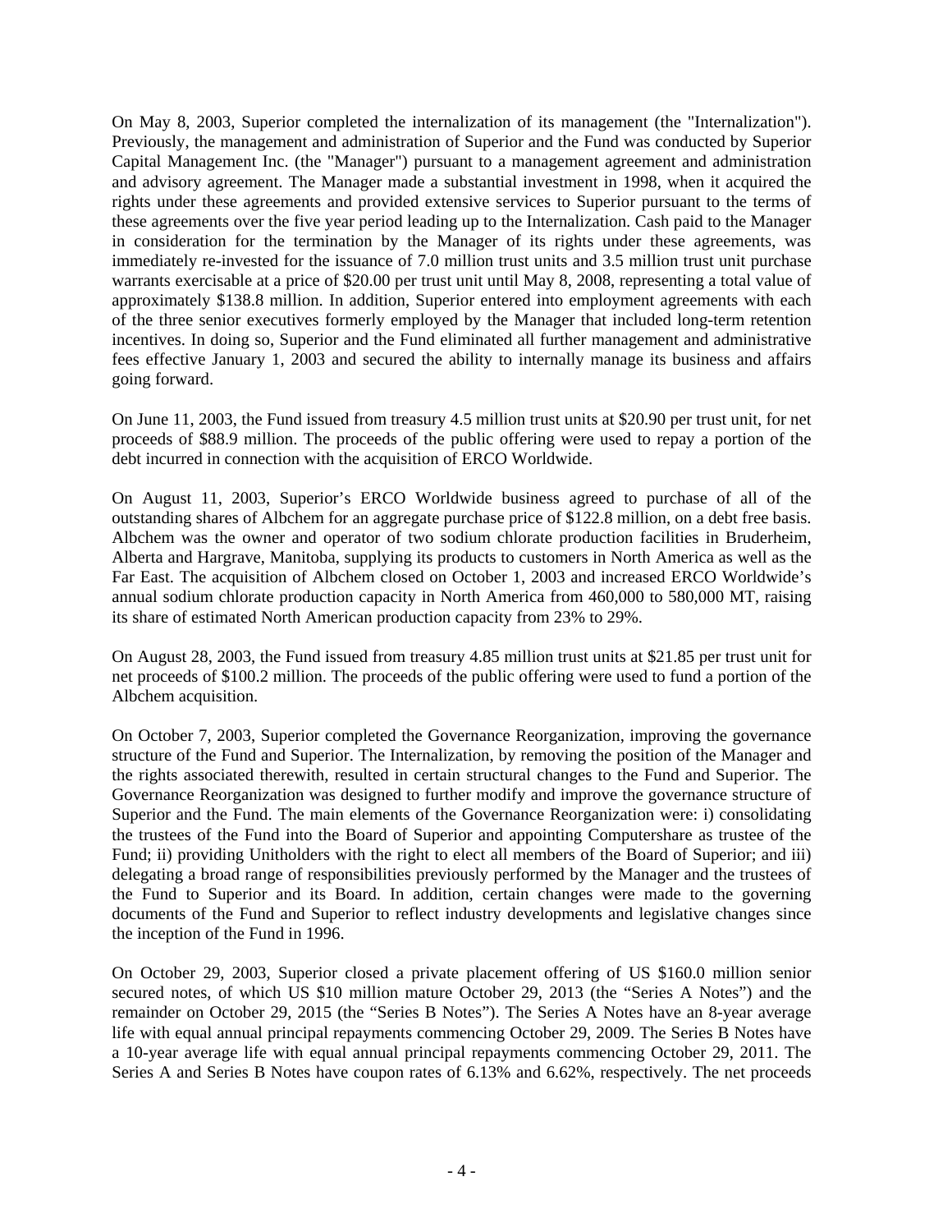On May 8, 2003, Superior completed the internalization of its management (the "Internalization"). Previously, the management and administration of Superior and the Fund was conducted by Superior Capital Management Inc. (the "Manager") pursuant to a management agreement and administration and advisory agreement. The Manager made a substantial investment in 1998, when it acquired the rights under these agreements and provided extensive services to Superior pursuant to the terms of these agreements over the five year period leading up to the Internalization. Cash paid to the Manager in consideration for the termination by the Manager of its rights under these agreements, was immediately re-invested for the issuance of 7.0 million trust units and 3.5 million trust unit purchase warrants exercisable at a price of $20.00 per trust unit until May 8, 2008, representing a total value of approximately $138.8 million. In addition, Superior entered into employment agreements with each of the three senior executives formerly employed by the Manager that included long-term retention incentives. In doing so, Superior and the Fund eliminated all further management and administrative fees effective January 1, 2003 and secured the ability to internally manage its business and affairs going forward.

On June 11, 2003, the Fund issued from treasury 4.5 million trust units at $20.90 per trust unit, for net proceeds of $88.9 million. The proceeds of the public offering were used to repay a portion of the debt incurred in connection with the acquisition of ERCO Worldwide.

On August 11, 2003, Superior's ERCO Worldwide business agreed to purchase of all of the outstanding shares of Albchem for an aggregate purchase price of $122.8 million, on a debt free basis. Albchem was the owner and operator of two sodium chlorate production facilities in Bruderheim, Alberta and Hargrave, Manitoba, supplying its products to customers in North America as well as the Far East. The acquisition of Albchem closed on October 1, 2003 and increased ERCO Worldwide's annual sodium chlorate production capacity in North America from 460,000 to 580,000 MT, raising its share of estimated North American production capacity from 23% to 29%.

On August 28, 2003, the Fund issued from treasury 4.85 million trust units at $21.85 per trust unit for net proceeds of $100.2 million. The proceeds of the public offering were used to fund a portion of the Albchem acquisition.

On October 7, 2003, Superior completed the Governance Reorganization, improving the governance structure of the Fund and Superior. The Internalization, by removing the position of the Manager and the rights associated therewith, resulted in certain structural changes to the Fund and Superior. The Governance Reorganization was designed to further modify and improve the governance structure of Superior and the Fund. The main elements of the Governance Reorganization were: i) consolidating the trustees of the Fund into the Board of Superior and appointing Computershare as trustee of the Fund; ii) providing Unitholders with the right to elect all members of the Board of Superior; and iii) delegating a broad range of responsibilities previously performed by the Manager and the trustees of the Fund to Superior and its Board. In addition, certain changes were made to the governing documents of the Fund and Superior to reflect industry developments and legislative changes since the inception of the Fund in 1996.

On October 29, 2003, Superior closed a private placement offering of US $160.0 million senior secured notes, of which US $10 million mature October 29, 2013 (the "Series A Notes") and the remainder on October 29, 2015 (the "Series B Notes"). The Series A Notes have an 8-year average life with equal annual principal repayments commencing October 29, 2009. The Series B Notes have a 10-year average life with equal annual principal repayments commencing October 29, 2011. The Series A and Series B Notes have coupon rates of 6.13% and 6.62%, respectively. The net proceeds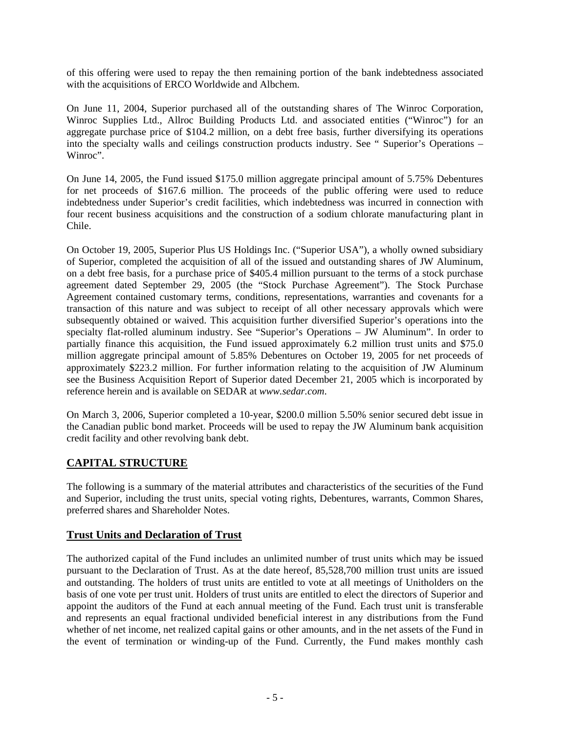of this offering were used to repay the then remaining portion of the bank indebtedness associated with the acquisitions of ERCO Worldwide and Albchem.

On June 11, 2004, Superior purchased all of the outstanding shares of The Winroc Corporation, Winroc Supplies Ltd., Allroc Building Products Ltd. and associated entities ("Winroc") for an aggregate purchase price of $104.2 million, on a debt free basis, further diversifying its operations into the specialty walls and ceilings construction products industry. See " Superior's Operations – Winroc".

On June 14, 2005, the Fund issued $175.0 million aggregate principal amount of 5.75% Debentures for net proceeds of $167.6 million. The proceeds of the public offering were used to reduce indebtedness under Superior's credit facilities, which indebtedness was incurred in connection with four recent business acquisitions and the construction of a sodium chlorate manufacturing plant in Chile.

On October 19, 2005, Superior Plus US Holdings Inc. ("Superior USA"), a wholly owned subsidiary of Superior, completed the acquisition of all of the issued and outstanding shares of JW Aluminum, on a debt free basis, for a purchase price of $405.4 million pursuant to the terms of a stock purchase agreement dated September 29, 2005 (the "Stock Purchase Agreement"). The Stock Purchase Agreement contained customary terms, conditions, representations, warranties and covenants for a transaction of this nature and was subject to receipt of all other necessary approvals which were subsequently obtained or waived. This acquisition further diversified Superior's operations into the specialty flat-rolled aluminum industry. See "Superior's Operations – JW Aluminum". In order to partially finance this acquisition, the Fund issued approximately 6.2 million trust units and $75.0 million aggregate principal amount of 5.85% Debentures on October 19, 2005 for net proceeds of approximately $223.2 million. For further information relating to the acquisition of JW Aluminum see the Business Acquisition Report of Superior dated December 21, 2005 which is incorporated by reference herein and is available on SEDAR at *www.sedar.com*.

On March 3, 2006, Superior completed a 10-year, $200.0 million 5.50% senior secured debt issue in the Canadian public bond market. Proceeds will be used to repay the JW Aluminum bank acquisition credit facility and other revolving bank debt.

## CAPITAL STRUCTURE

The following is a summary of the material attributes and characteristics of the securities of the Fund and Superior, including the trust units, special voting rights, Debentures, warrants, Common Shares, preferred shares and Shareholder Notes.

### Trust Units and Declaration of Trust

The authorized capital of the Fund includes an unlimited number of trust units which may be issued pursuant to the Declaration of Trust. As at the date hereof, 85,528,700 million trust units are issued and outstanding. The holders of trust units are entitled to vote at all meetings of Unitholders on the basis of one vote per trust unit. Holders of trust units are entitled to elect the directors of Superior and appoint the auditors of the Fund at each annual meeting of the Fund. Each trust unit is transferable and represents an equal fractional undivided beneficial interest in any distributions from the Fund whether of net income, net realized capital gains or other amounts, and in the net assets of the Fund in the event of termination or winding-up of the Fund. Currently, the Fund makes monthly cash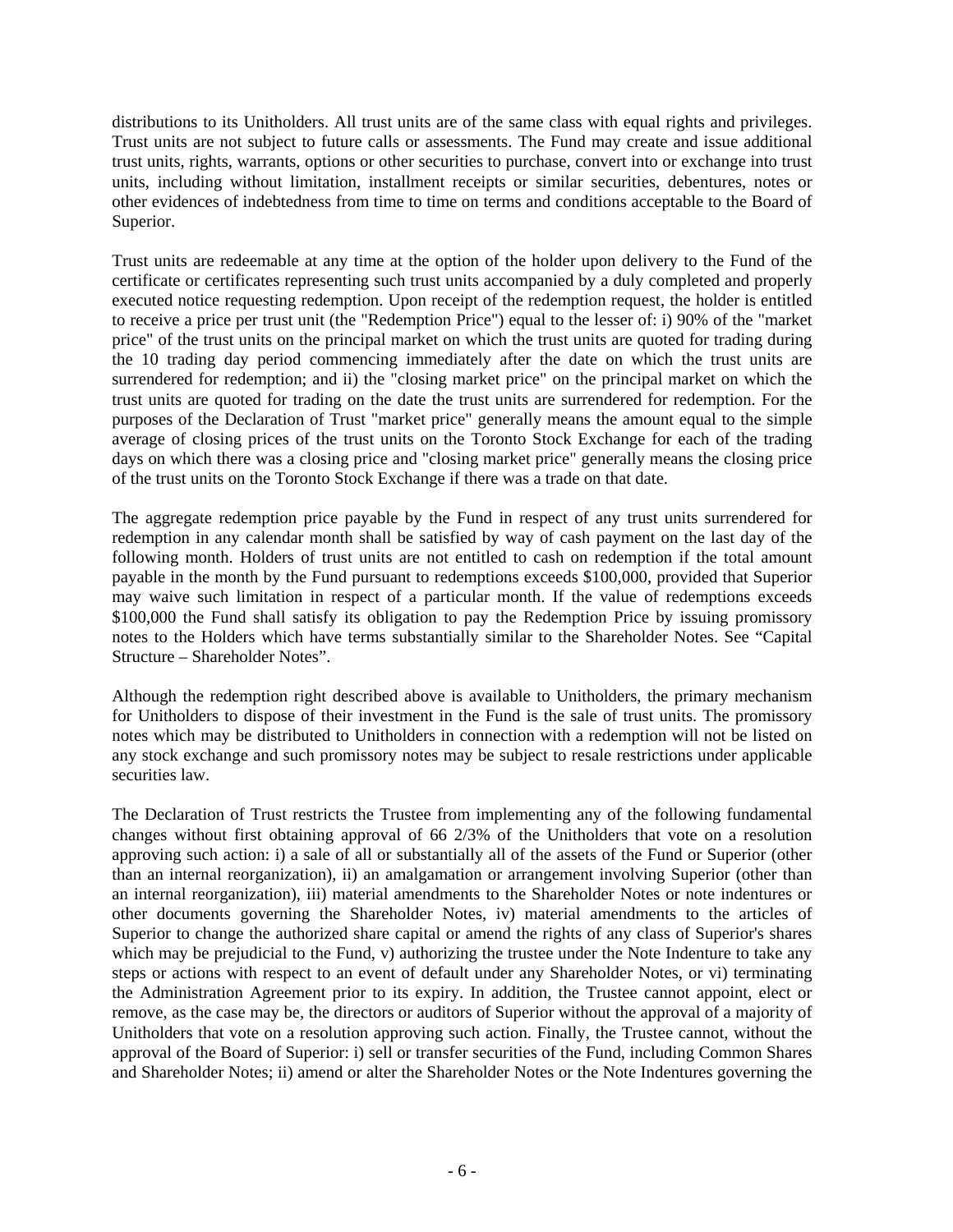distributions to its Unitholders. All trust units are of the same class with equal rights and privileges. Trust units are not subject to future calls or assessments. The Fund may create and issue additional trust units, rights, warrants, options or other securities to purchase, convert into or exchange into trust units, including without limitation, installment receipts or similar securities, debentures, notes or other evidences of indebtedness from time to time on terms and conditions acceptable to the Board of Superior.

Trust units are redeemable at any time at the option of the holder upon delivery to the Fund of the certificate or certificates representing such trust units accompanied by a duly completed and properly executed notice requesting redemption. Upon receipt of the redemption request, the holder is entitled to receive a price per trust unit (the "Redemption Price") equal to the lesser of: i) 90% of the "market price" of the trust units on the principal market on which the trust units are quoted for trading during the 10 trading day period commencing immediately after the date on which the trust units are surrendered for redemption; and ii) the "closing market price" on the principal market on which the trust units are quoted for trading on the date the trust units are surrendered for redemption. For the purposes of the Declaration of Trust "market price" generally means the amount equal to the simple average of closing prices of the trust units on the Toronto Stock Exchange for each of the trading days on which there was a closing price and "closing market price" generally means the closing price of the trust units on the Toronto Stock Exchange if there was a trade on that date.

The aggregate redemption price payable by the Fund in respect of any trust units surrendered for redemption in any calendar month shall be satisfied by way of cash payment on the last day of the following month. Holders of trust units are not entitled to cash on redemption if the total amount payable in the month by the Fund pursuant to redemptions exceeds $100,000, provided that Superior may waive such limitation in respect of a particular month. If the value of redemptions exceeds $100,000 the Fund shall satisfy its obligation to pay the Redemption Price by issuing promissory notes to the Holders which have terms substantially similar to the Shareholder Notes. See "Capital Structure – Shareholder Notes".

Although the redemption right described above is available to Unitholders, the primary mechanism for Unitholders to dispose of their investment in the Fund is the sale of trust units. The promissory notes which may be distributed to Unitholders in connection with a redemption will not be listed on any stock exchange and such promissory notes may be subject to resale restrictions under applicable securities law.

The Declaration of Trust restricts the Trustee from implementing any of the following fundamental changes without first obtaining approval of 66 2/3% of the Unitholders that vote on a resolution approving such action: i) a sale of all or substantially all of the assets of the Fund or Superior (other than an internal reorganization), ii) an amalgamation or arrangement involving Superior (other than an internal reorganization), iii) material amendments to the Shareholder Notes or note indentures or other documents governing the Shareholder Notes, iv) material amendments to the articles of Superior to change the authorized share capital or amend the rights of any class of Superior's shares which may be prejudicial to the Fund, v) authorizing the trustee under the Note Indenture to take any steps or actions with respect to an event of default under any Shareholder Notes, or vi) terminating the Administration Agreement prior to its expiry. In addition, the Trustee cannot appoint, elect or remove, as the case may be, the directors or auditors of Superior without the approval of a majority of Unitholders that vote on a resolution approving such action. Finally, the Trustee cannot, without the approval of the Board of Superior: i) sell or transfer securities of the Fund, including Common Shares and Shareholder Notes; ii) amend or alter the Shareholder Notes or the Note Indentures governing the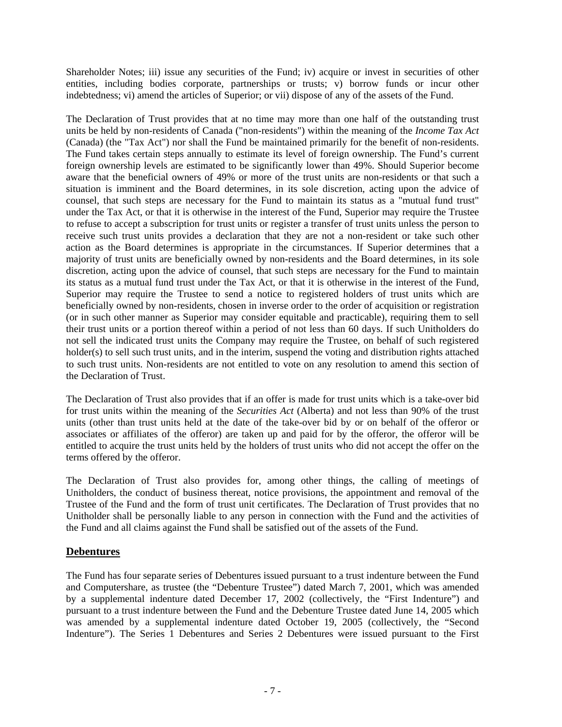Shareholder Notes; iii) issue any securities of the Fund; iv) acquire or invest in securities of other entities, including bodies corporate, partnerships or trusts; v) borrow funds or incur other indebtedness; vi) amend the articles of Superior; or vii) dispose of any of the assets of the Fund.

The Declaration of Trust provides that at no time may more than one half of the outstanding trust units be held by non-residents of Canada ("non-residents") within the meaning of the *Income Tax Act* (Canada) (the "Tax Act") nor shall the Fund be maintained primarily for the benefit of non-residents. The Fund takes certain steps annually to estimate its level of foreign ownership. The Fund's current foreign ownership levels are estimated to be significantly lower than 49%. Should Superior become aware that the beneficial owners of 49% or more of the trust units are non-residents or that such a situation is imminent and the Board determines, in its sole discretion, acting upon the advice of counsel, that such steps are necessary for the Fund to maintain its status as a "mutual fund trust" under the Tax Act, or that it is otherwise in the interest of the Fund, Superior may require the Trustee to refuse to accept a subscription for trust units or register a transfer of trust units unless the person to receive such trust units provides a declaration that they are not a non-resident or take such other action as the Board determines is appropriate in the circumstances. If Superior determines that a majority of trust units are beneficially owned by non-residents and the Board determines, in its sole discretion, acting upon the advice of counsel, that such steps are necessary for the Fund to maintain its status as a mutual fund trust under the Tax Act, or that it is otherwise in the interest of the Fund, Superior may require the Trustee to send a notice to registered holders of trust units which are beneficially owned by non-residents, chosen in inverse order to the order of acquisition or registration (or in such other manner as Superior may consider equitable and practicable), requiring them to sell their trust units or a portion thereof within a period of not less than 60 days. If such Unitholders do not sell the indicated trust units the Company may require the Trustee, on behalf of such registered holder(s) to sell such trust units, and in the interim, suspend the voting and distribution rights attached to such trust units. Non-residents are not entitled to vote on any resolution to amend this section of the Declaration of Trust.

The Declaration of Trust also provides that if an offer is made for trust units which is a take-over bid for trust units within the meaning of the *Securities Act* (Alberta) and not less than 90% of the trust units (other than trust units held at the date of the take-over bid by or on behalf of the offeror or associates or affiliates of the offeror) are taken up and paid for by the offeror, the offeror will be entitled to acquire the trust units held by the holders of trust units who did not accept the offer on the terms offered by the offeror.

The Declaration of Trust also provides for, among other things, the calling of meetings of Unitholders, the conduct of business thereat, notice provisions, the appointment and removal of the Trustee of the Fund and the form of trust unit certificates. The Declaration of Trust provides that no Unitholder shall be personally liable to any person in connection with the Fund and the activities of the Fund and all claims against the Fund shall be satisfied out of the assets of the Fund.

## Debentures

The Fund has four separate series of Debentures issued pursuant to a trust indenture between the Fund and Computershare, as trustee (the "Debenture Trustee") dated March 7, 2001, which was amended by a supplemental indenture dated December 17, 2002 (collectively, the "First Indenture") and pursuant to a trust indenture between the Fund and the Debenture Trustee dated June 14, 2005 which was amended by a supplemental indenture dated October 19, 2005 (collectively, the "Second Indenture"). The Series 1 Debentures and Series 2 Debentures were issued pursuant to the First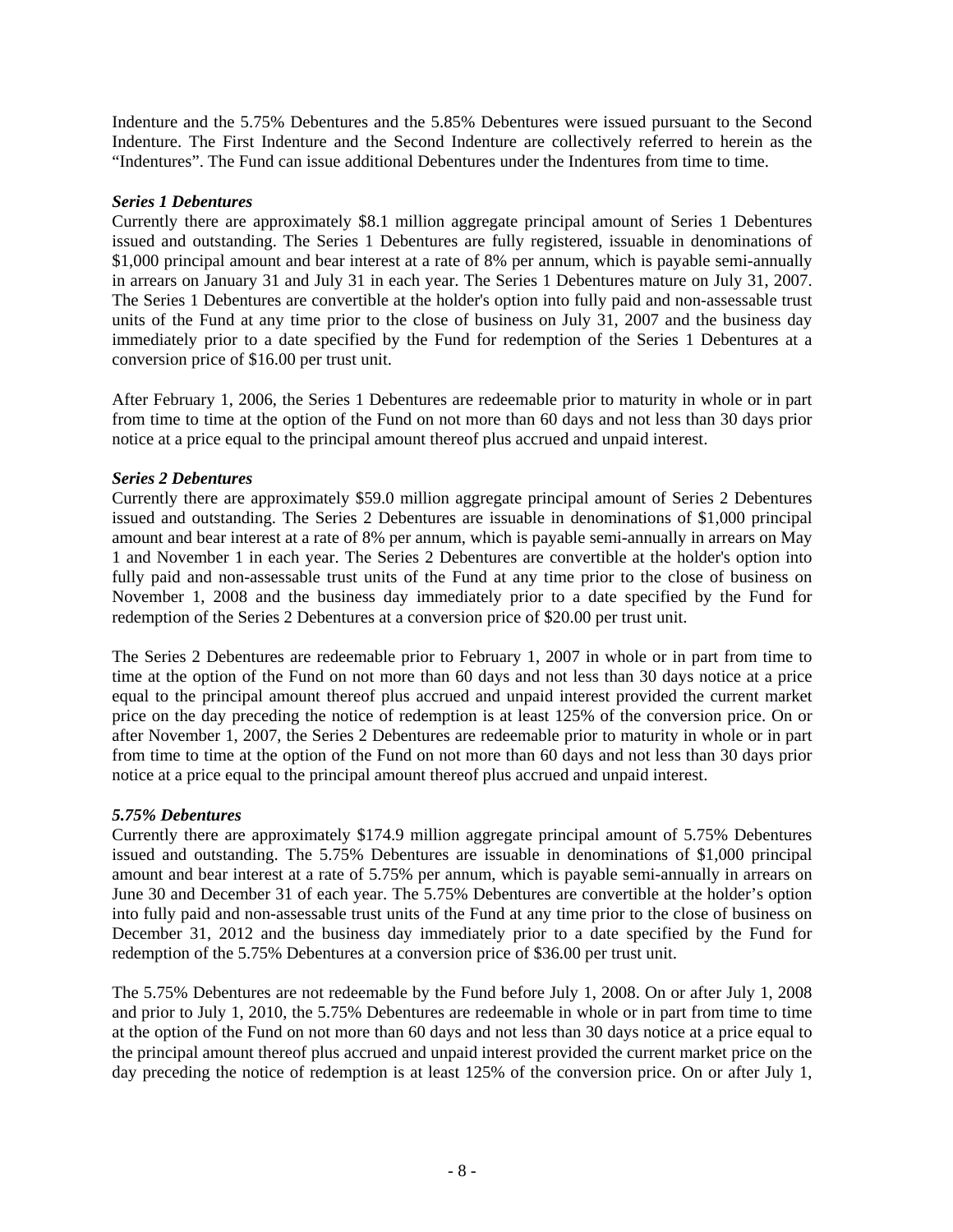Indenture and the 5.75% Debentures and the 5.85% Debentures were issued pursuant to the Second Indenture. The First Indenture and the Second Indenture are collectively referred to herein as the "Indentures". The Fund can issue additional Debentures under the Indentures from time to time.

***Series 1 Debentures***

Currently there are approximately $8.1 million aggregate principal amount of Series 1 Debentures issued and outstanding. The Series 1 Debentures are fully registered, issuable in denominations of $1,000 principal amount and bear interest at a rate of 8% per annum, which is payable semi-annually in arrears on January 31 and July 31 in each year. The Series 1 Debentures mature on July 31, 2007. The Series 1 Debentures are convertible at the holder's option into fully paid and non-assessable trust units of the Fund at any time prior to the close of business on July 31, 2007 and the business day immediately prior to a date specified by the Fund for redemption of the Series 1 Debentures at a conversion price of $16.00 per trust unit.

After February 1, 2006, the Series 1 Debentures are redeemable prior to maturity in whole or in part from time to time at the option of the Fund on not more than 60 days and not less than 30 days prior notice at a price equal to the principal amount thereof plus accrued and unpaid interest.

***Series 2 Debentures***

Currently there are approximately $59.0 million aggregate principal amount of Series 2 Debentures issued and outstanding. The Series 2 Debentures are issuable in denominations of $1,000 principal amount and bear interest at a rate of 8% per annum, which is payable semi-annually in arrears on May 1 and November 1 in each year. The Series 2 Debentures are convertible at the holder's option into fully paid and non-assessable trust units of the Fund at any time prior to the close of business on November 1, 2008 and the business day immediately prior to a date specified by the Fund for redemption of the Series 2 Debentures at a conversion price of $20.00 per trust unit.

The Series 2 Debentures are redeemable prior to February 1, 2007 in whole or in part from time to time at the option of the Fund on not more than 60 days and not less than 30 days notice at a price equal to the principal amount thereof plus accrued and unpaid interest provided the current market price on the day preceding the notice of redemption is at least 125% of the conversion price. On or after November 1, 2007, the Series 2 Debentures are redeemable prior to maturity in whole or in part from time to time at the option of the Fund on not more than 60 days and not less than 30 days prior notice at a price equal to the principal amount thereof plus accrued and unpaid interest.

***5.75% Debentures***

Currently there are approximately $174.9 million aggregate principal amount of 5.75% Debentures issued and outstanding. The 5.75% Debentures are issuable in denominations of $1,000 principal amount and bear interest at a rate of 5.75% per annum, which is payable semi-annually in arrears on June 30 and December 31 of each year. The 5.75% Debentures are convertible at the holder's option into fully paid and non-assessable trust units of the Fund at any time prior to the close of business on December 31, 2012 and the business day immediately prior to a date specified by the Fund for redemption of the 5.75% Debentures at a conversion price of $36.00 per trust unit.

The 5.75% Debentures are not redeemable by the Fund before July 1, 2008. On or after July 1, 2008 and prior to July 1, 2010, the 5.75% Debentures are redeemable in whole or in part from time to time at the option of the Fund on not more than 60 days and not less than 30 days notice at a price equal to the principal amount thereof plus accrued and unpaid interest provided the current market price on the day preceding the notice of redemption is at least 125% of the conversion price. On or after July 1,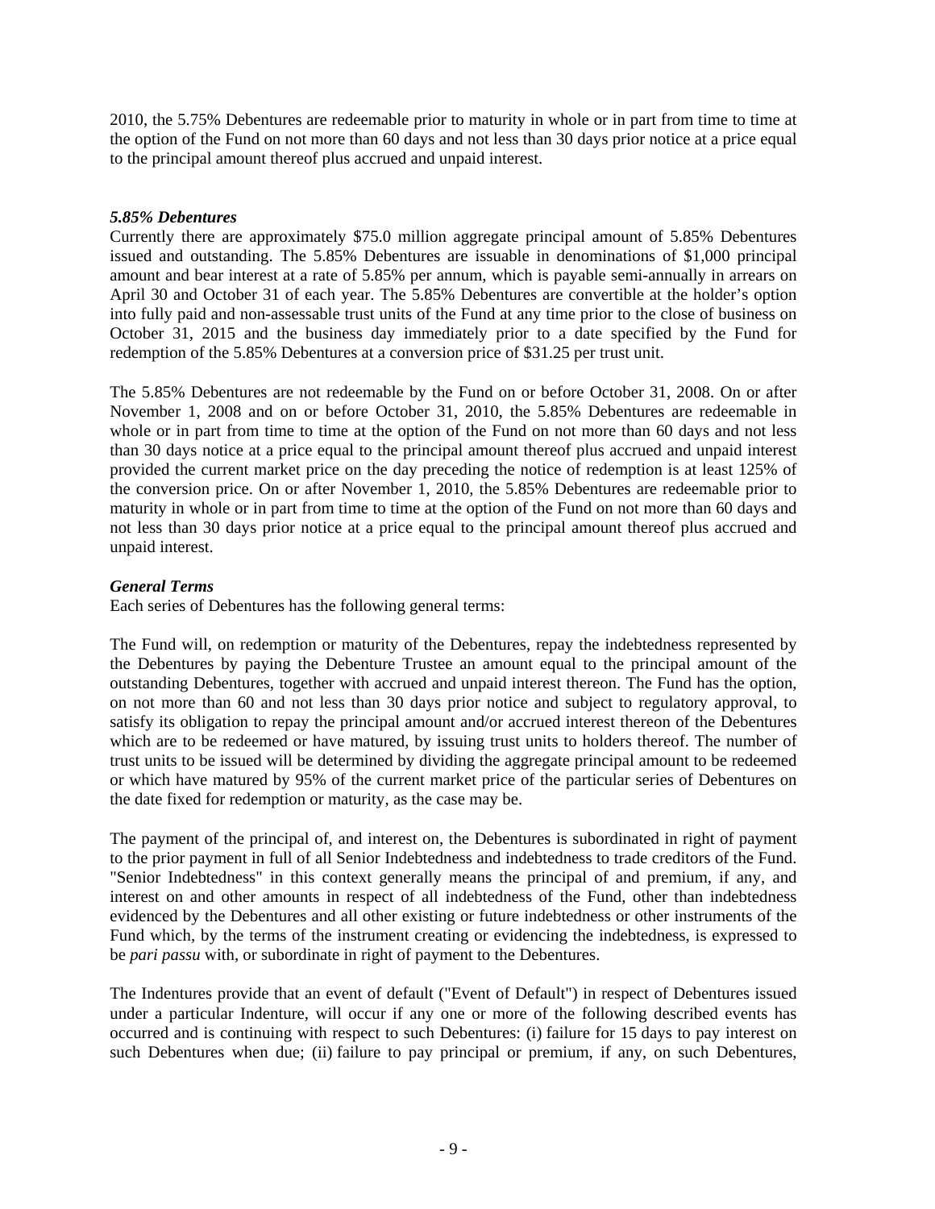2010, the 5.75% Debentures are redeemable prior to maturity in whole or in part from time to time at the option of the Fund on not more than 60 days and not less than 30 days prior notice at a price equal to the principal amount thereof plus accrued and unpaid interest.

***5.85% Debentures***

Currently there are approximately $75.0 million aggregate principal amount of 5.85% Debentures issued and outstanding. The 5.85% Debentures are issuable in denominations of $1,000 principal amount and bear interest at a rate of 5.85% per annum, which is payable semi-annually in arrears on April 30 and October 31 of each year. The 5.85% Debentures are convertible at the holder's option into fully paid and non-assessable trust units of the Fund at any time prior to the close of business on October 31, 2015 and the business day immediately prior to a date specified by the Fund for redemption of the 5.85% Debentures at a conversion price of $31.25 per trust unit.

The 5.85% Debentures are not redeemable by the Fund on or before October 31, 2008. On or after November 1, 2008 and on or before October 31, 2010, the 5.85% Debentures are redeemable in whole or in part from time to time at the option of the Fund on not more than 60 days and not less than 30 days notice at a price equal to the principal amount thereof plus accrued and unpaid interest provided the current market price on the day preceding the notice of redemption is at least 125% of the conversion price. On or after November 1, 2010, the 5.85% Debentures are redeemable prior to maturity in whole or in part from time to time at the option of the Fund on not more than 60 days and not less than 30 days prior notice at a price equal to the principal amount thereof plus accrued and unpaid interest.

***General Terms***

Each series of Debentures has the following general terms:

The Fund will, on redemption or maturity of the Debentures, repay the indebtedness represented by the Debentures by paying the Debenture Trustee an amount equal to the principal amount of the outstanding Debentures, together with accrued and unpaid interest thereon. The Fund has the option, on not more than 60 and not less than 30 days prior notice and subject to regulatory approval, to satisfy its obligation to repay the principal amount and/or accrued interest thereon of the Debentures which are to be redeemed or have matured, by issuing trust units to holders thereof. The number of trust units to be issued will be determined by dividing the aggregate principal amount to be redeemed or which have matured by 95% of the current market price of the particular series of Debentures on the date fixed for redemption or maturity, as the case may be.

The payment of the principal of, and interest on, the Debentures is subordinated in right of payment to the prior payment in full of all Senior Indebtedness and indebtedness to trade creditors of the Fund. "Senior Indebtedness" in this context generally means the principal of and premium, if any, and interest on and other amounts in respect of all indebtedness of the Fund, other than indebtedness evidenced by the Debentures and all other existing or future indebtedness or other instruments of the Fund which, by the terms of the instrument creating or evidencing the indebtedness, is expressed to be *pari passu* with, or subordinate in right of payment to the Debentures.

The Indentures provide that an event of default ("Event of Default") in respect of Debentures issued under a particular Indenture, will occur if any one or more of the following described events has occurred and is continuing with respect to such Debentures: (i) failure for 15 days to pay interest on such Debentures when due; (ii) failure to pay principal or premium, if any, on such Debentures,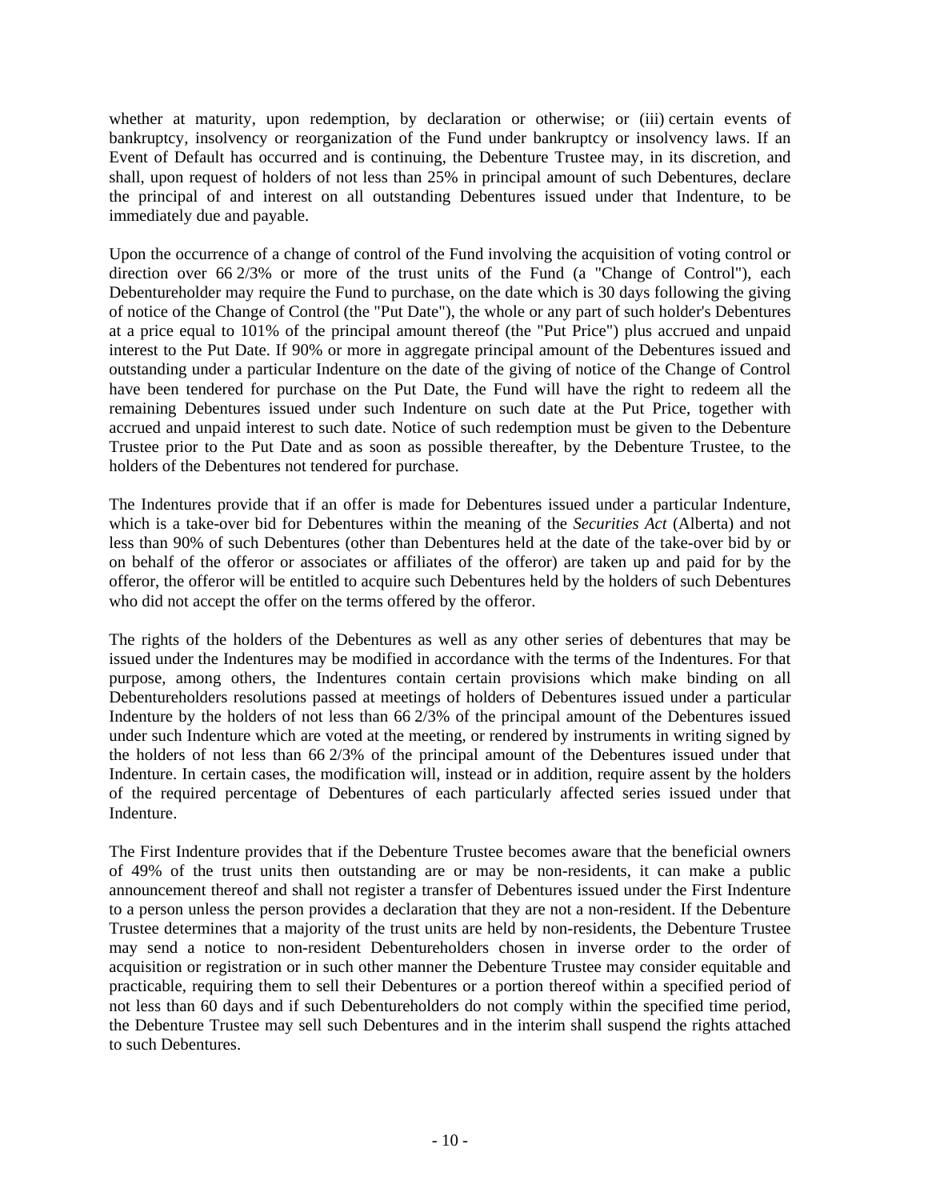whether at maturity, upon redemption, by declaration or otherwise; or (iii) certain events of bankruptcy, insolvency or reorganization of the Fund under bankruptcy or insolvency laws. If an Event of Default has occurred and is continuing, the Debenture Trustee may, in its discretion, and shall, upon request of holders of not less than 25% in principal amount of such Debentures, declare the principal of and interest on all outstanding Debentures issued under that Indenture, to be immediately due and payable.

Upon the occurrence of a change of control of the Fund involving the acquisition of voting control or direction over 66 2/3% or more of the trust units of the Fund (a "Change of Control"), each Debentureholder may require the Fund to purchase, on the date which is 30 days following the giving of notice of the Change of Control (the "Put Date"), the whole or any part of such holder's Debentures at a price equal to 101% of the principal amount thereof (the "Put Price") plus accrued and unpaid interest to the Put Date. If 90% or more in aggregate principal amount of the Debentures issued and outstanding under a particular Indenture on the date of the giving of notice of the Change of Control have been tendered for purchase on the Put Date, the Fund will have the right to redeem all the remaining Debentures issued under such Indenture on such date at the Put Price, together with accrued and unpaid interest to such date. Notice of such redemption must be given to the Debenture Trustee prior to the Put Date and as soon as possible thereafter, by the Debenture Trustee, to the holders of the Debentures not tendered for purchase.

The Indentures provide that if an offer is made for Debentures issued under a particular Indenture, which is a take-over bid for Debentures within the meaning of the *Securities Act* (Alberta) and not less than 90% of such Debentures (other than Debentures held at the date of the take-over bid by or on behalf of the offeror or associates or affiliates of the offeror) are taken up and paid for by the offeror, the offeror will be entitled to acquire such Debentures held by the holders of such Debentures who did not accept the offer on the terms offered by the offeror.

The rights of the holders of the Debentures as well as any other series of debentures that may be issued under the Indentures may be modified in accordance with the terms of the Indentures. For that purpose, among others, the Indentures contain certain provisions which make binding on all Debentureholders resolutions passed at meetings of holders of Debentures issued under a particular Indenture by the holders of not less than 66 2/3% of the principal amount of the Debentures issued under such Indenture which are voted at the meeting, or rendered by instruments in writing signed by the holders of not less than 66 2/3% of the principal amount of the Debentures issued under that Indenture. In certain cases, the modification will, instead or in addition, require assent by the holders of the required percentage of Debentures of each particularly affected series issued under that Indenture.

The First Indenture provides that if the Debenture Trustee becomes aware that the beneficial owners of 49% of the trust units then outstanding are or may be non-residents, it can make a public announcement thereof and shall not register a transfer of Debentures issued under the First Indenture to a person unless the person provides a declaration that they are not a non-resident. If the Debenture Trustee determines that a majority of the trust units are held by non-residents, the Debenture Trustee may send a notice to non-resident Debentureholders chosen in inverse order to the order of acquisition or registration or in such other manner the Debenture Trustee may consider equitable and practicable, requiring them to sell their Debentures or a portion thereof within a specified period of not less than 60 days and if such Debentureholders do not comply within the specified time period, the Debenture Trustee may sell such Debentures and in the interim shall suspend the rights attached to such Debentures.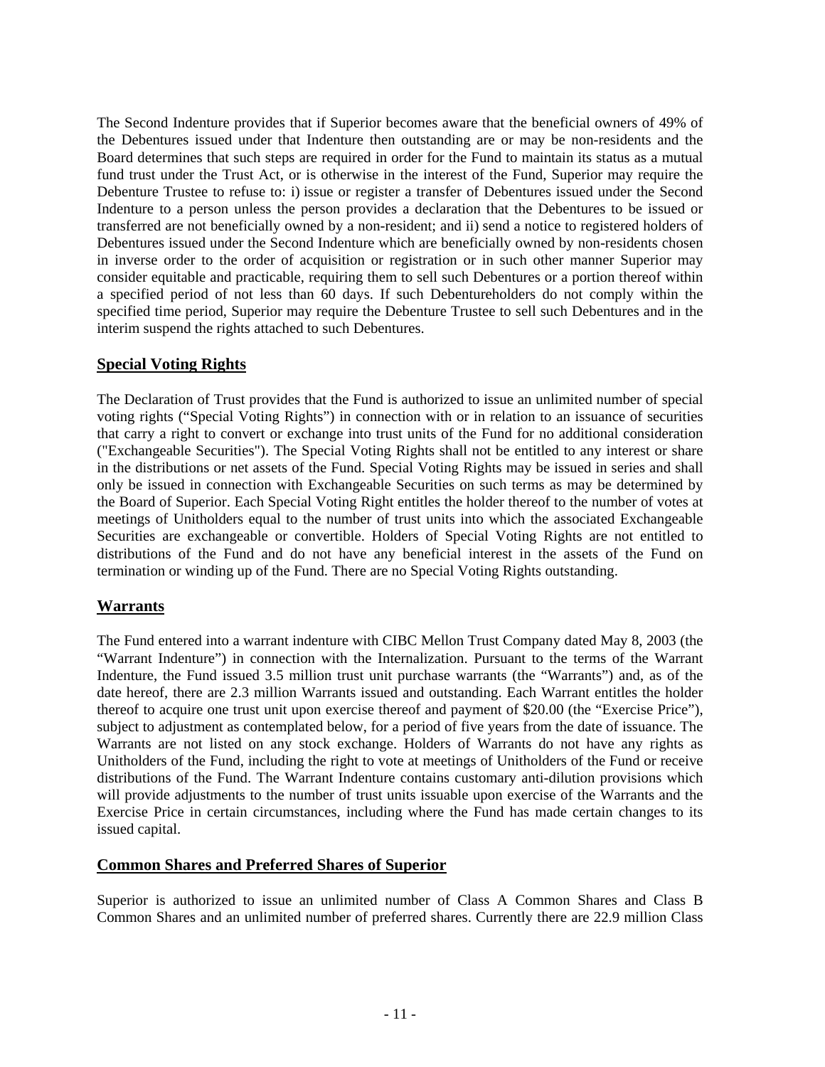The Second Indenture provides that if Superior becomes aware that the beneficial owners of 49% of the Debentures issued under that Indenture then outstanding are or may be non-residents and the Board determines that such steps are required in order for the Fund to maintain its status as a mutual fund trust under the Trust Act, or is otherwise in the interest of the Fund, Superior may require the Debenture Trustee to refuse to: i) issue or register a transfer of Debentures issued under the Second Indenture to a person unless the person provides a declaration that the Debentures to be issued or transferred are not beneficially owned by a non-resident; and ii) send a notice to registered holders of Debentures issued under the Second Indenture which are beneficially owned by non-residents chosen in inverse order to the order of acquisition or registration or in such other manner Superior may consider equitable and practicable, requiring them to sell such Debentures or a portion thereof within a specified period of not less than 60 days. If such Debentureholders do not comply within the specified time period, Superior may require the Debenture Trustee to sell such Debentures and in the interim suspend the rights attached to such Debentures.

## Special Voting Rights

The Declaration of Trust provides that the Fund is authorized to issue an unlimited number of special voting rights ("Special Voting Rights") in connection with or in relation to an issuance of securities that carry a right to convert or exchange into trust units of the Fund for no additional consideration ("Exchangeable Securities"). The Special Voting Rights shall not be entitled to any interest or share in the distributions or net assets of the Fund. Special Voting Rights may be issued in series and shall only be issued in connection with Exchangeable Securities on such terms as may be determined by the Board of Superior. Each Special Voting Right entitles the holder thereof to the number of votes at meetings of Unitholders equal to the number of trust units into which the associated Exchangeable Securities are exchangeable or convertible. Holders of Special Voting Rights are not entitled to distributions of the Fund and do not have any beneficial interest in the assets of the Fund on termination or winding up of the Fund. There are no Special Voting Rights outstanding.

## Warrants

The Fund entered into a warrant indenture with CIBC Mellon Trust Company dated May 8, 2003 (the "Warrant Indenture") in connection with the Internalization. Pursuant to the terms of the Warrant Indenture, the Fund issued 3.5 million trust unit purchase warrants (the "Warrants") and, as of the date hereof, there are 2.3 million Warrants issued and outstanding. Each Warrant entitles the holder thereof to acquire one trust unit upon exercise thereof and payment of $20.00 (the "Exercise Price"), subject to adjustment as contemplated below, for a period of five years from the date of issuance. The Warrants are not listed on any stock exchange. Holders of Warrants do not have any rights as Unitholders of the Fund, including the right to vote at meetings of Unitholders of the Fund or receive distributions of the Fund. The Warrant Indenture contains customary anti-dilution provisions which will provide adjustments to the number of trust units issuable upon exercise of the Warrants and the Exercise Price in certain circumstances, including where the Fund has made certain changes to its issued capital.

## Common Shares and Preferred Shares of Superior

Superior is authorized to issue an unlimited number of Class A Common Shares and Class B Common Shares and an unlimited number of preferred shares. Currently there are 22.9 million Class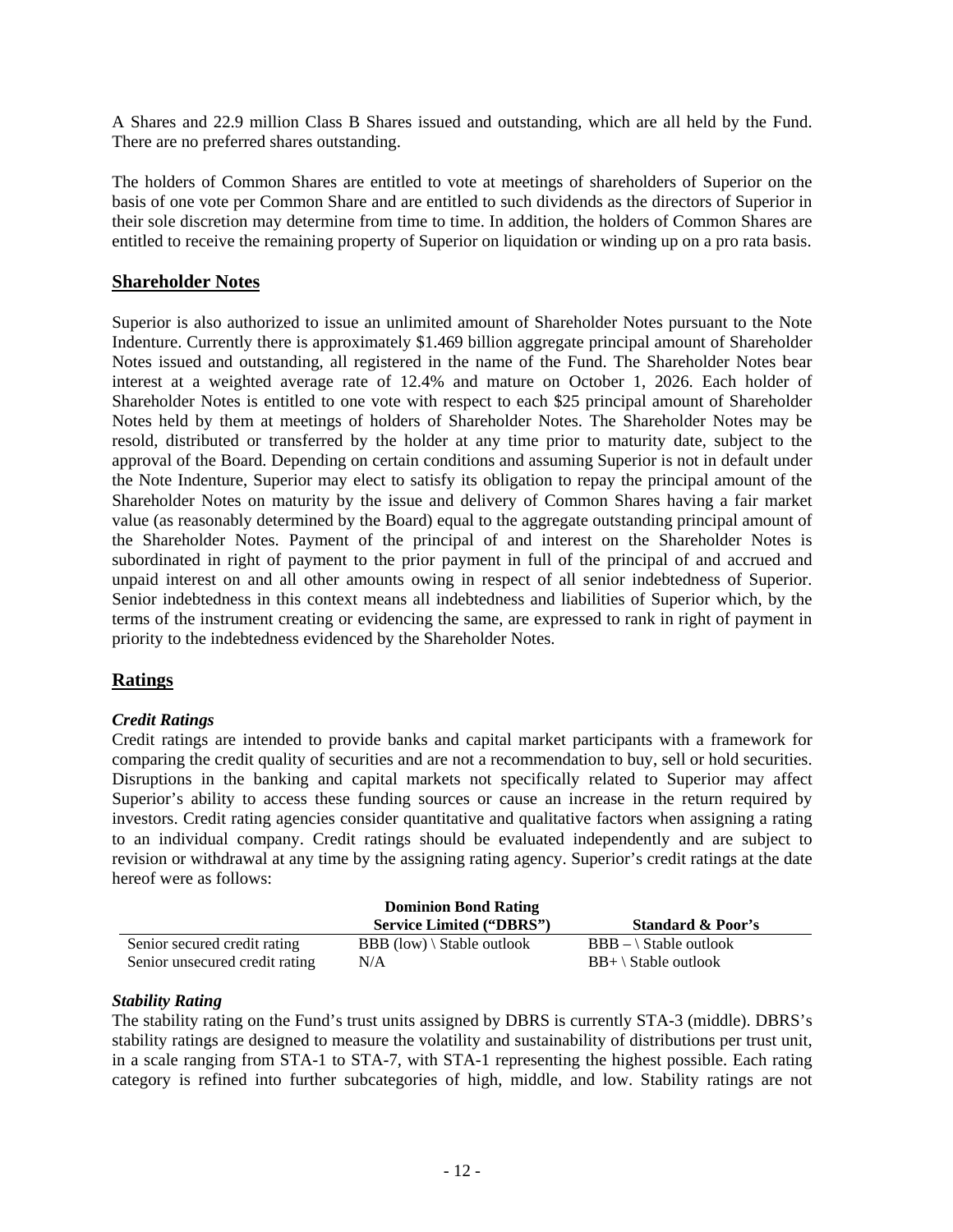A Shares and 22.9 million Class B Shares issued and outstanding, which are all held by the Fund. There are no preferred shares outstanding.

The holders of Common Shares are entitled to vote at meetings of shareholders of Superior on the basis of one vote per Common Share and are entitled to such dividends as the directors of Superior in their sole discretion may determine from time to time. In addition, the holders of Common Shares are entitled to receive the remaining property of Superior on liquidation or winding up on a pro rata basis.

## Shareholder Notes

Superior is also authorized to issue an unlimited amount of Shareholder Notes pursuant to the Note Indenture. Currently there is approximately $1.469 billion aggregate principal amount of Shareholder Notes issued and outstanding, all registered in the name of the Fund. The Shareholder Notes bear interest at a weighted average rate of 12.4% and mature on October 1, 2026. Each holder of Shareholder Notes is entitled to one vote with respect to each $25 principal amount of Shareholder Notes held by them at meetings of holders of Shareholder Notes. The Shareholder Notes may be resold, distributed or transferred by the holder at any time prior to maturity date, subject to the approval of the Board. Depending on certain conditions and assuming Superior is not in default under the Note Indenture, Superior may elect to satisfy its obligation to repay the principal amount of the Shareholder Notes on maturity by the issue and delivery of Common Shares having a fair market value (as reasonably determined by the Board) equal to the aggregate outstanding principal amount of the Shareholder Notes. Payment of the principal of and interest on the Shareholder Notes is subordinated in right of payment to the prior payment in full of the principal of and accrued and unpaid interest on and all other amounts owing in respect of all senior indebtedness of Superior. Senior indebtedness in this context means all indebtedness and liabilities of Superior which, by the terms of the instrument creating or evidencing the same, are expressed to rank in right of payment in priority to the indebtedness evidenced by the Shareholder Notes.

## Ratings

### *Credit Ratings*

Credit ratings are intended to provide banks and capital market participants with a framework for comparing the credit quality of securities and are not a recommendation to buy, sell or hold securities. Disruptions in the banking and capital markets not specifically related to Superior may affect Superior's ability to access these funding sources or cause an increase in the return required by investors. Credit rating agencies consider quantitative and qualitative factors when assigning a rating to an individual company. Credit ratings should be evaluated independently and are subject to revision or withdrawal at any time by the assigning rating agency. Superior's credit ratings at the date hereof were as follows:

| | **Dominion Bond Rating Service Limited ("DBRS")** | **Standard & Poor's** |
|---|---|---|
| Senior secured credit rating | BBB (low) \ Stable outlook | BBB – \ Stable outlook |
| Senior unsecured credit rating | N/A | BB+ \ Stable outlook |

### *Stability Rating*

The stability rating on the Fund's trust units assigned by DBRS is currently STA-3 (middle). DBRS's stability ratings are designed to measure the volatility and sustainability of distributions per trust unit, in a scale ranging from STA-1 to STA-7, with STA-1 representing the highest possible. Each rating category is refined into further subcategories of high, middle, and low. Stability ratings are not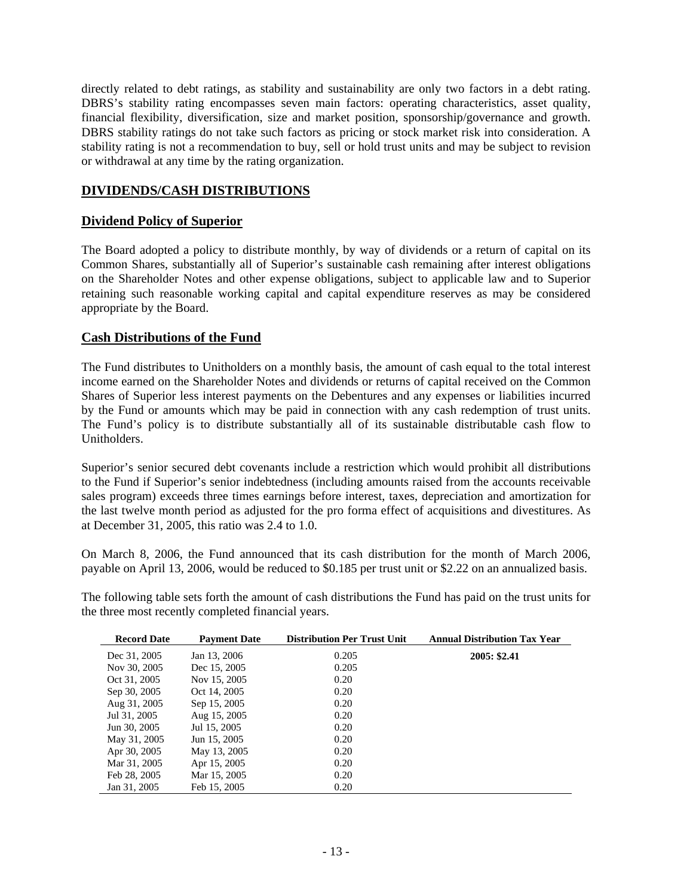directly related to debt ratings, as stability and sustainability are only two factors in a debt rating. DBRS's stability rating encompasses seven main factors: operating characteristics, asset quality, financial flexibility, diversification, size and market position, sponsorship/governance and growth. DBRS stability ratings do not take such factors as pricing or stock market risk into consideration. A stability rating is not a recommendation to buy, sell or hold trust units and may be subject to revision or withdrawal at any time by the rating organization.

## DIVIDENDS/CASH DISTRIBUTIONS

### Dividend Policy of Superior

The Board adopted a policy to distribute monthly, by way of dividends or a return of capital on its Common Shares, substantially all of Superior's sustainable cash remaining after interest obligations on the Shareholder Notes and other expense obligations, subject to applicable law and to Superior retaining such reasonable working capital and capital expenditure reserves as may be considered appropriate by the Board.

### Cash Distributions of the Fund

The Fund distributes to Unitholders on a monthly basis, the amount of cash equal to the total interest income earned on the Shareholder Notes and dividends or returns of capital received on the Common Shares of Superior less interest payments on the Debentures and any expenses or liabilities incurred by the Fund or amounts which may be paid in connection with any cash redemption of trust units. The Fund's policy is to distribute substantially all of its sustainable distributable cash flow to Unitholders.

Superior's senior secured debt covenants include a restriction which would prohibit all distributions to the Fund if Superior's senior indebtedness (including amounts raised from the accounts receivable sales program) exceeds three times earnings before interest, taxes, depreciation and amortization for the last twelve month period as adjusted for the pro forma effect of acquisitions and divestitures. As at December 31, 2005, this ratio was 2.4 to 1.0.

On March 8, 2006, the Fund announced that its cash distribution for the month of March 2006, payable on April 13, 2006, would be reduced to \$0.185 per trust unit or \$2.22 on an annualized basis.

The following table sets forth the amount of cash distributions the Fund has paid on the trust units for the three most recently completed financial years.

| Record Date | Payment Date | Distribution Per Trust Unit | Annual Distribution Tax Year |
|---|---|---|---|
| Dec 31, 2005 | Jan 13, 2006 | 0.205 | **2005: \$2.41** |
| Nov 30, 2005 | Dec 15, 2005 | 0.205 | |
| Oct 31, 2005 | Nov 15, 2005 | 0.20 | |
| Sep 30, 2005 | Oct 14, 2005 | 0.20 | |
| Aug 31, 2005 | Sep 15, 2005 | 0.20 | |
| Jul 31, 2005 | Aug 15, 2005 | 0.20 | |
| Jun 30, 2005 | Jul 15, 2005 | 0.20 | |
| May 31, 2005 | Jun 15, 2005 | 0.20 | |
| Apr 30, 2005 | May 13, 2005 | 0.20 | |
| Mar 31, 2005 | Apr 15, 2005 | 0.20 | |
| Feb 28, 2005 | Mar 15, 2005 | 0.20 | |
| Jan 31, 2005 | Feb 15, 2005 | 0.20 | |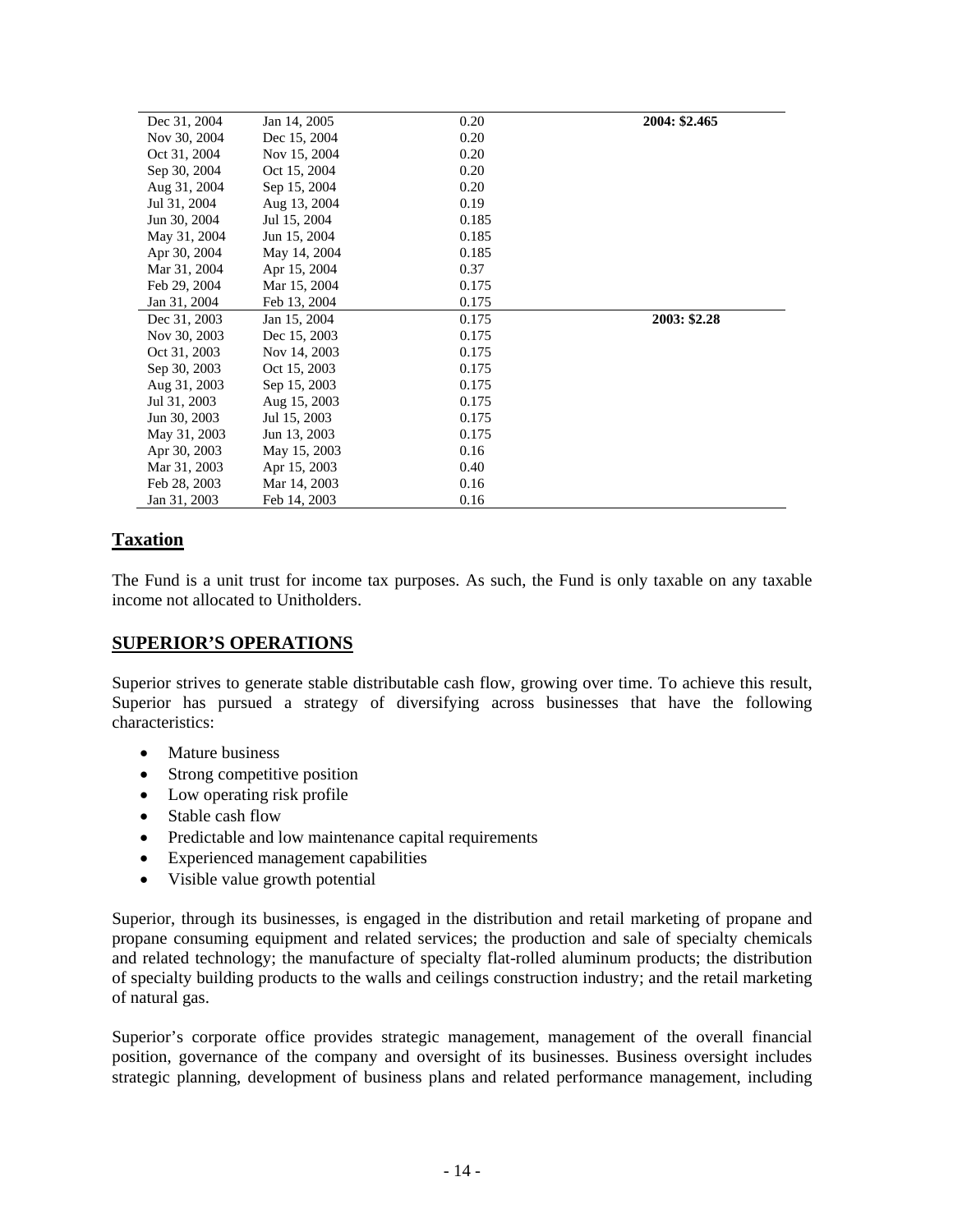| | | | |
|---|---|---|---|
| Dec 31, 2004 | Jan 14, 2005 | 0.20 | **2004: $2.465** |
| Nov 30, 2004 | Dec 15, 2004 | 0.20 | |
| Oct 31, 2004 | Nov 15, 2004 | 0.20 | |
| Sep 30, 2004 | Oct 15, 2004 | 0.20 | |
| Aug 31, 2004 | Sep 15, 2004 | 0.20 | |
| Jul 31, 2004 | Aug 13, 2004 | 0.19 | |
| Jun 30, 2004 | Jul 15, 2004 | 0.185 | |
| May 31, 2004 | Jun 15, 2004 | 0.185 | |
| Apr 30, 2004 | May 14, 2004 | 0.185 | |
| Mar 31, 2004 | Apr 15, 2004 | 0.37 | |
| Feb 29, 2004 | Mar 15, 2004 | 0.175 | |
| Jan 31, 2004 | Feb 13, 2004 | 0.175 | |
| Dec 31, 2003 | Jan 15, 2004 | 0.175 | **2003: $2.28** |
| Nov 30, 2003 | Dec 15, 2003 | 0.175 | |
| Oct 31, 2003 | Nov 14, 2003 | 0.175 | |
| Sep 30, 2003 | Oct 15, 2003 | 0.175 | |
| Aug 31, 2003 | Sep 15, 2003 | 0.175 | |
| Jul 31, 2003 | Aug 15, 2003 | 0.175 | |
| Jun 30, 2003 | Jul 15, 2003 | 0.175 | |
| May 31, 2003 | Jun 13, 2003 | 0.175 | |
| Apr 30, 2003 | May 15, 2003 | 0.16 | |
| Mar 31, 2003 | Apr 15, 2003 | 0.40 | |
| Feb 28, 2003 | Mar 14, 2003 | 0.16 | |
| Jan 31, 2003 | Feb 14, 2003 | 0.16 | |

## Taxation

The Fund is a unit trust for income tax purposes. As such, the Fund is only taxable on any taxable income not allocated to Unitholders.

## SUPERIOR'S OPERATIONS

Superior strives to generate stable distributable cash flow, growing over time. To achieve this result, Superior has pursued a strategy of diversifying across businesses that have the following characteristics:

- Mature business
- Strong competitive position
- Low operating risk profile
- Stable cash flow
- Predictable and low maintenance capital requirements
- Experienced management capabilities
- Visible value growth potential

Superior, through its businesses, is engaged in the distribution and retail marketing of propane and propane consuming equipment and related services; the production and sale of specialty chemicals and related technology; the manufacture of specialty flat-rolled aluminum products; the distribution of specialty building products to the walls and ceilings construction industry; and the retail marketing of natural gas.

Superior's corporate office provides strategic management, management of the overall financial position, governance of the company and oversight of its businesses. Business oversight includes strategic planning, development of business plans and related performance management, including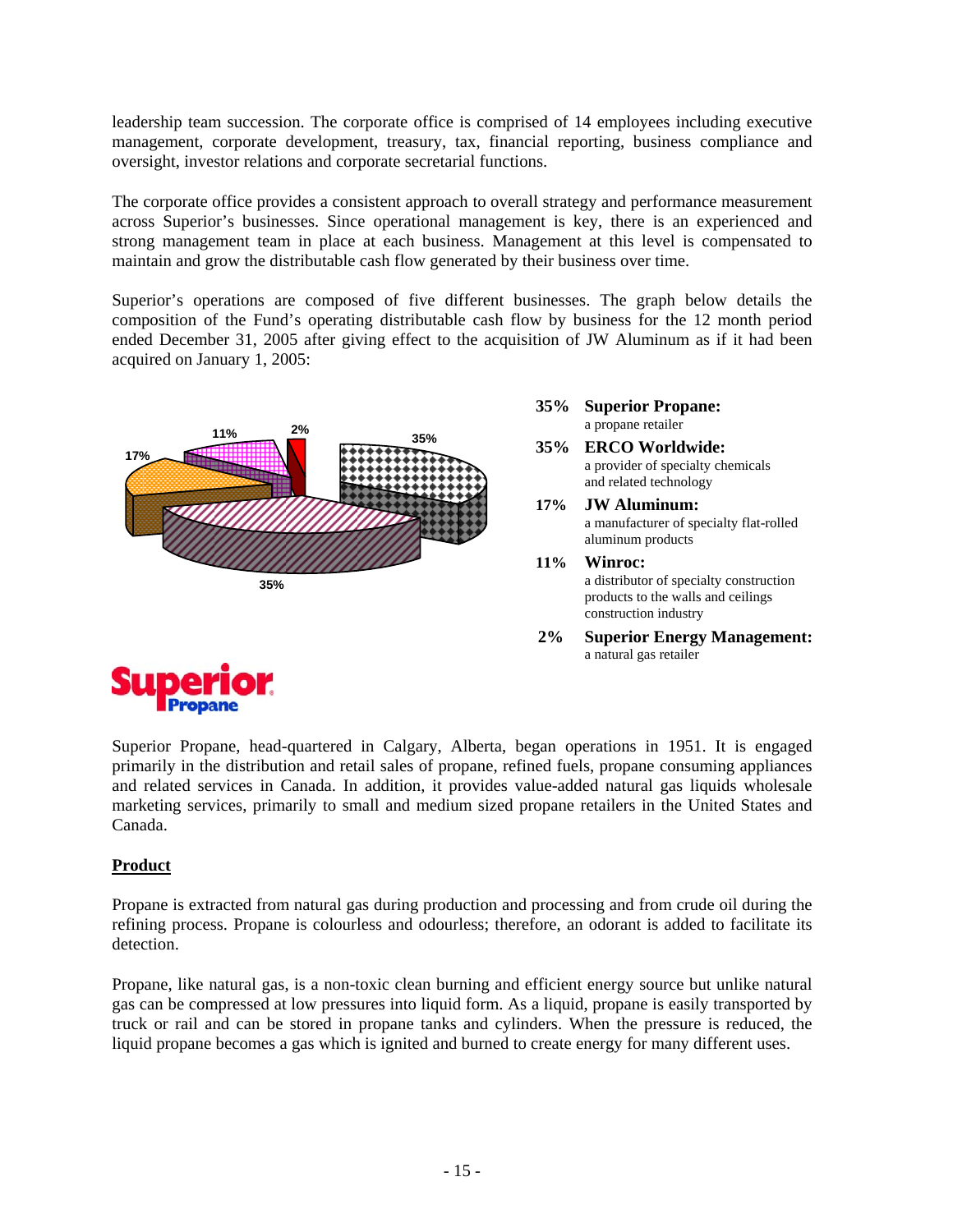leadership team succession. The corporate office is comprised of 14 employees including executive management, corporate development, treasury, tax, financial reporting, business compliance and oversight, investor relations and corporate secretarial functions.

The corporate office provides a consistent approach to overall strategy and performance measurement across Superior's businesses. Since operational management is key, there is an experienced and strong management team in place at each business. Management at this level is compensated to maintain and grow the distributable cash flow generated by their business over time.

Superior's operations are composed of five different businesses. The graph below details the composition of the Fund's operating distributable cash flow by business for the 12 month period ended December 31, 2005 after giving effect to the acquisition of JW Aluminum as if it had been acquired on January 1, 2005:

**35%** **Superior Propane:** a propane retailer

**35%** **ERCO Worldwide:** a provider of specialty chemicals and related technology

**17%** **JW Aluminum:** a manufacturer of specialty flat-rolled aluminum products

**11%** **Winroc:** a distributor of specialty construction products to the walls and ceilings construction industry

**2%** **Superior Energy Management:** a natural gas retailer

**Superior Propane**

Superior Propane, head-quartered in Calgary, Alberta, began operations in 1951. It is engaged primarily in the distribution and retail sales of propane, refined fuels, propane consuming appliances and related services in Canada. In addition, it provides value-added natural gas liquids wholesale marketing services, primarily to small and medium sized propane retailers in the United States and Canada.

## Product

Propane is extracted from natural gas during production and processing and from crude oil during the refining process. Propane is colourless and odourless; therefore, an odorant is added to facilitate its detection.

Propane, like natural gas, is a non-toxic clean burning and efficient energy source but unlike natural gas can be compressed at low pressures into liquid form. As a liquid, propane is easily transported by truck or rail and can be stored in propane tanks and cylinders. When the pressure is reduced, the liquid propane becomes a gas which is ignited and burned to create energy for many different uses.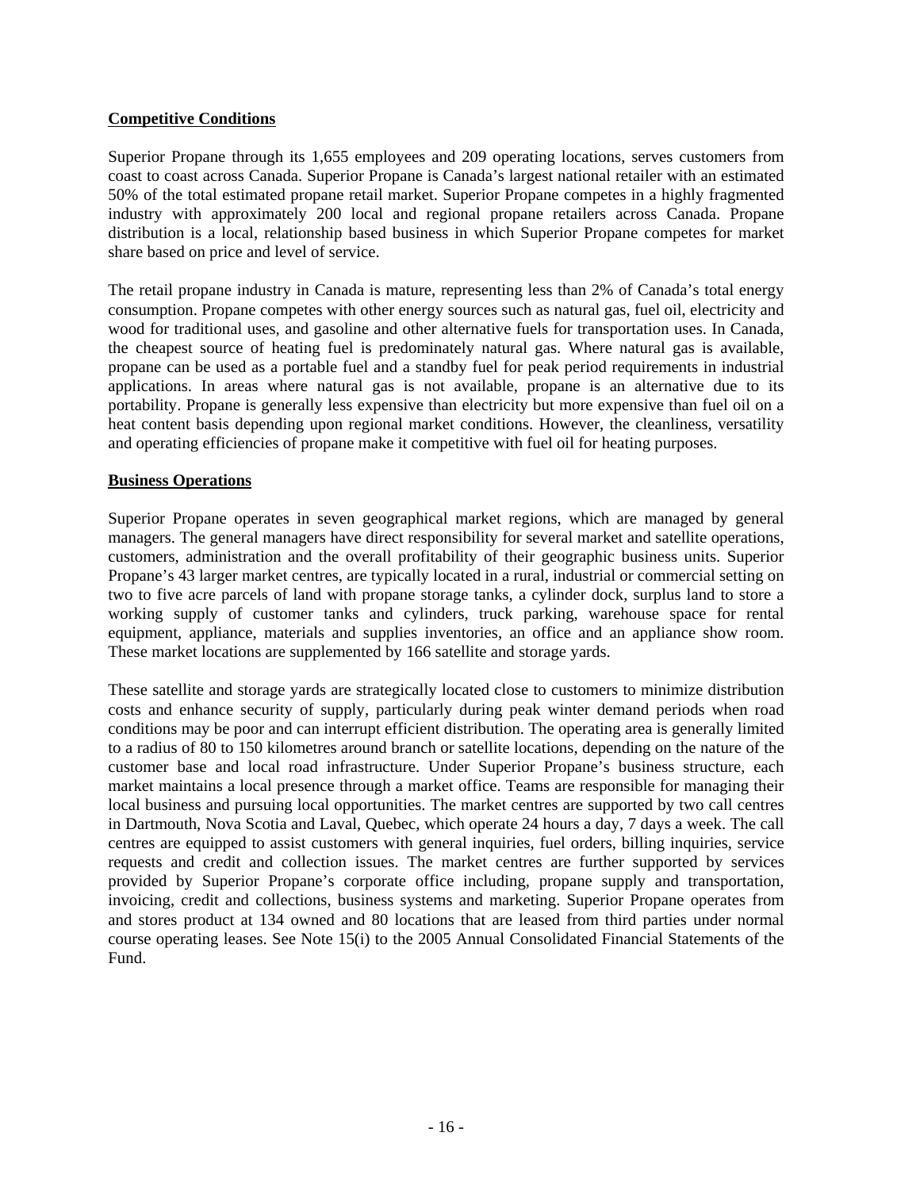**Competitive Conditions**

Superior Propane through its 1,655 employees and 209 operating locations, serves customers from coast to coast across Canada. Superior Propane is Canada's largest national retailer with an estimated 50% of the total estimated propane retail market. Superior Propane competes in a highly fragmented industry with approximately 200 local and regional propane retailers across Canada. Propane distribution is a local, relationship based business in which Superior Propane competes for market share based on price and level of service.

The retail propane industry in Canada is mature, representing less than 2% of Canada's total energy consumption. Propane competes with other energy sources such as natural gas, fuel oil, electricity and wood for traditional uses, and gasoline and other alternative fuels for transportation uses. In Canada, the cheapest source of heating fuel is predominately natural gas. Where natural gas is available, propane can be used as a portable fuel and a standby fuel for peak period requirements in industrial applications. In areas where natural gas is not available, propane is an alternative due to its portability. Propane is generally less expensive than electricity but more expensive than fuel oil on a heat content basis depending upon regional market conditions. However, the cleanliness, versatility and operating efficiencies of propane make it competitive with fuel oil for heating purposes.

**Business Operations**

Superior Propane operates in seven geographical market regions, which are managed by general managers. The general managers have direct responsibility for several market and satellite operations, customers, administration and the overall profitability of their geographic business units. Superior Propane's 43 larger market centres, are typically located in a rural, industrial or commercial setting on two to five acre parcels of land with propane storage tanks, a cylinder dock, surplus land to store a working supply of customer tanks and cylinders, truck parking, warehouse space for rental equipment, appliance, materials and supplies inventories, an office and an appliance show room. These market locations are supplemented by 166 satellite and storage yards.

These satellite and storage yards are strategically located close to customers to minimize distribution costs and enhance security of supply, particularly during peak winter demand periods when road conditions may be poor and can interrupt efficient distribution. The operating area is generally limited to a radius of 80 to 150 kilometres around branch or satellite locations, depending on the nature of the customer base and local road infrastructure. Under Superior Propane's business structure, each market maintains a local presence through a market office. Teams are responsible for managing their local business and pursuing local opportunities. The market centres are supported by two call centres in Dartmouth, Nova Scotia and Laval, Quebec, which operate 24 hours a day, 7 days a week. The call centres are equipped to assist customers with general inquiries, fuel orders, billing inquiries, service requests and credit and collection issues. The market centres are further supported by services provided by Superior Propane's corporate office including, propane supply and transportation, invoicing, credit and collections, business systems and marketing. Superior Propane operates from and stores product at 134 owned and 80 locations that are leased from third parties under normal course operating leases. See Note 15(i) to the 2005 Annual Consolidated Financial Statements of the Fund.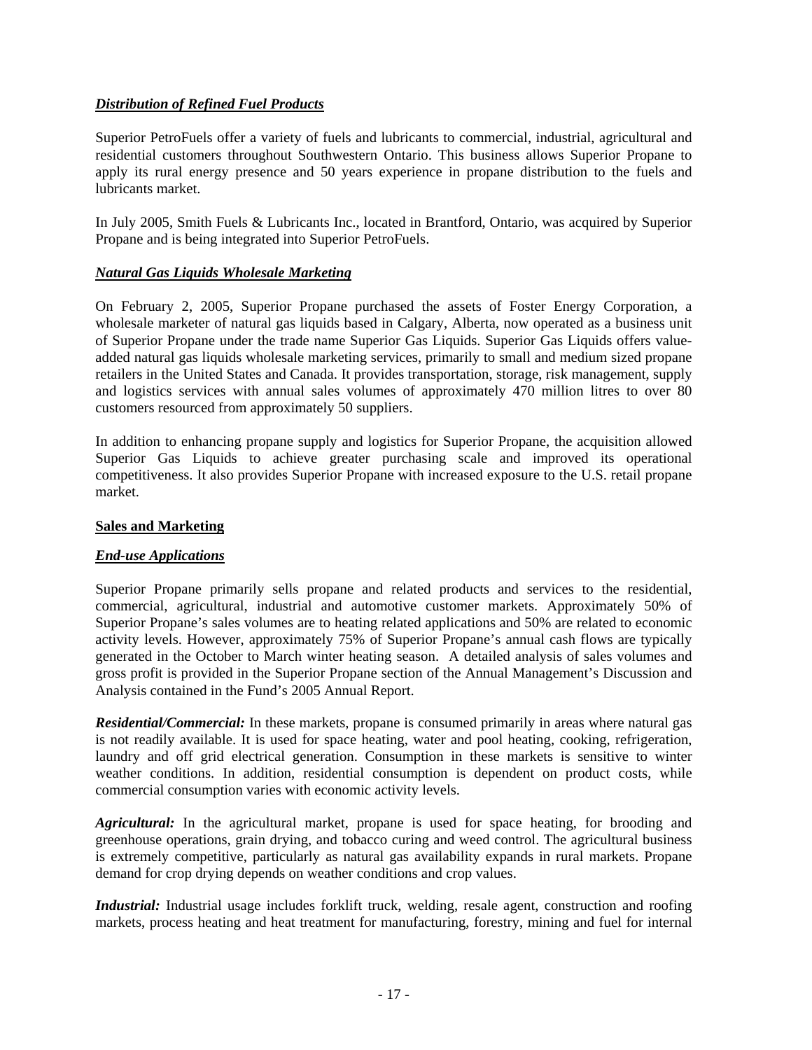***Distribution of Refined Fuel Products***

Superior PetroFuels offer a variety of fuels and lubricants to commercial, industrial, agricultural and residential customers throughout Southwestern Ontario. This business allows Superior Propane to apply its rural energy presence and 50 years experience in propane distribution to the fuels and lubricants market.

In July 2005, Smith Fuels & Lubricants Inc., located in Brantford, Ontario, was acquired by Superior Propane and is being integrated into Superior PetroFuels.

***Natural Gas Liquids Wholesale Marketing***

On February 2, 2005, Superior Propane purchased the assets of Foster Energy Corporation, a wholesale marketer of natural gas liquids based in Calgary, Alberta, now operated as a business unit of Superior Propane under the trade name Superior Gas Liquids. Superior Gas Liquids offers value-added natural gas liquids wholesale marketing services, primarily to small and medium sized propane retailers in the United States and Canada. It provides transportation, storage, risk management, supply and logistics services with annual sales volumes of approximately 470 million litres to over 80 customers resourced from approximately 50 suppliers.

In addition to enhancing propane supply and logistics for Superior Propane, the acquisition allowed Superior Gas Liquids to achieve greater purchasing scale and improved its operational competitiveness. It also provides Superior Propane with increased exposure to the U.S. retail propane market.

**Sales and Marketing**

***End-use Applications***

Superior Propane primarily sells propane and related products and services to the residential, commercial, agricultural, industrial and automotive customer markets. Approximately 50% of Superior Propane's sales volumes are to heating related applications and 50% are related to economic activity levels. However, approximately 75% of Superior Propane's annual cash flows are typically generated in the October to March winter heating season. A detailed analysis of sales volumes and gross profit is provided in the Superior Propane section of the Annual Management's Discussion and Analysis contained in the Fund's 2005 Annual Report.

***Residential/Commercial:*** In these markets, propane is consumed primarily in areas where natural gas is not readily available. It is used for space heating, water and pool heating, cooking, refrigeration, laundry and off grid electrical generation. Consumption in these markets is sensitive to winter weather conditions. In addition, residential consumption is dependent on product costs, while commercial consumption varies with economic activity levels.

***Agricultural:*** In the agricultural market, propane is used for space heating, for brooding and greenhouse operations, grain drying, and tobacco curing and weed control. The agricultural business is extremely competitive, particularly as natural gas availability expands in rural markets. Propane demand for crop drying depends on weather conditions and crop values.

***Industrial:*** Industrial usage includes forklift truck, welding, resale agent, construction and roofing markets, process heating and heat treatment for manufacturing, forestry, mining and fuel for internal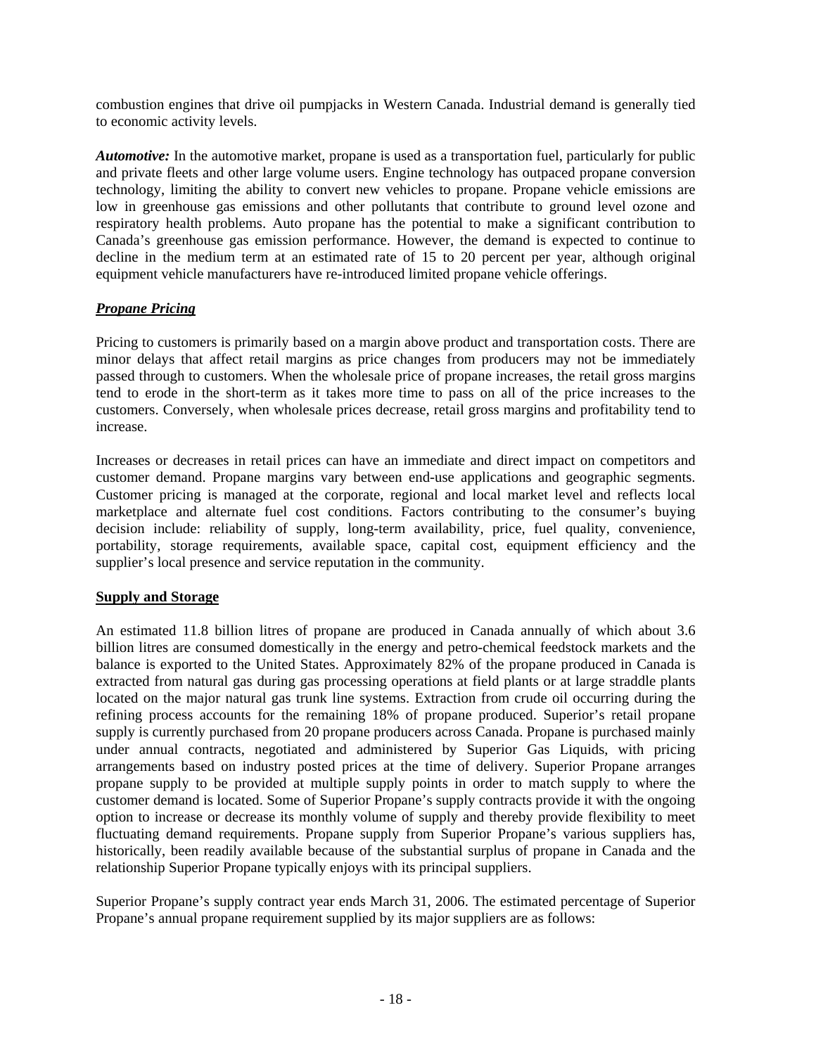combustion engines that drive oil pumpjacks in Western Canada. Industrial demand is generally tied to economic activity levels.

***Automotive:*** In the automotive market, propane is used as a transportation fuel, particularly for public and private fleets and other large volume users. Engine technology has outpaced propane conversion technology, limiting the ability to convert new vehicles to propane. Propane vehicle emissions are low in greenhouse gas emissions and other pollutants that contribute to ground level ozone and respiratory health problems. Auto propane has the potential to make a significant contribution to Canada's greenhouse gas emission performance. However, the demand is expected to continue to decline in the medium term at an estimated rate of 15 to 20 percent per year, although original equipment vehicle manufacturers have re-introduced limited propane vehicle offerings.

***Propane Pricing***

Pricing to customers is primarily based on a margin above product and transportation costs. There are minor delays that affect retail margins as price changes from producers may not be immediately passed through to customers. When the wholesale price of propane increases, the retail gross margins tend to erode in the short-term as it takes more time to pass on all of the price increases to the customers. Conversely, when wholesale prices decrease, retail gross margins and profitability tend to increase.

Increases or decreases in retail prices can have an immediate and direct impact on competitors and customer demand. Propane margins vary between end-use applications and geographic segments. Customer pricing is managed at the corporate, regional and local market level and reflects local marketplace and alternate fuel cost conditions. Factors contributing to the consumer's buying decision include: reliability of supply, long-term availability, price, fuel quality, convenience, portability, storage requirements, available space, capital cost, equipment efficiency and the supplier's local presence and service reputation in the community.

**Supply and Storage**

An estimated 11.8 billion litres of propane are produced in Canada annually of which about 3.6 billion litres are consumed domestically in the energy and petro-chemical feedstock markets and the balance is exported to the United States. Approximately 82% of the propane produced in Canada is extracted from natural gas during gas processing operations at field plants or at large straddle plants located on the major natural gas trunk line systems. Extraction from crude oil occurring during the refining process accounts for the remaining 18% of propane produced. Superior's retail propane supply is currently purchased from 20 propane producers across Canada. Propane is purchased mainly under annual contracts, negotiated and administered by Superior Gas Liquids, with pricing arrangements based on industry posted prices at the time of delivery. Superior Propane arranges propane supply to be provided at multiple supply points in order to match supply to where the customer demand is located. Some of Superior Propane's supply contracts provide it with the ongoing option to increase or decrease its monthly volume of supply and thereby provide flexibility to meet fluctuating demand requirements. Propane supply from Superior Propane's various suppliers has, historically, been readily available because of the substantial surplus of propane in Canada and the relationship Superior Propane typically enjoys with its principal suppliers.

Superior Propane's supply contract year ends March 31, 2006. The estimated percentage of Superior Propane's annual propane requirement supplied by its major suppliers are as follows: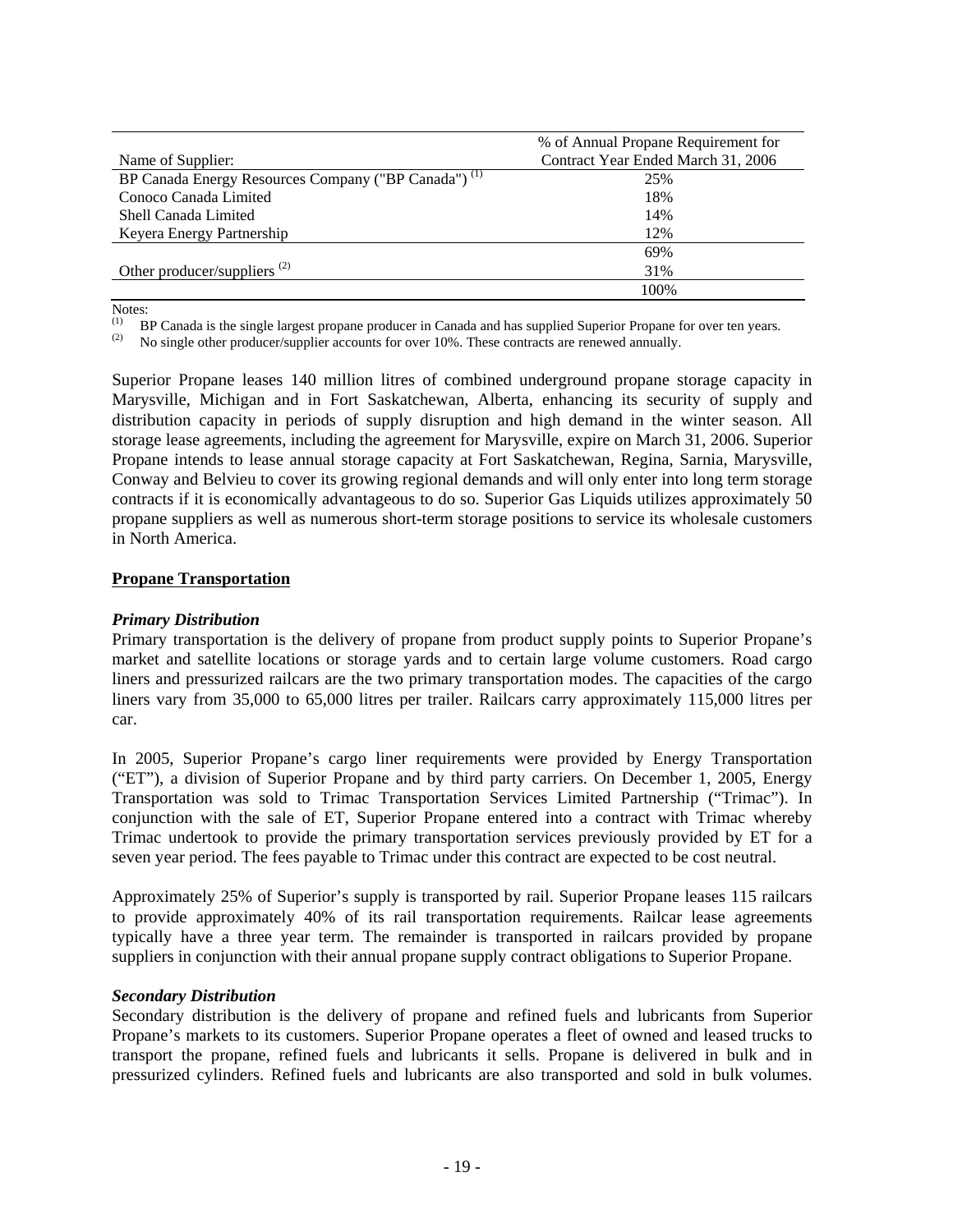| Name of Supplier: | % of Annual Propane Requirement for Contract Year Ended March 31, 2006 |
|---|---|
| BP Canada Energy Resources Company ("BP Canada") [(1)] | 25% |
| Conoco Canada Limited | 18% |
| Shell Canada Limited | 14% |
| Keyera Energy Partnership | 12% |
| | 69% |
| Other producer/suppliers [(2)] | 31% |
| | 100% |

Notes:

(1) BP Canada is the single largest propane producer in Canada and has supplied Superior Propane for over ten years.

(2) No single other producer/supplier accounts for over 10%. These contracts are renewed annually.

Superior Propane leases 140 million litres of combined underground propane storage capacity in Marysville, Michigan and in Fort Saskatchewan, Alberta, enhancing its security of supply and distribution capacity in periods of supply disruption and high demand in the winter season. All storage lease agreements, including the agreement for Marysville, expire on March 31, 2006. Superior Propane intends to lease annual storage capacity at Fort Saskatchewan, Regina, Sarnia, Marysville, Conway and Belvieu to cover its growing regional demands and will only enter into long term storage contracts if it is economically advantageous to do so. Superior Gas Liquids utilizes approximately 50 propane suppliers as well as numerous short-term storage positions to service its wholesale customers in North America.

**Propane Transportation**

***Primary Distribution***

Primary transportation is the delivery of propane from product supply points to Superior Propane's market and satellite locations or storage yards and to certain large volume customers. Road cargo liners and pressurized railcars are the two primary transportation modes. The capacities of the cargo liners vary from 35,000 to 65,000 litres per trailer. Railcars carry approximately 115,000 litres per car.

In 2005, Superior Propane's cargo liner requirements were provided by Energy Transportation ("ET"), a division of Superior Propane and by third party carriers. On December 1, 2005, Energy Transportation was sold to Trimac Transportation Services Limited Partnership ("Trimac"). In conjunction with the sale of ET, Superior Propane entered into a contract with Trimac whereby Trimac undertook to provide the primary transportation services previously provided by ET for a seven year period. The fees payable to Trimac under this contract are expected to be cost neutral.

Approximately 25% of Superior's supply is transported by rail. Superior Propane leases 115 railcars to provide approximately 40% of its rail transportation requirements. Railcar lease agreements typically have a three year term. The remainder is transported in railcars provided by propane suppliers in conjunction with their annual propane supply contract obligations to Superior Propane.

***Secondary Distribution***

Secondary distribution is the delivery of propane and refined fuels and lubricants from Superior Propane's markets to its customers. Superior Propane operates a fleet of owned and leased trucks to transport the propane, refined fuels and lubricants it sells. Propane is delivered in bulk and in pressurized cylinders. Refined fuels and lubricants are also transported and sold in bulk volumes.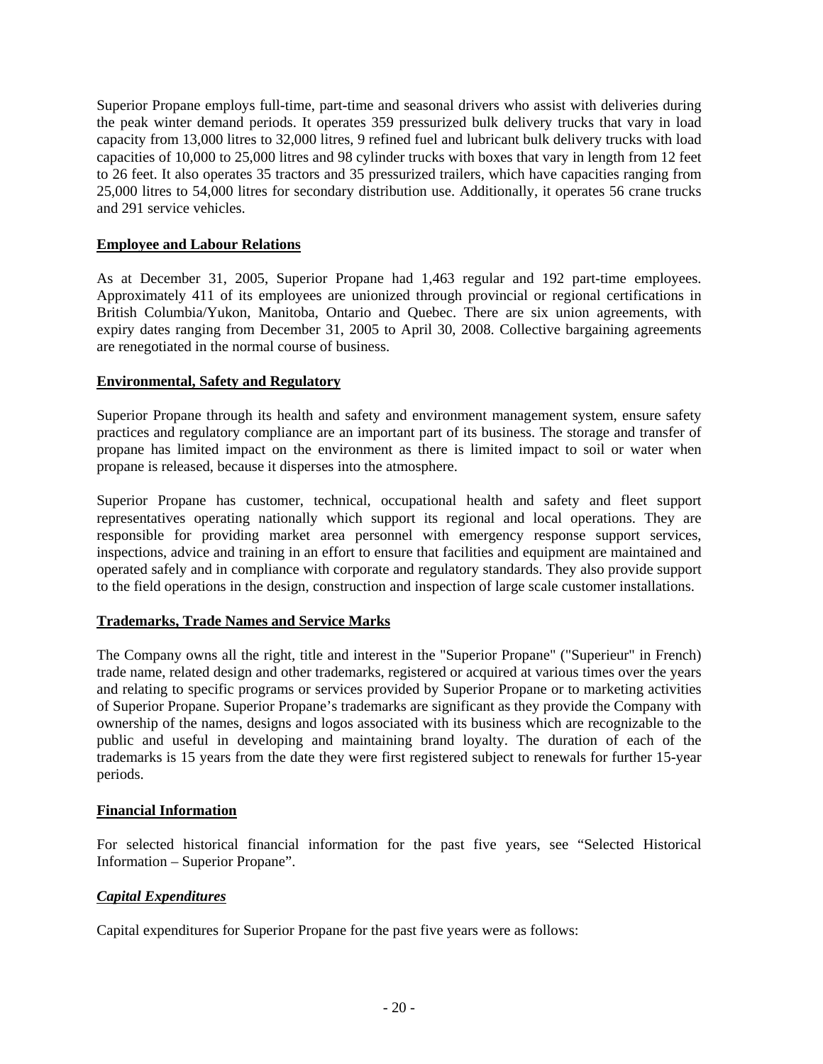Superior Propane employs full-time, part-time and seasonal drivers who assist with deliveries during the peak winter demand periods. It operates 359 pressurized bulk delivery trucks that vary in load capacity from 13,000 litres to 32,000 litres, 9 refined fuel and lubricant bulk delivery trucks with load capacities of 10,000 to 25,000 litres and 98 cylinder trucks with boxes that vary in length from 12 feet to 26 feet. It also operates 35 tractors and 35 pressurized trailers, which have capacities ranging from 25,000 litres to 54,000 litres for secondary distribution use. Additionally, it operates 56 crane trucks and 291 service vehicles.

## Employee and Labour Relations

As at December 31, 2005, Superior Propane had 1,463 regular and 192 part-time employees. Approximately 411 of its employees are unionized through provincial or regional certifications in British Columbia/Yukon, Manitoba, Ontario and Quebec. There are six union agreements, with expiry dates ranging from December 31, 2005 to April 30, 2008. Collective bargaining agreements are renegotiated in the normal course of business.

## Environmental, Safety and Regulatory

Superior Propane through its health and safety and environment management system, ensure safety practices and regulatory compliance are an important part of its business. The storage and transfer of propane has limited impact on the environment as there is limited impact to soil or water when propane is released, because it disperses into the atmosphere.

Superior Propane has customer, technical, occupational health and safety and fleet support representatives operating nationally which support its regional and local operations. They are responsible for providing market area personnel with emergency response support services, inspections, advice and training in an effort to ensure that facilities and equipment are maintained and operated safely and in compliance with corporate and regulatory standards. They also provide support to the field operations in the design, construction and inspection of large scale customer installations.

## Trademarks, Trade Names and Service Marks

The Company owns all the right, title and interest in the "Superior Propane" ("Superieur" in French) trade name, related design and other trademarks, registered or acquired at various times over the years and relating to specific programs or services provided by Superior Propane or to marketing activities of Superior Propane. Superior Propane's trademarks are significant as they provide the Company with ownership of the names, designs and logos associated with its business which are recognizable to the public and useful in developing and maintaining brand loyalty. The duration of each of the trademarks is 15 years from the date they were first registered subject to renewals for further 15-year periods.

## Financial Information

For selected historical financial information for the past five years, see "Selected Historical Information – Superior Propane".

### *Capital Expenditures*

Capital expenditures for Superior Propane for the past five years were as follows: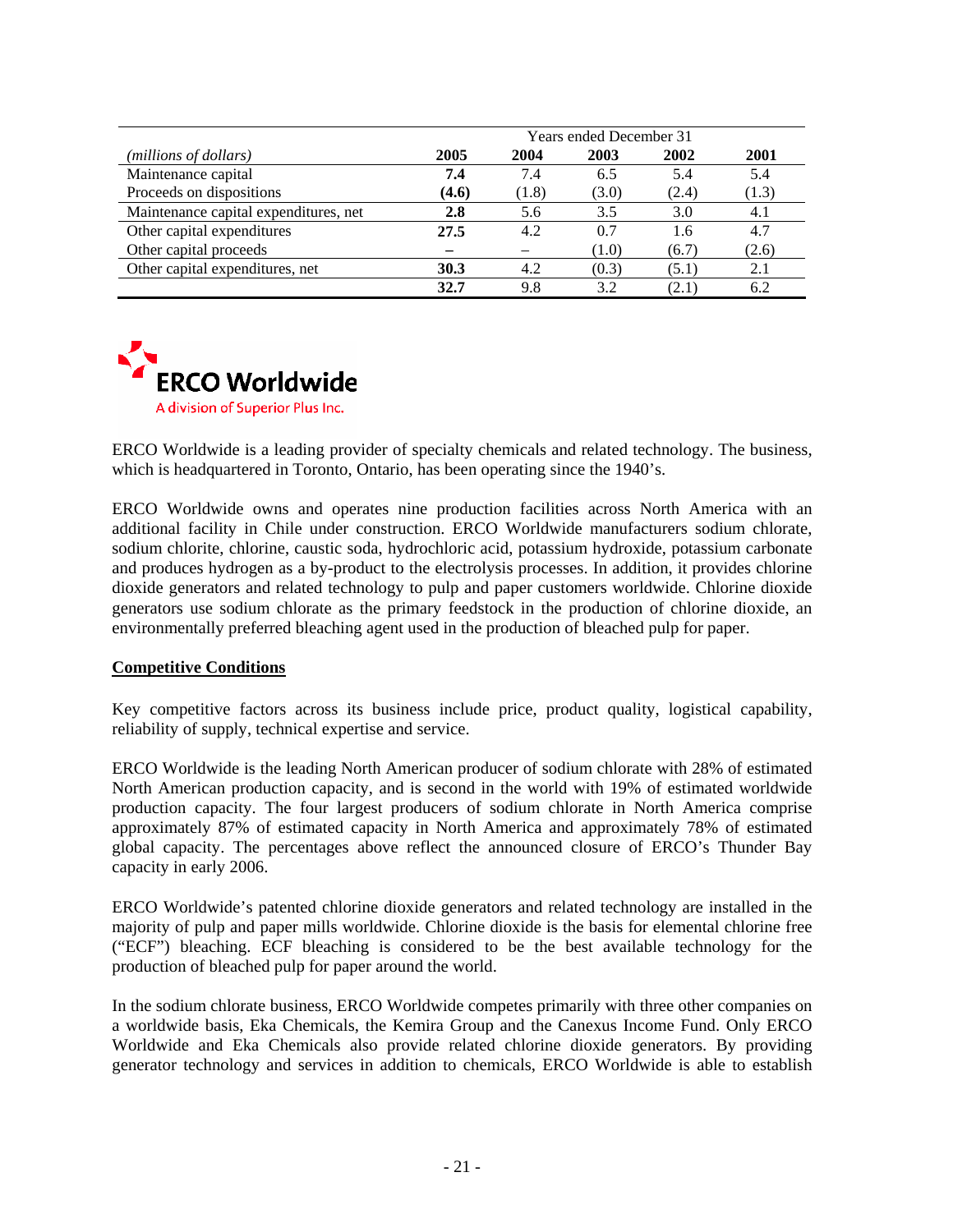| (millions of dollars) | Years ended December 31 | | | | |
|---|---|---|---|---|---|
| | **2005** | **2004** | **2003** | **2002** | **2001** |
| Maintenance capital | **7.4** | 7.4 | 6.5 | 5.4 | 5.4 |
| Proceeds on dispositions | **(4.6)** | (1.8) | (3.0) | (2.4) | (1.3) |
| Maintenance capital expenditures, net | **2.8** | 5.6 | 3.5 | 3.0 | 4.1 |
| Other capital expenditures | **27.5** | 4.2 | 0.7 | 1.6 | 4.7 |
| Other capital proceeds | **–** | – | (1.0) | (6.7) | (2.6) |
| Other capital expenditures, net | **30.3** | 4.2 | (0.3) | (5.1) | 2.1 |
| | **32.7** | 9.8 | 3.2 | (2.1) | 6.2 |

**ERCO Worldwide**

A division of Superior Plus Inc.

ERCO Worldwide is a leading provider of specialty chemicals and related technology. The business, which is headquartered in Toronto, Ontario, has been operating since the 1940's.

ERCO Worldwide owns and operates nine production facilities across North America with an additional facility in Chile under construction. ERCO Worldwide manufacturers sodium chlorate, sodium chlorite, chlorine, caustic soda, hydrochloric acid, potassium hydroxide, potassium carbonate and produces hydrogen as a by-product to the electrolysis processes. In addition, it provides chlorine dioxide generators and related technology to pulp and paper customers worldwide. Chlorine dioxide generators use sodium chlorate as the primary feedstock in the production of chlorine dioxide, an environmentally preferred bleaching agent used in the production of bleached pulp for paper.

## Competitive Conditions

Key competitive factors across its business include price, product quality, logistical capability, reliability of supply, technical expertise and service.

ERCO Worldwide is the leading North American producer of sodium chlorate with 28% of estimated North American production capacity, and is second in the world with 19% of estimated worldwide production capacity. The four largest producers of sodium chlorate in North America comprise approximately 87% of estimated capacity in North America and approximately 78% of estimated global capacity. The percentages above reflect the announced closure of ERCO's Thunder Bay capacity in early 2006.

ERCO Worldwide's patented chlorine dioxide generators and related technology are installed in the majority of pulp and paper mills worldwide. Chlorine dioxide is the basis for elemental chlorine free ("ECF") bleaching. ECF bleaching is considered to be the best available technology for the production of bleached pulp for paper around the world.

In the sodium chlorate business, ERCO Worldwide competes primarily with three other companies on a worldwide basis, Eka Chemicals, the Kemira Group and the Canexus Income Fund. Only ERCO Worldwide and Eka Chemicals also provide related chlorine dioxide generators. By providing generator technology and services in addition to chemicals, ERCO Worldwide is able to establish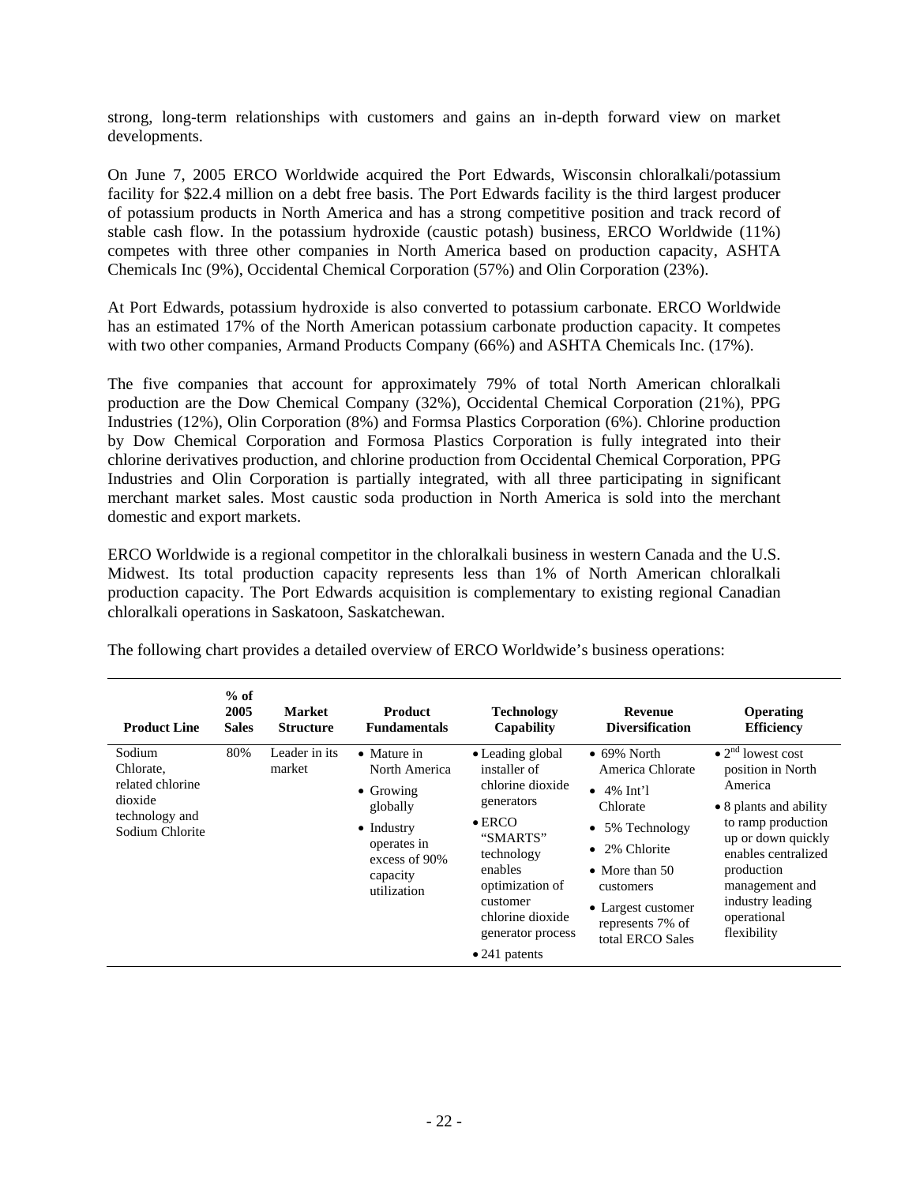strong, long-term relationships with customers and gains an in-depth forward view on market developments.

On June 7, 2005 ERCO Worldwide acquired the Port Edwards, Wisconsin chloralkali/potassium facility for $22.4 million on a debt free basis. The Port Edwards facility is the third largest producer of potassium products in North America and has a strong competitive position and track record of stable cash flow. In the potassium hydroxide (caustic potash) business, ERCO Worldwide (11%) competes with three other companies in North America based on production capacity, ASHTA Chemicals Inc (9%), Occidental Chemical Corporation (57%) and Olin Corporation (23%).

At Port Edwards, potassium hydroxide is also converted to potassium carbonate. ERCO Worldwide has an estimated 17% of the North American potassium carbonate production capacity. It competes with two other companies, Armand Products Company (66%) and ASHTA Chemicals Inc. (17%).

The five companies that account for approximately 79% of total North American chloralkali production are the Dow Chemical Company (32%), Occidental Chemical Corporation (21%), PPG Industries (12%), Olin Corporation (8%) and Formsa Plastics Corporation (6%). Chlorine production by Dow Chemical Corporation and Formosa Plastics Corporation is fully integrated into their chlorine derivatives production, and chlorine production from Occidental Chemical Corporation, PPG Industries and Olin Corporation is partially integrated, with all three participating in significant merchant market sales. Most caustic soda production in North America is sold into the merchant domestic and export markets.

ERCO Worldwide is a regional competitor in the chloralkali business in western Canada and the U.S. Midwest. Its total production capacity represents less than 1% of North American chloralkali production capacity. The Port Edwards acquisition is complementary to existing regional Canadian chloralkali operations in Saskatoon, Saskatchewan.

The following chart provides a detailed overview of ERCO Worldwide's business operations:

| Product Line | % of 2005 Sales | Market Structure | Product Fundamentals | Technology Capability | Revenue Diversification | Operating Efficiency |
|---|---|---|---|---|---|---|
| Sodium Chlorate, related chlorine dioxide technology and Sodium Chlorite | 80% | Leader in its market | • Mature in North America<br>• Growing globally<br>• Industry operates in excess of 90% capacity utilization | • Leading global installer of chlorine dioxide generators<br>• ERCO "SMARTS" technology enables optimization of customer chlorine dioxide generator process<br>• 241 patents | • 69% North America Chlorate<br>• 4% Int'l Chlorate<br>• 5% Technology<br>• 2% Chlorite<br>• More than 50 customers<br>• Largest customer represents 7% of total ERCO Sales | • 2nd lowest cost position in North America<br>• 8 plants and ability to ramp production up or down quickly enables centralized production management and industry leading operational flexibility |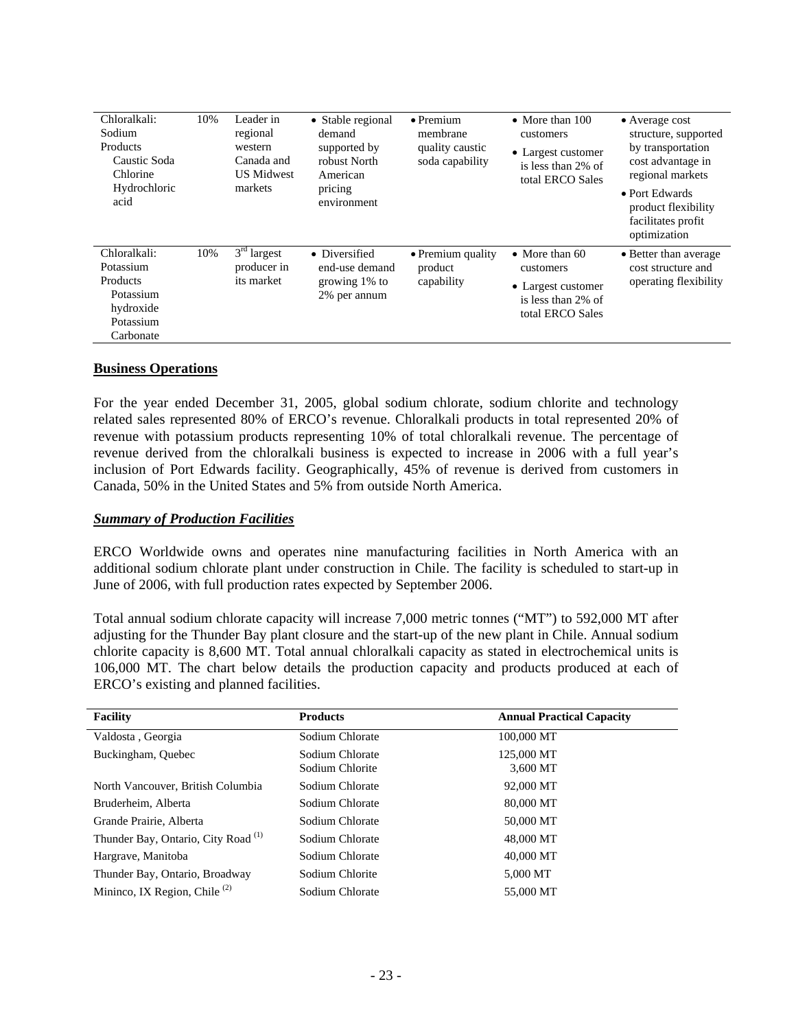| Chloralkali: Sodium Products Caustic Soda Chlorine Hydrochloric acid | 10% | Leader in regional western Canada and US Midwest markets | • Stable regional demand supported by robust North American pricing environment | • Premium membrane quality caustic soda capability | • More than 100 customers<br>• Largest customer is less than 2% of total ERCO Sales | • Average cost structure, supported by transportation cost advantage in regional markets<br>• Port Edwards product flexibility facilitates profit optimization |
|---|---|---|---|---|---|---|
| Chloralkali: Potassium Products Potassium hydroxide Potassium Carbonate | 10% | 3rd largest producer in its market | • Diversified end-use demand growing 1% to 2% per annum | • Premium quality product capability | • More than 60 customers<br>• Largest customer is less than 2% of total ERCO Sales | • Better than average cost structure and operating flexibility |

## Business Operations

For the year ended December 31, 2005, global sodium chlorate, sodium chlorite and technology related sales represented 80% of ERCO's revenue. Chloralkali products in total represented 20% of revenue with potassium products representing 10% of total chloralkali revenue. The percentage of revenue derived from the chloralkali business is expected to increase in 2006 with a full year's inclusion of Port Edwards facility. Geographically, 45% of revenue is derived from customers in Canada, 50% in the United States and 5% from outside North America.

### ***Summary of Production Facilities***

ERCO Worldwide owns and operates nine manufacturing facilities in North America with an additional sodium chlorate plant under construction in Chile. The facility is scheduled to start-up in June of 2006, with full production rates expected by September 2006.

Total annual sodium chlorate capacity will increase 7,000 metric tonnes ("MT") to 592,000 MT after adjusting for the Thunder Bay plant closure and the start-up of the new plant in Chile. Annual sodium chlorite capacity is 8,600 MT. Total annual chloralkali capacity as stated in electrochemical units is 106,000 MT. The chart below details the production capacity and products produced at each of ERCO's existing and planned facilities.

| Facility | Products | Annual Practical Capacity |
|---|---|---|
| Valdosta , Georgia | Sodium Chlorate | 100,000 MT |
| Buckingham, Quebec | Sodium Chlorate<br>Sodium Chlorite | 125,000 MT<br>3,600 MT |
| North Vancouver, British Columbia | Sodium Chlorate | 92,000 MT |
| Bruderheim, Alberta | Sodium Chlorate | 80,000 MT |
| Grande Prairie, Alberta | Sodium Chlorate | 50,000 MT |
| Thunder Bay, Ontario, City Road (1) | Sodium Chlorate | 48,000 MT |
| Hargrave, Manitoba | Sodium Chlorate | 40,000 MT |
| Thunder Bay, Ontario, Broadway | Sodium Chlorite | 5,000 MT |
| Mininco, IX Region, Chile (2) | Sodium Chlorate | 55,000 MT |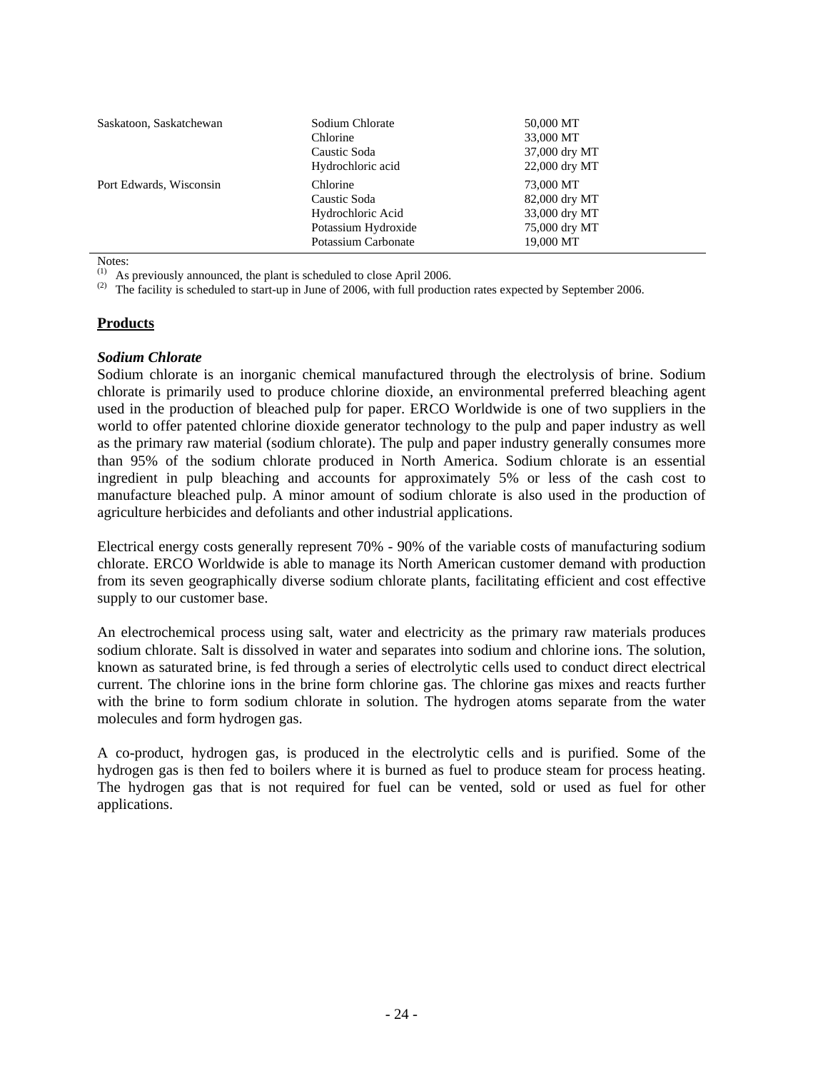| | | |
|---|---|---|
| Saskatoon, Saskatchewan | Sodium Chlorate | 50,000 MT |
| | Chlorine | 33,000 MT |
| | Caustic Soda | 37,000 dry MT |
| | Hydrochloric acid | 22,000 dry MT |
| Port Edwards, Wisconsin | Chlorine | 73,000 MT |
| | Caustic Soda | 82,000 dry MT |
| | Hydrochloric Acid | 33,000 dry MT |
| | Potassium Hydroxide | 75,000 dry MT |
| | Potassium Carbonate | 19,000 MT |

Notes:
(1) As previously announced, the plant is scheduled to close April 2006.
(2) The facility is scheduled to start-up in June of 2006, with full production rates expected by September 2006.

## Products

### *Sodium Chlorate*

Sodium chlorate is an inorganic chemical manufactured through the electrolysis of brine. Sodium chlorate is primarily used to produce chlorine dioxide, an environmental preferred bleaching agent used in the production of bleached pulp for paper. ERCO Worldwide is one of two suppliers in the world to offer patented chlorine dioxide generator technology to the pulp and paper industry as well as the primary raw material (sodium chlorate). The pulp and paper industry generally consumes more than 95% of the sodium chlorate produced in North America. Sodium chlorate is an essential ingredient in pulp bleaching and accounts for approximately 5% or less of the cash cost to manufacture bleached pulp. A minor amount of sodium chlorate is also used in the production of agriculture herbicides and defoliants and other industrial applications.

Electrical energy costs generally represent 70% - 90% of the variable costs of manufacturing sodium chlorate. ERCO Worldwide is able to manage its North American customer demand with production from its seven geographically diverse sodium chlorate plants, facilitating efficient and cost effective supply to our customer base.

An electrochemical process using salt, water and electricity as the primary raw materials produces sodium chlorate. Salt is dissolved in water and separates into sodium and chlorine ions. The solution, known as saturated brine, is fed through a series of electrolytic cells used to conduct direct electrical current. The chlorine ions in the brine form chlorine gas. The chlorine gas mixes and reacts further with the brine to form sodium chlorate in solution. The hydrogen atoms separate from the water molecules and form hydrogen gas.

A co-product, hydrogen gas, is produced in the electrolytic cells and is purified. Some of the hydrogen gas is then fed to boilers where it is burned as fuel to produce steam for process heating. The hydrogen gas that is not required for fuel can be vented, sold or used as fuel for other applications.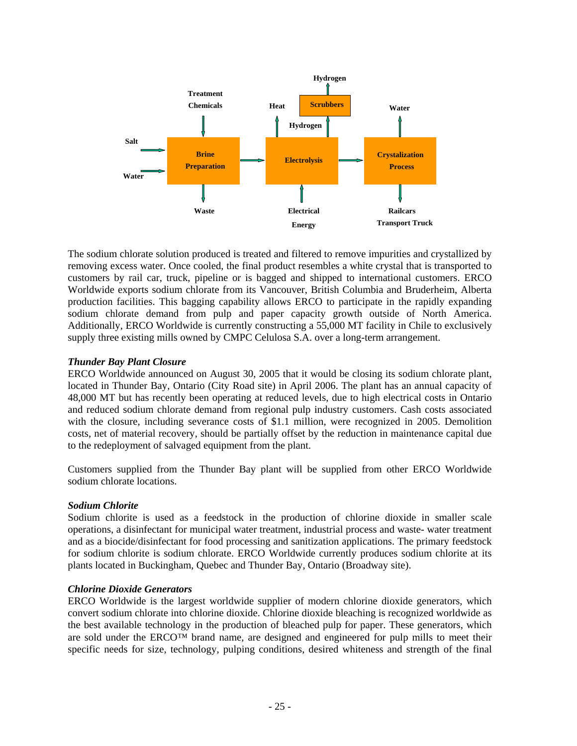Salt → **Brine Preparation** (inputs: Treatment Chemicals, Water; output: Waste) → **Electrolysis** (input: Electrical Energy; outputs: Heat, Hydrogen → **Scrubbers** → Hydrogen) → **Crystalization Process** (outputs: Water, Railcars Transport Truck)

The sodium chlorate solution produced is treated and filtered to remove impurities and crystallized by removing excess water. Once cooled, the final product resembles a white crystal that is transported to customers by rail car, truck, pipeline or is bagged and shipped to international customers. ERCO Worldwide exports sodium chlorate from its Vancouver, British Columbia and Bruderheim, Alberta production facilities. This bagging capability allows ERCO to participate in the rapidly expanding sodium chlorate demand from pulp and paper capacity growth outside of North America. Additionally, ERCO Worldwide is currently constructing a 55,000 MT facility in Chile to exclusively supply three existing mills owned by CMPC Celulosa S.A. over a long-term arrangement.

***Thunder Bay Plant Closure***

ERCO Worldwide announced on August 30, 2005 that it would be closing its sodium chlorate plant, located in Thunder Bay, Ontario (City Road site) in April 2006. The plant has an annual capacity of 48,000 MT but has recently been operating at reduced levels, due to high electrical costs in Ontario and reduced sodium chlorate demand from regional pulp industry customers. Cash costs associated with the closure, including severance costs of $1.1 million, were recognized in 2005. Demolition costs, net of material recovery, should be partially offset by the reduction in maintenance capital due to the redeployment of salvaged equipment from the plant.

Customers supplied from the Thunder Bay plant will be supplied from other ERCO Worldwide sodium chlorate locations.

***Sodium Chlorite***

Sodium chlorite is used as a feedstock in the production of chlorine dioxide in smaller scale operations, a disinfectant for municipal water treatment, industrial process and waste- water treatment and as a biocide/disinfectant for food processing and sanitization applications. The primary feedstock for sodium chlorite is sodium chlorate. ERCO Worldwide currently produces sodium chlorite at its plants located in Buckingham, Quebec and Thunder Bay, Ontario (Broadway site).

***Chlorine Dioxide Generators***

ERCO Worldwide is the largest worldwide supplier of modern chlorine dioxide generators, which convert sodium chlorate into chlorine dioxide. Chlorine dioxide bleaching is recognized worldwide as the best available technology in the production of bleached pulp for paper. These generators, which are sold under the ERCO™ brand name, are designed and engineered for pulp mills to meet their specific needs for size, technology, pulping conditions, desired whiteness and strength of the final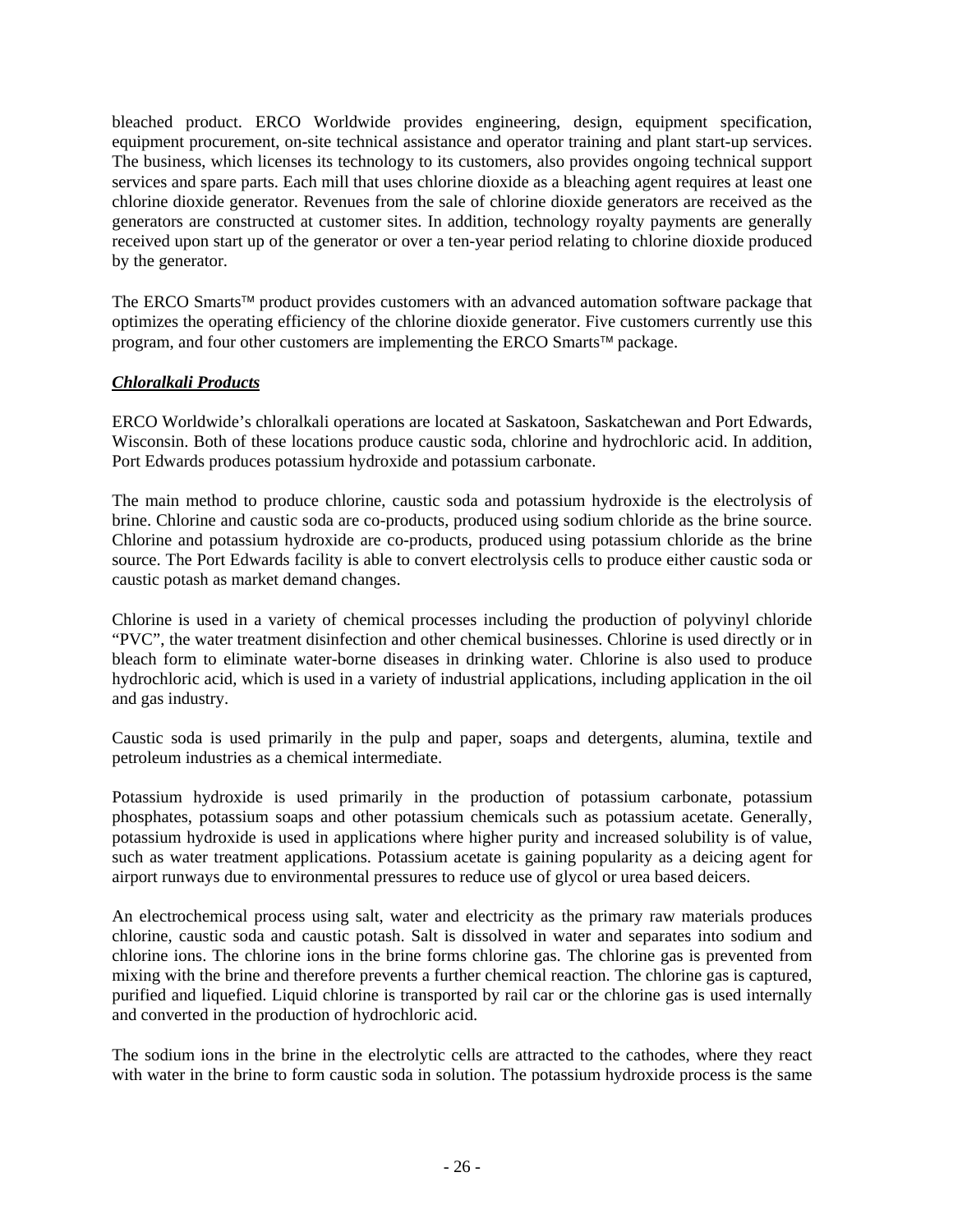bleached product. ERCO Worldwide provides engineering, design, equipment specification, equipment procurement, on-site technical assistance and operator training and plant start-up services. The business, which licenses its technology to its customers, also provides ongoing technical support services and spare parts. Each mill that uses chlorine dioxide as a bleaching agent requires at least one chlorine dioxide generator. Revenues from the sale of chlorine dioxide generators are received as the generators are constructed at customer sites. In addition, technology royalty payments are generally received upon start up of the generator or over a ten-year period relating to chlorine dioxide produced by the generator.

The ERCO Smarts™ product provides customers with an advanced automation software package that optimizes the operating efficiency of the chlorine dioxide generator. Five customers currently use this program, and four other customers are implementing the ERCO Smarts™ package.

***Chloralkali Products***

ERCO Worldwide's chloralkali operations are located at Saskatoon, Saskatchewan and Port Edwards, Wisconsin. Both of these locations produce caustic soda, chlorine and hydrochloric acid. In addition, Port Edwards produces potassium hydroxide and potassium carbonate.

The main method to produce chlorine, caustic soda and potassium hydroxide is the electrolysis of brine. Chlorine and caustic soda are co-products, produced using sodium chloride as the brine source. Chlorine and potassium hydroxide are co-products, produced using potassium chloride as the brine source. The Port Edwards facility is able to convert electrolysis cells to produce either caustic soda or caustic potash as market demand changes.

Chlorine is used in a variety of chemical processes including the production of polyvinyl chloride "PVC", the water treatment disinfection and other chemical businesses. Chlorine is used directly or in bleach form to eliminate water-borne diseases in drinking water. Chlorine is also used to produce hydrochloric acid, which is used in a variety of industrial applications, including application in the oil and gas industry.

Caustic soda is used primarily in the pulp and paper, soaps and detergents, alumina, textile and petroleum industries as a chemical intermediate.

Potassium hydroxide is used primarily in the production of potassium carbonate, potassium phosphates, potassium soaps and other potassium chemicals such as potassium acetate. Generally, potassium hydroxide is used in applications where higher purity and increased solubility is of value, such as water treatment applications. Potassium acetate is gaining popularity as a deicing agent for airport runways due to environmental pressures to reduce use of glycol or urea based deicers.

An electrochemical process using salt, water and electricity as the primary raw materials produces chlorine, caustic soda and caustic potash. Salt is dissolved in water and separates into sodium and chlorine ions. The chlorine ions in the brine forms chlorine gas. The chlorine gas is prevented from mixing with the brine and therefore prevents a further chemical reaction. The chlorine gas is captured, purified and liquefied. Liquid chlorine is transported by rail car or the chlorine gas is used internally and converted in the production of hydrochloric acid.

The sodium ions in the brine in the electrolytic cells are attracted to the cathodes, where they react with water in the brine to form caustic soda in solution. The potassium hydroxide process is the same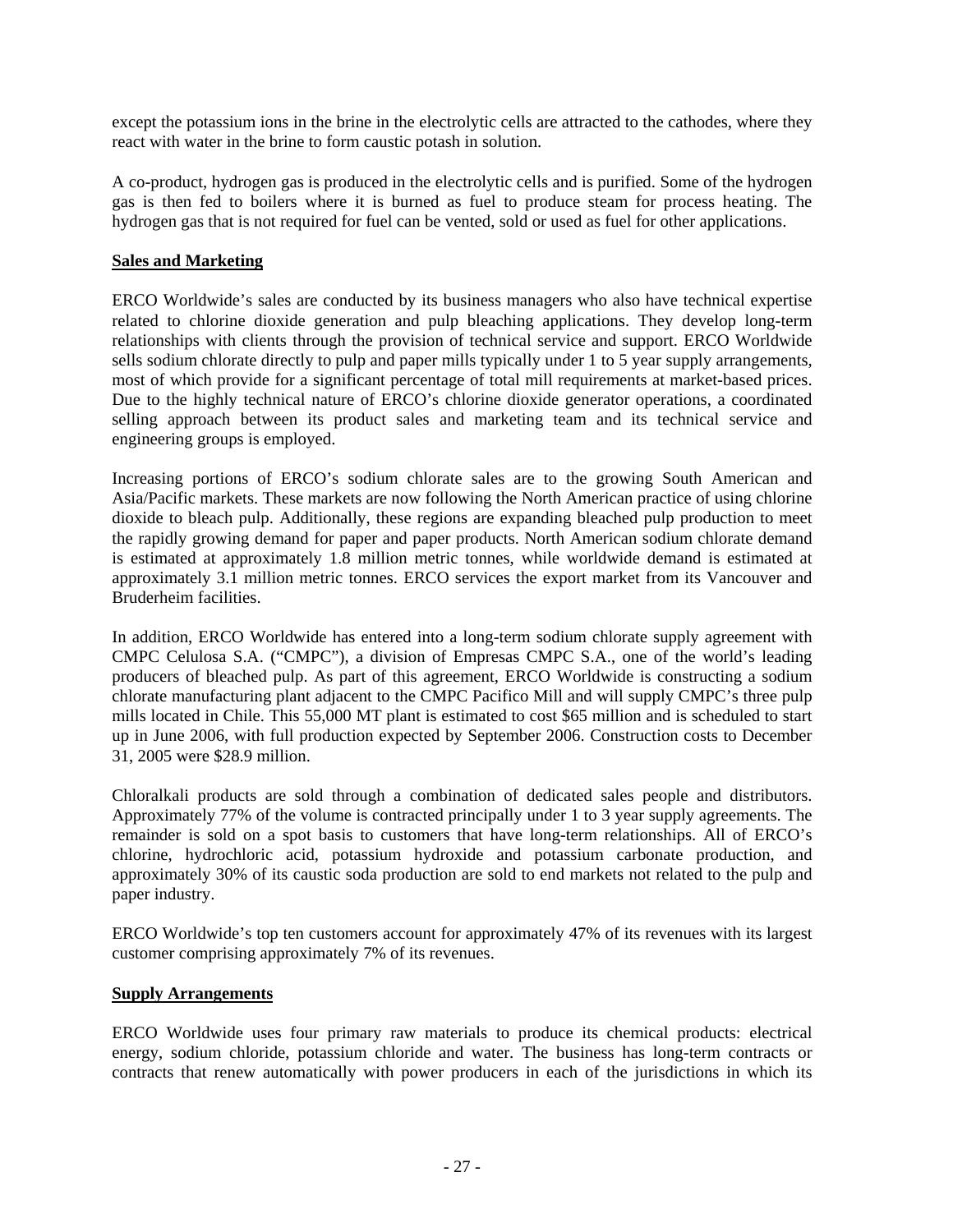except the potassium ions in the brine in the electrolytic cells are attracted to the cathodes, where they react with water in the brine to form caustic potash in solution.

A co-product, hydrogen gas is produced in the electrolytic cells and is purified. Some of the hydrogen gas is then fed to boilers where it is burned as fuel to produce steam for process heating. The hydrogen gas that is not required for fuel can be vented, sold or used as fuel for other applications.

**Sales and Marketing**

ERCO Worldwide's sales are conducted by its business managers who also have technical expertise related to chlorine dioxide generation and pulp bleaching applications. They develop long-term relationships with clients through the provision of technical service and support. ERCO Worldwide sells sodium chlorate directly to pulp and paper mills typically under 1 to 5 year supply arrangements, most of which provide for a significant percentage of total mill requirements at market-based prices. Due to the highly technical nature of ERCO's chlorine dioxide generator operations, a coordinated selling approach between its product sales and marketing team and its technical service and engineering groups is employed.

Increasing portions of ERCO's sodium chlorate sales are to the growing South American and Asia/Pacific markets. These markets are now following the North American practice of using chlorine dioxide to bleach pulp. Additionally, these regions are expanding bleached pulp production to meet the rapidly growing demand for paper and paper products. North American sodium chlorate demand is estimated at approximately 1.8 million metric tonnes, while worldwide demand is estimated at approximately 3.1 million metric tonnes. ERCO services the export market from its Vancouver and Bruderheim facilities.

In addition, ERCO Worldwide has entered into a long-term sodium chlorate supply agreement with CMPC Celulosa S.A. ("CMPC"), a division of Empresas CMPC S.A., one of the world's leading producers of bleached pulp. As part of this agreement, ERCO Worldwide is constructing a sodium chlorate manufacturing plant adjacent to the CMPC Pacifico Mill and will supply CMPC's three pulp mills located in Chile. This 55,000 MT plant is estimated to cost $65 million and is scheduled to start up in June 2006, with full production expected by September 2006. Construction costs to December 31, 2005 were $28.9 million.

Chloralkali products are sold through a combination of dedicated sales people and distributors. Approximately 77% of the volume is contracted principally under 1 to 3 year supply agreements. The remainder is sold on a spot basis to customers that have long-term relationships. All of ERCO's chlorine, hydrochloric acid, potassium hydroxide and potassium carbonate production, and approximately 30% of its caustic soda production are sold to end markets not related to the pulp and paper industry.

ERCO Worldwide's top ten customers account for approximately 47% of its revenues with its largest customer comprising approximately 7% of its revenues.

**Supply Arrangements**

ERCO Worldwide uses four primary raw materials to produce its chemical products: electrical energy, sodium chloride, potassium chloride and water. The business has long-term contracts or contracts that renew automatically with power producers in each of the jurisdictions in which its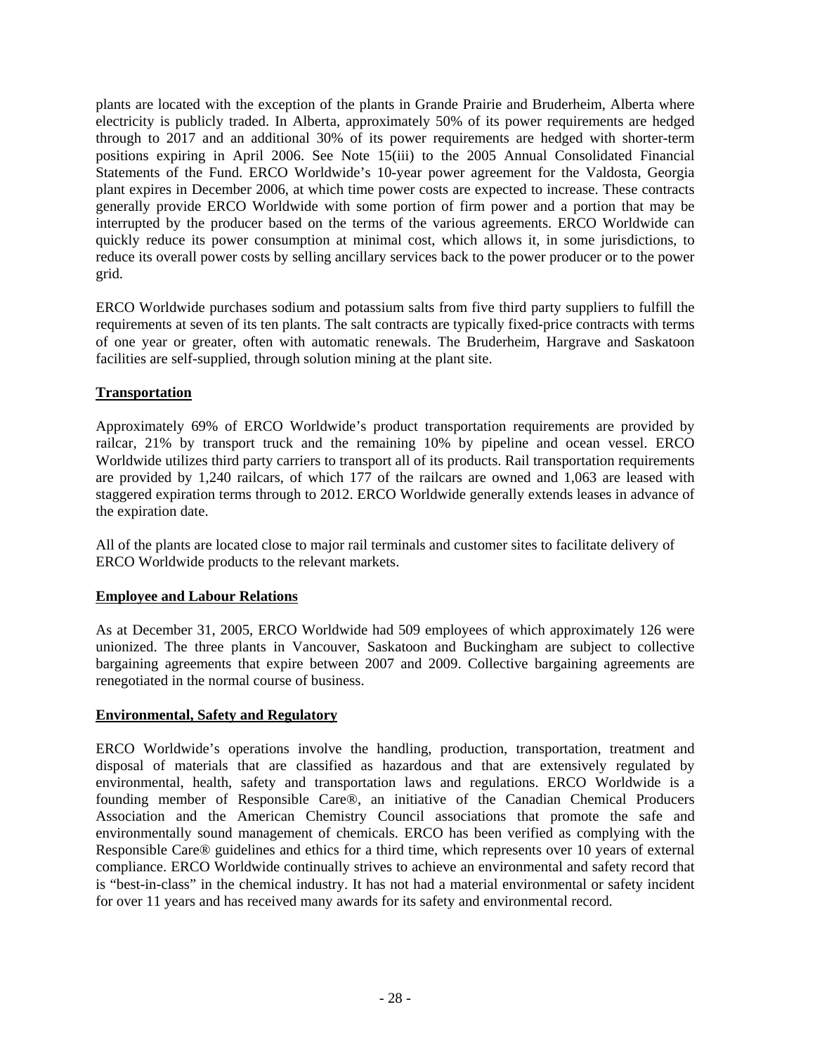plants are located with the exception of the plants in Grande Prairie and Bruderheim, Alberta where electricity is publicly traded. In Alberta, approximately 50% of its power requirements are hedged through to 2017 and an additional 30% of its power requirements are hedged with shorter-term positions expiring in April 2006. See Note 15(iii) to the 2005 Annual Consolidated Financial Statements of the Fund. ERCO Worldwide's 10-year power agreement for the Valdosta, Georgia plant expires in December 2006, at which time power costs are expected to increase. These contracts generally provide ERCO Worldwide with some portion of firm power and a portion that may be interrupted by the producer based on the terms of the various agreements. ERCO Worldwide can quickly reduce its power consumption at minimal cost, which allows it, in some jurisdictions, to reduce its overall power costs by selling ancillary services back to the power producer or to the power grid.

ERCO Worldwide purchases sodium and potassium salts from five third party suppliers to fulfill the requirements at seven of its ten plants. The salt contracts are typically fixed-price contracts with terms of one year or greater, often with automatic renewals. The Bruderheim, Hargrave and Saskatoon facilities are self-supplied, through solution mining at the plant site.

**Transportation**

Approximately 69% of ERCO Worldwide's product transportation requirements are provided by railcar, 21% by transport truck and the remaining 10% by pipeline and ocean vessel. ERCO Worldwide utilizes third party carriers to transport all of its products. Rail transportation requirements are provided by 1,240 railcars, of which 177 of the railcars are owned and 1,063 are leased with staggered expiration terms through to 2012. ERCO Worldwide generally extends leases in advance of the expiration date.

All of the plants are located close to major rail terminals and customer sites to facilitate delivery of ERCO Worldwide products to the relevant markets.

**Employee and Labour Relations**

As at December 31, 2005, ERCO Worldwide had 509 employees of which approximately 126 were unionized. The three plants in Vancouver, Saskatoon and Buckingham are subject to collective bargaining agreements that expire between 2007 and 2009. Collective bargaining agreements are renegotiated in the normal course of business.

**Environmental, Safety and Regulatory**

ERCO Worldwide's operations involve the handling, production, transportation, treatment and disposal of materials that are classified as hazardous and that are extensively regulated by environmental, health, safety and transportation laws and regulations. ERCO Worldwide is a founding member of Responsible Care®, an initiative of the Canadian Chemical Producers Association and the American Chemistry Council associations that promote the safe and environmentally sound management of chemicals. ERCO has been verified as complying with the Responsible Care® guidelines and ethics for a third time, which represents over 10 years of external compliance. ERCO Worldwide continually strives to achieve an environmental and safety record that is "best-in-class" in the chemical industry. It has not had a material environmental or safety incident for over 11 years and has received many awards for its safety and environmental record.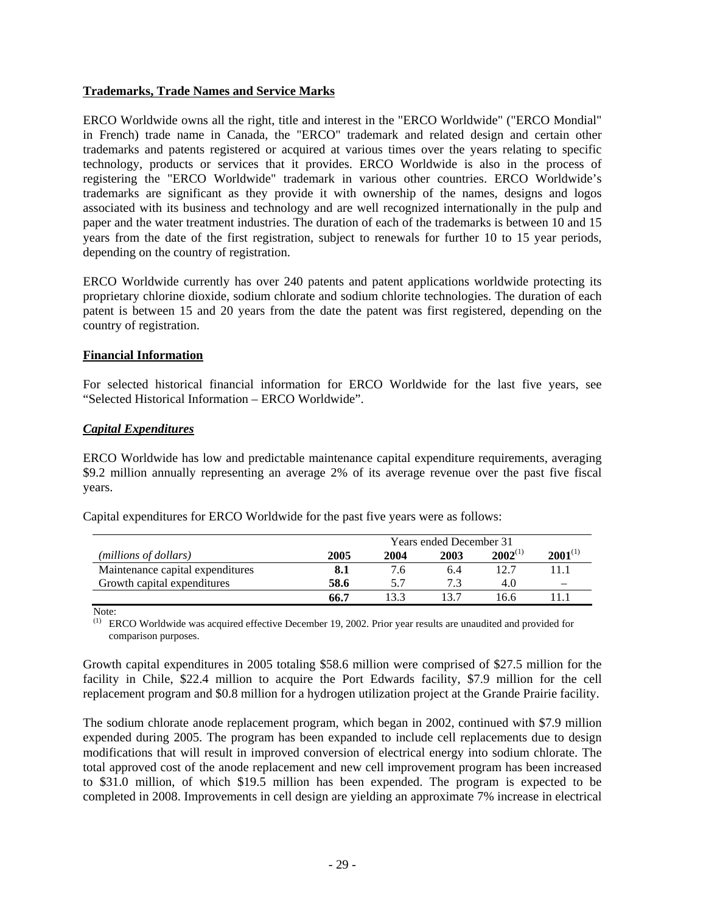**Trademarks, Trade Names and Service Marks**

ERCO Worldwide owns all the right, title and interest in the "ERCO Worldwide" ("ERCO Mondial" in French) trade name in Canada, the "ERCO" trademark and related design and certain other trademarks and patents registered or acquired at various times over the years relating to specific technology, products or services that it provides. ERCO Worldwide is also in the process of registering the "ERCO Worldwide" trademark in various other countries. ERCO Worldwide's trademarks are significant as they provide it with ownership of the names, designs and logos associated with its business and technology and are well recognized internationally in the pulp and paper and the water treatment industries. The duration of each of the trademarks is between 10 and 15 years from the date of the first registration, subject to renewals for further 10 to 15 year periods, depending on the country of registration.

ERCO Worldwide currently has over 240 patents and patent applications worldwide protecting its proprietary chlorine dioxide, sodium chlorate and sodium chlorite technologies. The duration of each patent is between 15 and 20 years from the date the patent was first registered, depending on the country of registration.

**Financial Information**

For selected historical financial information for ERCO Worldwide for the last five years, see "Selected Historical Information – ERCO Worldwide".

***Capital Expenditures***

ERCO Worldwide has low and predictable maintenance capital expenditure requirements, averaging $9.2 million annually representing an average 2% of its average revenue over the past five fiscal years.

Capital expenditures for ERCO Worldwide for the past five years were as follows:

| | Years ended December 31 | | | | |
|---|---|---|---|---|---|
| *(millions of dollars)* | **2005** | **2004** | **2003** | **2002**[(1)] | **2001**[(1)] |
| Maintenance capital expenditures | **8.1** | 7.6 | 6.4 | 12.7 | 11.1 |
| Growth capital expenditures | **58.6** | 5.7 | 7.3 | 4.0 | – |
| | **66.7** | 13.3 | 13.7 | 16.6 | 11.1 |

Note:
(1) ERCO Worldwide was acquired effective December 19, 2002. Prior year results are unaudited and provided for comparison purposes.

Growth capital expenditures in 2005 totaling $58.6 million were comprised of $27.5 million for the facility in Chile, $22.4 million to acquire the Port Edwards facility, $7.9 million for the cell replacement program and $0.8 million for a hydrogen utilization project at the Grande Prairie facility.

The sodium chlorate anode replacement program, which began in 2002, continued with $7.9 million expended during 2005. The program has been expanded to include cell replacements due to design modifications that will result in improved conversion of electrical energy into sodium chlorate. The total approved cost of the anode replacement and new cell improvement program has been increased to $31.0 million, of which $19.5 million has been expended. The program is expected to be completed in 2008. Improvements in cell design are yielding an approximate 7% increase in electrical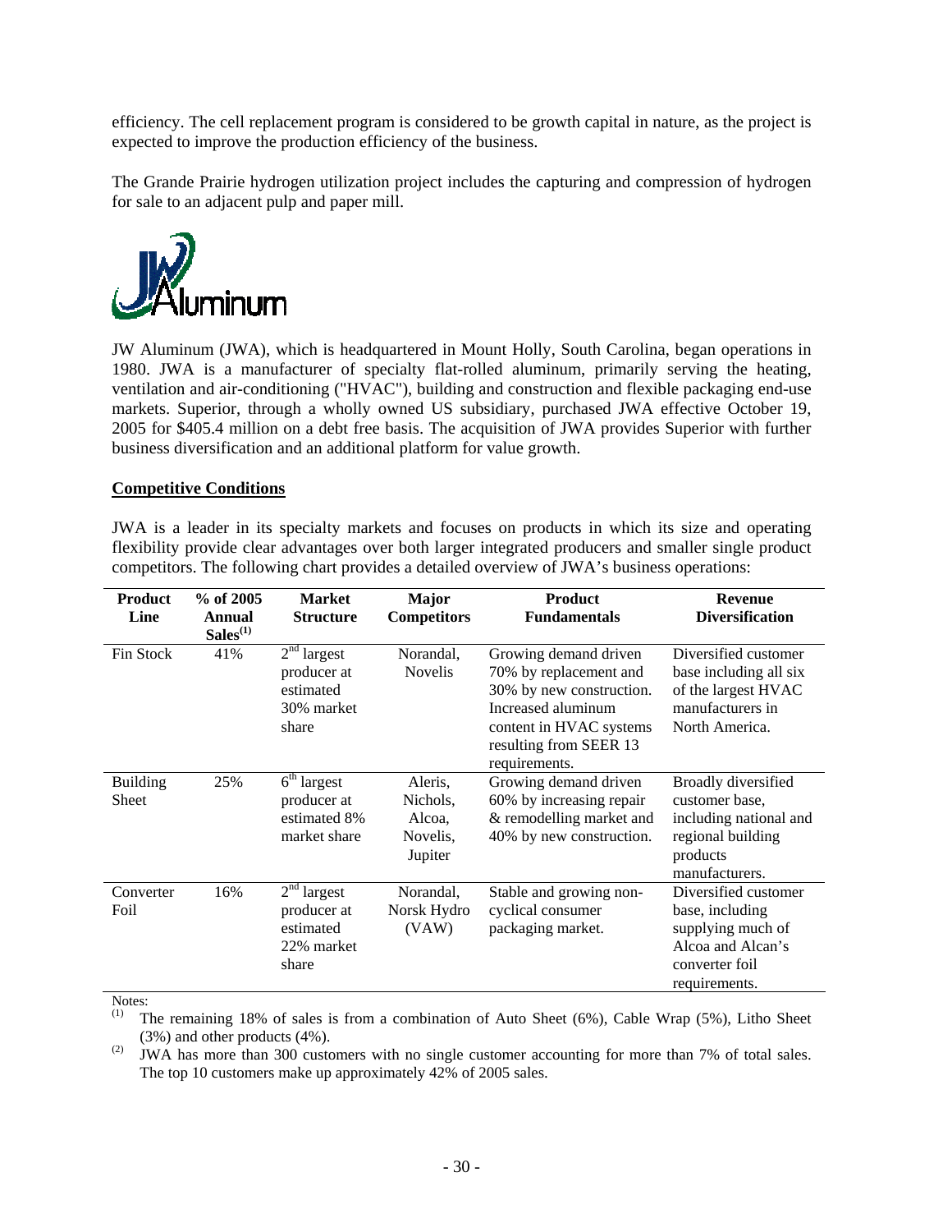efficiency. The cell replacement program is considered to be growth capital in nature, as the project is expected to improve the production efficiency of the business.

The Grande Prairie hydrogen utilization project includes the capturing and compression of hydrogen for sale to an adjacent pulp and paper mill.

JW Aluminum

JW Aluminum (JWA), which is headquartered in Mount Holly, South Carolina, began operations in 1980. JWA is a manufacturer of specialty flat-rolled aluminum, primarily serving the heating, ventilation and air-conditioning ("HVAC"), building and construction and flexible packaging end-use markets. Superior, through a wholly owned US subsidiary, purchased JWA effective October 19, 2005 for $405.4 million on a debt free basis. The acquisition of JWA provides Superior with further business diversification and an additional platform for value growth.

**Competitive Conditions**

JWA is a leader in its specialty markets and focuses on products in which its size and operating flexibility provide clear advantages over both larger integrated producers and smaller single product competitors. The following chart provides a detailed overview of JWA's business operations:

| Product Line | % of 2005 Annual Sales[1] | Market Structure | Major Competitors | Product Fundamentals | Revenue Diversification |
|---|---|---|---|---|---|
| Fin Stock | 41% | 2nd largest producer at estimated 30% market share | Norandal, Novelis | Growing demand driven 70% by replacement and 30% by new construction. Increased aluminum content in HVAC systems resulting from SEER 13 requirements. | Diversified customer base including all six of the largest HVAC manufacturers in North America. |
| Building Sheet | 25% | 6th largest producer at estimated 8% market share | Aleris, Nichols, Alcoa, Novelis, Jupiter | Growing demand driven 60% by increasing repair & remodelling market and 40% by new construction. | Broadly diversified customer base, including national and regional building products manufacturers. |
| Converter Foil | 16% | 2nd largest producer at estimated 22% market share | Norandal, Norsk Hydro (VAW) | Stable and growing non-cyclical consumer packaging market. | Diversified customer base, including supplying much of Alcoa and Alcan's converter foil requirements. |

Notes:

(1) The remaining 18% of sales is from a combination of Auto Sheet (6%), Cable Wrap (5%), Litho Sheet (3%) and other products (4%).

(2) JWA has more than 300 customers with no single customer accounting for more than 7% of total sales. The top 10 customers make up approximately 42% of 2005 sales.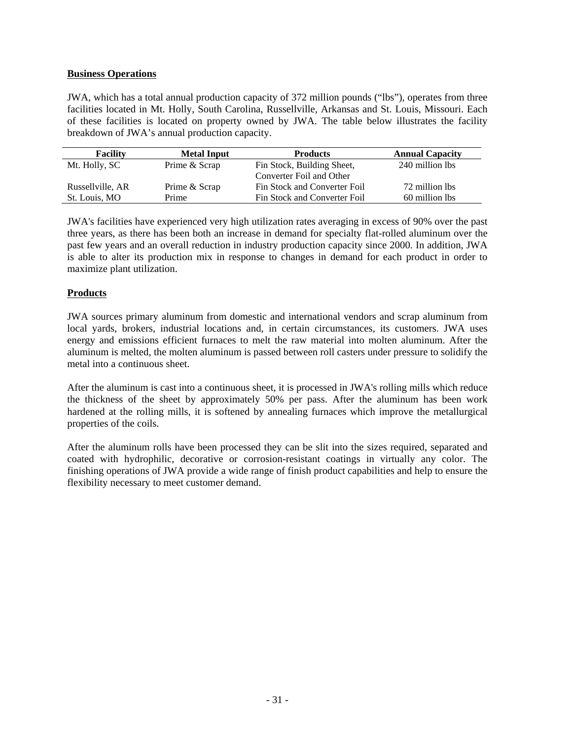**Business Operations**

JWA, which has a total annual production capacity of 372 million pounds ("lbs"), operates from three facilities located in Mt. Holly, South Carolina, Russellville, Arkansas and St. Louis, Missouri. Each of these facilities is located on property owned by JWA. The table below illustrates the facility breakdown of JWA's annual production capacity.

| Facility | Metal Input | Products | Annual Capacity |
|---|---|---|---|
| Mt. Holly, SC | Prime & Scrap | Fin Stock, Building Sheet, Converter Foil and Other | 240 million lbs |
| Russellville, AR | Prime & Scrap | Fin Stock and Converter Foil | 72 million lbs |
| St. Louis, MO | Prime | Fin Stock and Converter Foil | 60 million lbs |

JWA's facilities have experienced very high utilization rates averaging in excess of 90% over the past three years, as there has been both an increase in demand for specialty flat-rolled aluminum over the past few years and an overall reduction in industry production capacity since 2000. In addition, JWA is able to alter its production mix in response to changes in demand for each product in order to maximize plant utilization.

**Products**

JWA sources primary aluminum from domestic and international vendors and scrap aluminum from local yards, brokers, industrial locations and, in certain circumstances, its customers. JWA uses energy and emissions efficient furnaces to melt the raw material into molten aluminum. After the aluminum is melted, the molten aluminum is passed between roll casters under pressure to solidify the metal into a continuous sheet.

After the aluminum is cast into a continuous sheet, it is processed in JWA's rolling mills which reduce the thickness of the sheet by approximately 50% per pass. After the aluminum has been work hardened at the rolling mills, it is softened by annealing furnaces which improve the metallurgical properties of the coils.

After the aluminum rolls have been processed they can be slit into the sizes required, separated and coated with hydrophilic, decorative or corrosion-resistant coatings in virtually any color. The finishing operations of JWA provide a wide range of finish product capabilities and help to ensure the flexibility necessary to meet customer demand.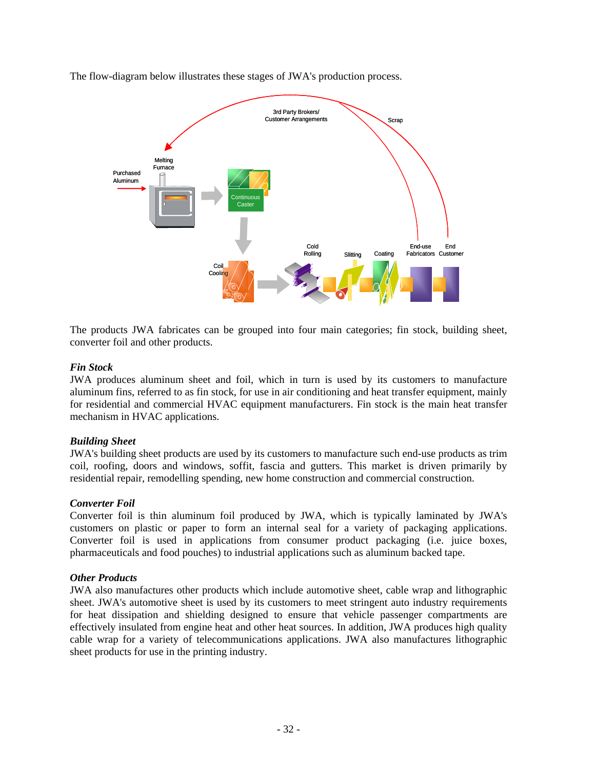The flow-diagram below illustrates these stages of JWA's production process.

The products JWA fabricates can be grouped into four main categories; fin stock, building sheet, converter foil and other products.

***Fin Stock***

JWA produces aluminum sheet and foil, which in turn is used by its customers to manufacture aluminum fins, referred to as fin stock, for use in air conditioning and heat transfer equipment, mainly for residential and commercial HVAC equipment manufacturers. Fin stock is the main heat transfer mechanism in HVAC applications.

***Building Sheet***

JWA's building sheet products are used by its customers to manufacture such end-use products as trim coil, roofing, doors and windows, soffit, fascia and gutters. This market is driven primarily by residential repair, remodelling spending, new home construction and commercial construction.

***Converter Foil***

Converter foil is thin aluminum foil produced by JWA, which is typically laminated by JWA's customers on plastic or paper to form an internal seal for a variety of packaging applications. Converter foil is used in applications from consumer product packaging (i.e. juice boxes, pharmaceuticals and food pouches) to industrial applications such as aluminum backed tape.

***Other Products***

JWA also manufactures other products which include automotive sheet, cable wrap and lithographic sheet. JWA's automotive sheet is used by its customers to meet stringent auto industry requirements for heat dissipation and shielding designed to ensure that vehicle passenger compartments are effectively insulated from engine heat and other heat sources. In addition, JWA produces high quality cable wrap for a variety of telecommunications applications. JWA also manufactures lithographic sheet products for use in the printing industry.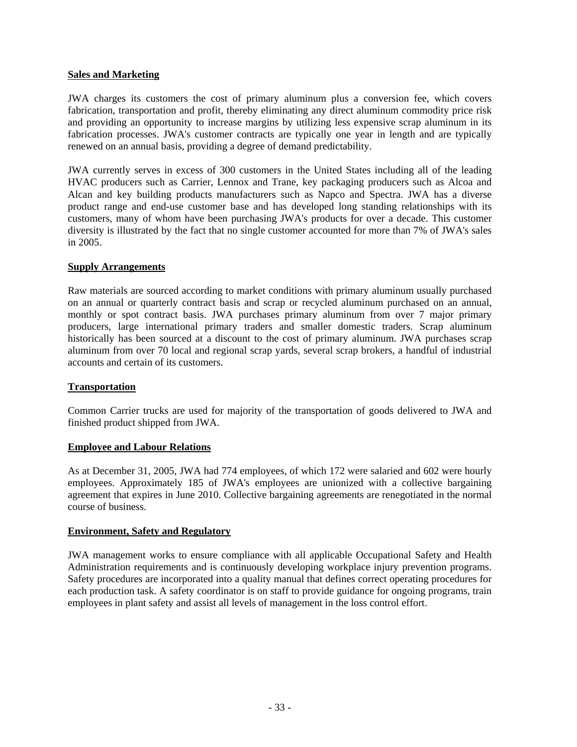## Sales and Marketing

JWA charges its customers the cost of primary aluminum plus a conversion fee, which covers fabrication, transportation and profit, thereby eliminating any direct aluminum commodity price risk and providing an opportunity to increase margins by utilizing less expensive scrap aluminum in its fabrication processes. JWA's customer contracts are typically one year in length and are typically renewed on an annual basis, providing a degree of demand predictability.

JWA currently serves in excess of 300 customers in the United States including all of the leading HVAC producers such as Carrier, Lennox and Trane, key packaging producers such as Alcoa and Alcan and key building products manufacturers such as Napco and Spectra. JWA has a diverse product range and end-use customer base and has developed long standing relationships with its customers, many of whom have been purchasing JWA's products for over a decade. This customer diversity is illustrated by the fact that no single customer accounted for more than 7% of JWA's sales in 2005.

## Supply Arrangements

Raw materials are sourced according to market conditions with primary aluminum usually purchased on an annual or quarterly contract basis and scrap or recycled aluminum purchased on an annual, monthly or spot contract basis. JWA purchases primary aluminum from over 7 major primary producers, large international primary traders and smaller domestic traders. Scrap aluminum historically has been sourced at a discount to the cost of primary aluminum. JWA purchases scrap aluminum from over 70 local and regional scrap yards, several scrap brokers, a handful of industrial accounts and certain of its customers.

## Transportation

Common Carrier trucks are used for majority of the transportation of goods delivered to JWA and finished product shipped from JWA.

## Employee and Labour Relations

As at December 31, 2005, JWA had 774 employees, of which 172 were salaried and 602 were hourly employees. Approximately 185 of JWA's employees are unionized with a collective bargaining agreement that expires in June 2010. Collective bargaining agreements are renegotiated in the normal course of business.

## Environment, Safety and Regulatory

JWA management works to ensure compliance with all applicable Occupational Safety and Health Administration requirements and is continuously developing workplace injury prevention programs. Safety procedures are incorporated into a quality manual that defines correct operating procedures for each production task. A safety coordinator is on staff to provide guidance for ongoing programs, train employees in plant safety and assist all levels of management in the loss control effort.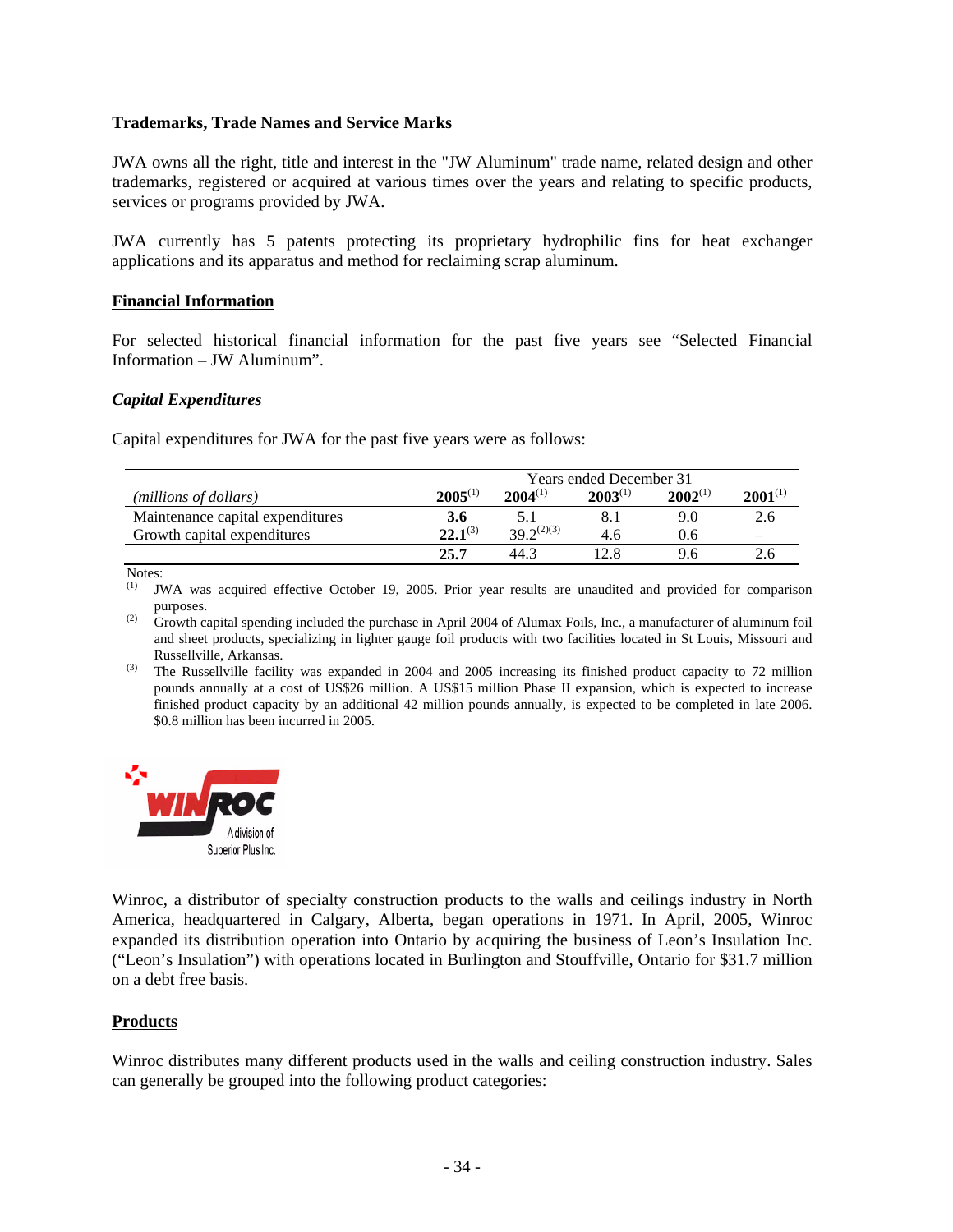## Trademarks, Trade Names and Service Marks

JWA owns all the right, title and interest in the "JW Aluminum" trade name, related design and other trademarks, registered or acquired at various times over the years and relating to specific products, services or programs provided by JWA.

JWA currently has 5 patents protecting its proprietary hydrophilic fins for heat exchanger applications and its apparatus and method for reclaiming scrap aluminum.

## Financial Information

For selected historical financial information for the past five years see "Selected Financial Information – JW Aluminum".

### *Capital Expenditures*

Capital expenditures for JWA for the past five years were as follows:

| | Years ended December 31 | | | | |
|---|---|---|---|---|---|
| *(millions of dollars)* | **2005**[1] | **2004**[1] | **2003**[1] | **2002**[1] | **2001**[1] |
| Maintenance capital expenditures | **3.6** | 5.1 | 8.1 | 9.0 | 2.6 |
| Growth capital expenditures | **22.1**[3] | 39.2[2][3] | 4.6 | 0.6 | – |
| | **25.7** | 44.3 | 12.8 | 9.6 | 2.6 |

Notes:

(1) JWA was acquired effective October 19, 2005. Prior year results are unaudited and provided for comparison purposes.

(2) Growth capital spending included the purchase in April 2004 of Alumax Foils, Inc., a manufacturer of aluminum foil and sheet products, specializing in lighter gauge foil products with two facilities located in St Louis, Missouri and Russellville, Arkansas.

(3) The Russellville facility was expanded in 2004 and 2005 increasing its finished product capacity to 72 million pounds annually at a cost of US$26 million. A US$15 million Phase II expansion, which is expected to increase finished product capacity by an additional 42 million pounds annually, is expected to be completed in late 2006. $0.8 million has been incurred in 2005.

WINROC
A division of Superior Plus Inc.

Winroc, a distributor of specialty construction products to the walls and ceilings industry in North America, headquartered in Calgary, Alberta, began operations in 1971. In April, 2005, Winroc expanded its distribution operation into Ontario by acquiring the business of Leon's Insulation Inc. ("Leon's Insulation") with operations located in Burlington and Stouffville, Ontario for $31.7 million on a debt free basis.

## Products

Winroc distributes many different products used in the walls and ceiling construction industry. Sales can generally be grouped into the following product categories: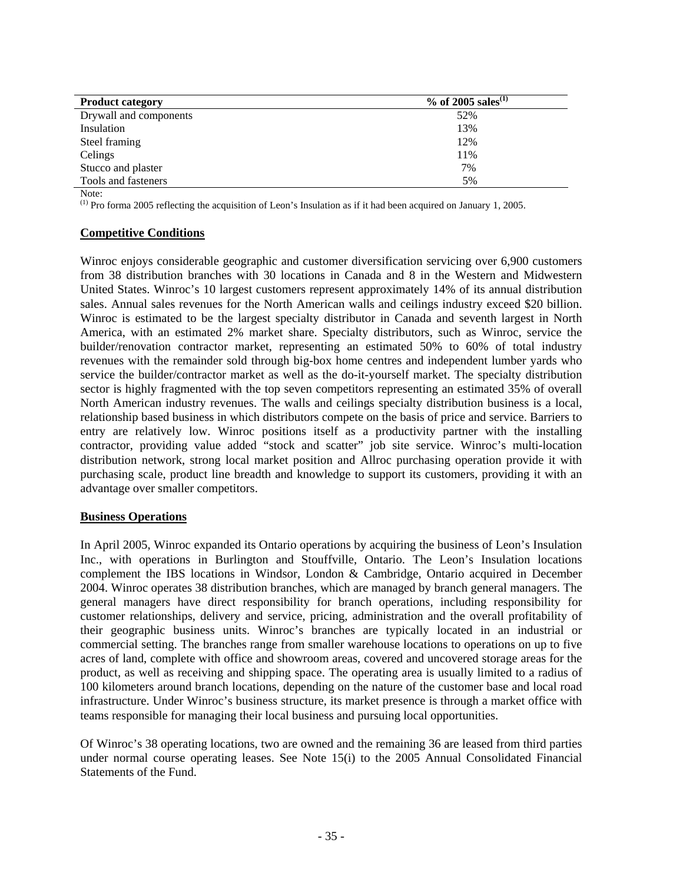| Product category | % of 2005 sales[1] |
|---|---|
| Drywall and components | 52% |
| Insulation | 13% |
| Steel framing | 12% |
| Celings | 11% |
| Stucco and plaster | 7% |
| Tools and fasteners | 5% |

Note:
[1] Pro forma 2005 reflecting the acquisition of Leon's Insulation as if it had been acquired on January 1, 2005.

**Competitive Conditions**

Winroc enjoys considerable geographic and customer diversification servicing over 6,900 customers from 38 distribution branches with 30 locations in Canada and 8 in the Western and Midwestern United States. Winroc's 10 largest customers represent approximately 14% of its annual distribution sales. Annual sales revenues for the North American walls and ceilings industry exceed \$20 billion. Winroc is estimated to be the largest specialty distributor in Canada and seventh largest in North America, with an estimated 2% market share. Specialty distributors, such as Winroc, service the builder/renovation contractor market, representing an estimated 50% to 60% of total industry revenues with the remainder sold through big-box home centres and independent lumber yards who service the builder/contractor market as well as the do-it-yourself market. The specialty distribution sector is highly fragmented with the top seven competitors representing an estimated 35% of overall North American industry revenues. The walls and ceilings specialty distribution business is a local, relationship based business in which distributors compete on the basis of price and service. Barriers to entry are relatively low. Winroc positions itself as a productivity partner with the installing contractor, providing value added "stock and scatter" job site service. Winroc's multi-location distribution network, strong local market position and Allroc purchasing operation provide it with purchasing scale, product line breadth and knowledge to support its customers, providing it with an advantage over smaller competitors.

**Business Operations**

In April 2005, Winroc expanded its Ontario operations by acquiring the business of Leon's Insulation Inc., with operations in Burlington and Stouffville, Ontario. The Leon's Insulation locations complement the IBS locations in Windsor, London & Cambridge, Ontario acquired in December 2004. Winroc operates 38 distribution branches, which are managed by branch general managers. The general managers have direct responsibility for branch operations, including responsibility for customer relationships, delivery and service, pricing, administration and the overall profitability of their geographic business units. Winroc's branches are typically located in an industrial or commercial setting. The branches range from smaller warehouse locations to operations on up to five acres of land, complete with office and showroom areas, covered and uncovered storage areas for the product, as well as receiving and shipping space. The operating area is usually limited to a radius of 100 kilometers around branch locations, depending on the nature of the customer base and local road infrastructure. Under Winroc's business structure, its market presence is through a market office with teams responsible for managing their local business and pursuing local opportunities.

Of Winroc's 38 operating locations, two are owned and the remaining 36 are leased from third parties under normal course operating leases. See Note 15(i) to the 2005 Annual Consolidated Financial Statements of the Fund.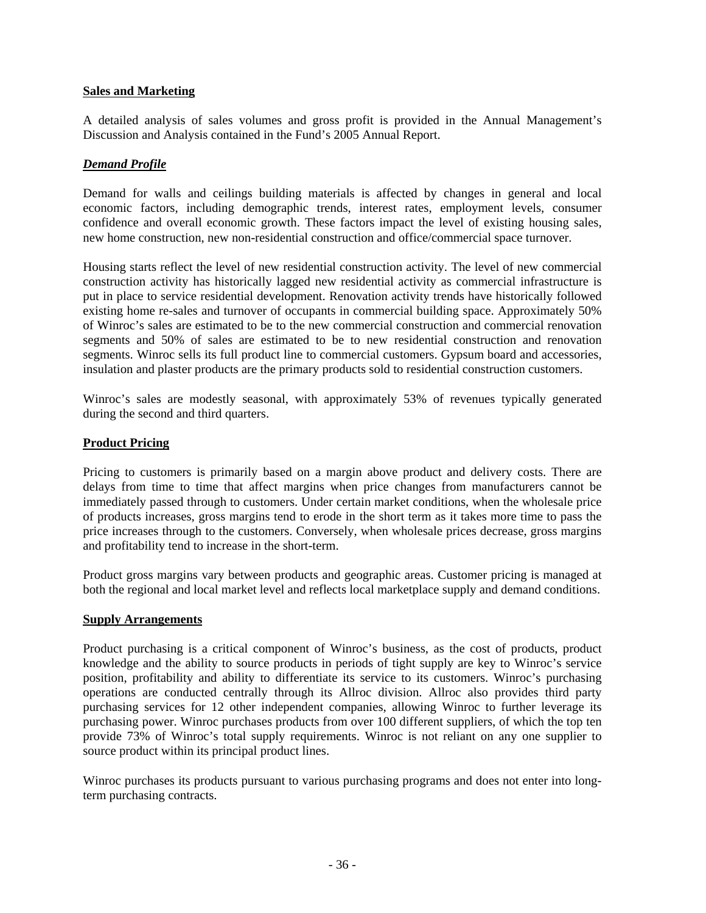**Sales and Marketing**

A detailed analysis of sales volumes and gross profit is provided in the Annual Management's Discussion and Analysis contained in the Fund's 2005 Annual Report.

***Demand Profile***

Demand for walls and ceilings building materials is affected by changes in general and local economic factors, including demographic trends, interest rates, employment levels, consumer confidence and overall economic growth. These factors impact the level of existing housing sales, new home construction, new non-residential construction and office/commercial space turnover.

Housing starts reflect the level of new residential construction activity. The level of new commercial construction activity has historically lagged new residential activity as commercial infrastructure is put in place to service residential development. Renovation activity trends have historically followed existing home re-sales and turnover of occupants in commercial building space. Approximately 50% of Winroc's sales are estimated to be to the new commercial construction and commercial renovation segments and 50% of sales are estimated to be to new residential construction and renovation segments. Winroc sells its full product line to commercial customers. Gypsum board and accessories, insulation and plaster products are the primary products sold to residential construction customers.

Winroc's sales are modestly seasonal, with approximately 53% of revenues typically generated during the second and third quarters.

**Product Pricing**

Pricing to customers is primarily based on a margin above product and delivery costs. There are delays from time to time that affect margins when price changes from manufacturers cannot be immediately passed through to customers. Under certain market conditions, when the wholesale price of products increases, gross margins tend to erode in the short term as it takes more time to pass the price increases through to the customers. Conversely, when wholesale prices decrease, gross margins and profitability tend to increase in the short-term.

Product gross margins vary between products and geographic areas. Customer pricing is managed at both the regional and local market level and reflects local marketplace supply and demand conditions.

**Supply Arrangements**

Product purchasing is a critical component of Winroc's business, as the cost of products, product knowledge and the ability to source products in periods of tight supply are key to Winroc's service position, profitability and ability to differentiate its service to its customers. Winroc's purchasing operations are conducted centrally through its Allroc division. Allroc also provides third party purchasing services for 12 other independent companies, allowing Winroc to further leverage its purchasing power. Winroc purchases products from over 100 different suppliers, of which the top ten provide 73% of Winroc's total supply requirements. Winroc is not reliant on any one supplier to source product within its principal product lines.

Winroc purchases its products pursuant to various purchasing programs and does not enter into long-term purchasing contracts.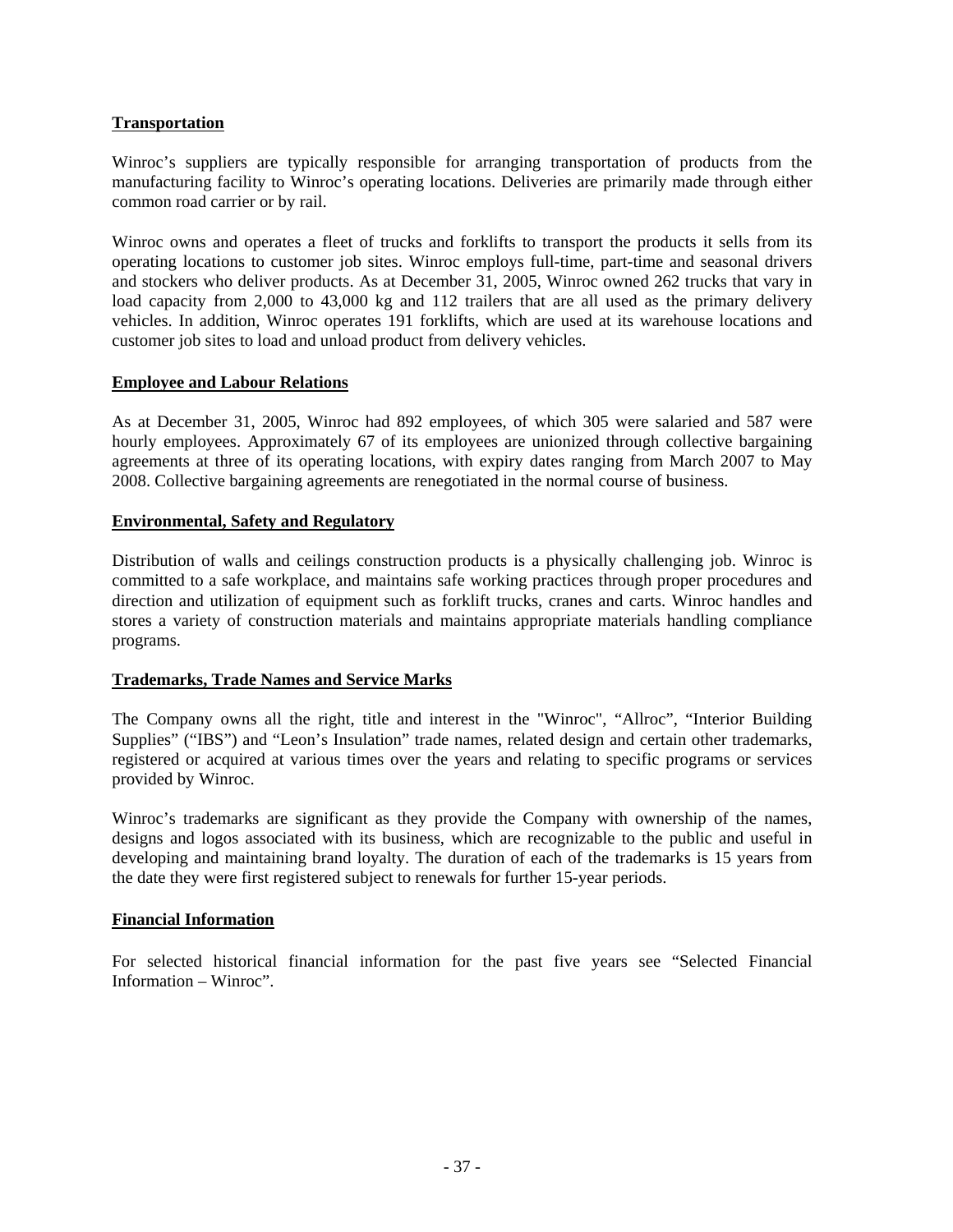**Transportation**

Winroc's suppliers are typically responsible for arranging transportation of products from the manufacturing facility to Winroc's operating locations. Deliveries are primarily made through either common road carrier or by rail.

Winroc owns and operates a fleet of trucks and forklifts to transport the products it sells from its operating locations to customer job sites. Winroc employs full-time, part-time and seasonal drivers and stockers who deliver products. As at December 31, 2005, Winroc owned 262 trucks that vary in load capacity from 2,000 to 43,000 kg and 112 trailers that are all used as the primary delivery vehicles. In addition, Winroc operates 191 forklifts, which are used at its warehouse locations and customer job sites to load and unload product from delivery vehicles.

**Employee and Labour Relations**

As at December 31, 2005, Winroc had 892 employees, of which 305 were salaried and 587 were hourly employees. Approximately 67 of its employees are unionized through collective bargaining agreements at three of its operating locations, with expiry dates ranging from March 2007 to May 2008. Collective bargaining agreements are renegotiated in the normal course of business.

**Environmental, Safety and Regulatory**

Distribution of walls and ceilings construction products is a physically challenging job. Winroc is committed to a safe workplace, and maintains safe working practices through proper procedures and direction and utilization of equipment such as forklift trucks, cranes and carts. Winroc handles and stores a variety of construction materials and maintains appropriate materials handling compliance programs.

**Trademarks, Trade Names and Service Marks**

The Company owns all the right, title and interest in the "Winroc", "Allroc", "Interior Building Supplies" ("IBS") and "Leon's Insulation" trade names, related design and certain other trademarks, registered or acquired at various times over the years and relating to specific programs or services provided by Winroc.

Winroc's trademarks are significant as they provide the Company with ownership of the names, designs and logos associated with its business, which are recognizable to the public and useful in developing and maintaining brand loyalty. The duration of each of the trademarks is 15 years from the date they were first registered subject to renewals for further 15-year periods.

**Financial Information**

For selected historical financial information for the past five years see "Selected Financial Information – Winroc".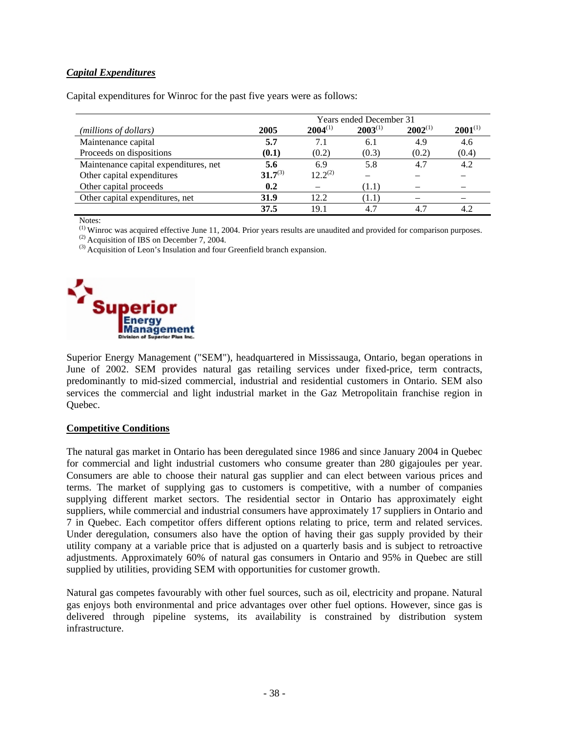### *Capital Expenditures*

Capital expenditures for Winroc for the past five years were as follows:

| | Years ended December 31 | | | | |
|---|---|---|---|---|---|
| *(millions of dollars)* | **2005** | **2004**[1] | **2003**[1] | **2002**[1] | **2001**[1] |
| Maintenance capital | **5.7** | 7.1 | 6.1 | 4.9 | 4.6 |
| Proceeds on dispositions | **(0.1)** | (0.2) | (0.3) | (0.2) | (0.4) |
| Maintenance capital expenditures, net | **5.6** | 6.9 | 5.8 | 4.7 | 4.2 |
| Other capital expenditures | **31.7**[3] | 12.2[2] | – | – | – |
| Other capital proceeds | **0.2** | – | (1.1) | – | – |
| Other capital expenditures, net | **31.9** | 12.2 | (1.1) | – | – |
| | **37.5** | 19.1 | 4.7 | 4.7 | 4.2 |

Notes:
[1] Winroc was acquired effective June 11, 2004. Prior years results are unaudited and provided for comparison purposes.
[2] Acquisition of IBS on December 7, 2004.
[3] Acquisition of Leon's Insulation and four Greenfield branch expansion.

Superior Energy Management
Division of Superior Plus Inc.

Superior Energy Management ("SEM"), headquartered in Mississauga, Ontario, began operations in June of 2002. SEM provides natural gas retailing services under fixed-price, term contracts, predominantly to mid-sized commercial, industrial and residential customers in Ontario. SEM also services the commercial and light industrial market in the Gaz Metropolitain franchise region in Quebec.

## Competitive Conditions

The natural gas market in Ontario has been deregulated since 1986 and since January 2004 in Quebec for commercial and light industrial customers who consume greater than 280 gigajoules per year. Consumers are able to choose their natural gas supplier and can elect between various prices and terms. The market of supplying gas to customers is competitive, with a number of companies supplying different market sectors. The residential sector in Ontario has approximately eight suppliers, while commercial and industrial consumers have approximately 17 suppliers in Ontario and 7 in Quebec. Each competitor offers different options relating to price, term and related services. Under deregulation, consumers also have the option of having their gas supply provided by their utility company at a variable price that is adjusted on a quarterly basis and is subject to retroactive adjustments. Approximately 60% of natural gas consumers in Ontario and 95% in Quebec are still supplied by utilities, providing SEM with opportunities for customer growth.

Natural gas competes favourably with other fuel sources, such as oil, electricity and propane. Natural gas enjoys both environmental and price advantages over other fuel options. However, since gas is delivered through pipeline systems, its availability is constrained by distribution system infrastructure.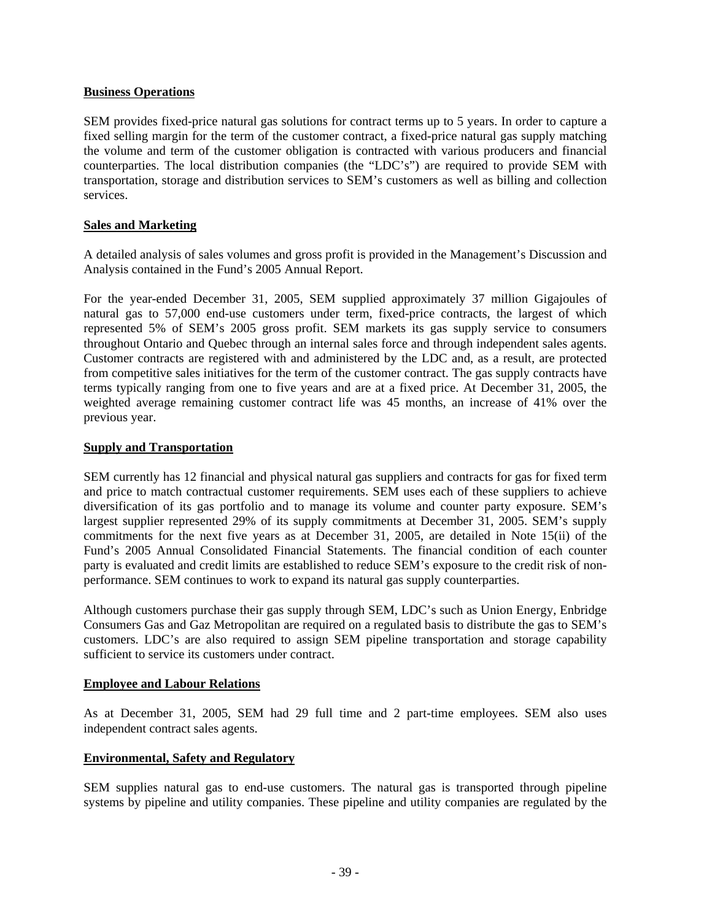## Business Operations

SEM provides fixed-price natural gas solutions for contract terms up to 5 years. In order to capture a fixed selling margin for the term of the customer contract, a fixed-price natural gas supply matching the volume and term of the customer obligation is contracted with various producers and financial counterparties. The local distribution companies (the "LDC's") are required to provide SEM with transportation, storage and distribution services to SEM's customers as well as billing and collection services.

## Sales and Marketing

A detailed analysis of sales volumes and gross profit is provided in the Management's Discussion and Analysis contained in the Fund's 2005 Annual Report.

For the year-ended December 31, 2005, SEM supplied approximately 37 million Gigajoules of natural gas to 57,000 end-use customers under term, fixed-price contracts, the largest of which represented 5% of SEM's 2005 gross profit. SEM markets its gas supply service to consumers throughout Ontario and Quebec through an internal sales force and through independent sales agents. Customer contracts are registered with and administered by the LDC and, as a result, are protected from competitive sales initiatives for the term of the customer contract. The gas supply contracts have terms typically ranging from one to five years and are at a fixed price. At December 31, 2005, the weighted average remaining customer contract life was 45 months, an increase of 41% over the previous year.

## Supply and Transportation

SEM currently has 12 financial and physical natural gas suppliers and contracts for gas for fixed term and price to match contractual customer requirements. SEM uses each of these suppliers to achieve diversification of its gas portfolio and to manage its volume and counter party exposure. SEM's largest supplier represented 29% of its supply commitments at December 31, 2005. SEM's supply commitments for the next five years as at December 31, 2005, are detailed in Note 15(ii) of the Fund's 2005 Annual Consolidated Financial Statements. The financial condition of each counter party is evaluated and credit limits are established to reduce SEM's exposure to the credit risk of non-performance. SEM continues to work to expand its natural gas supply counterparties.

Although customers purchase their gas supply through SEM, LDC's such as Union Energy, Enbridge Consumers Gas and Gaz Metropolitan are required on a regulated basis to distribute the gas to SEM's customers. LDC's are also required to assign SEM pipeline transportation and storage capability sufficient to service its customers under contract.

## Employee and Labour Relations

As at December 31, 2005, SEM had 29 full time and 2 part-time employees. SEM also uses independent contract sales agents.

## Environmental, Safety and Regulatory

SEM supplies natural gas to end-use customers. The natural gas is transported through pipeline systems by pipeline and utility companies. These pipeline and utility companies are regulated by the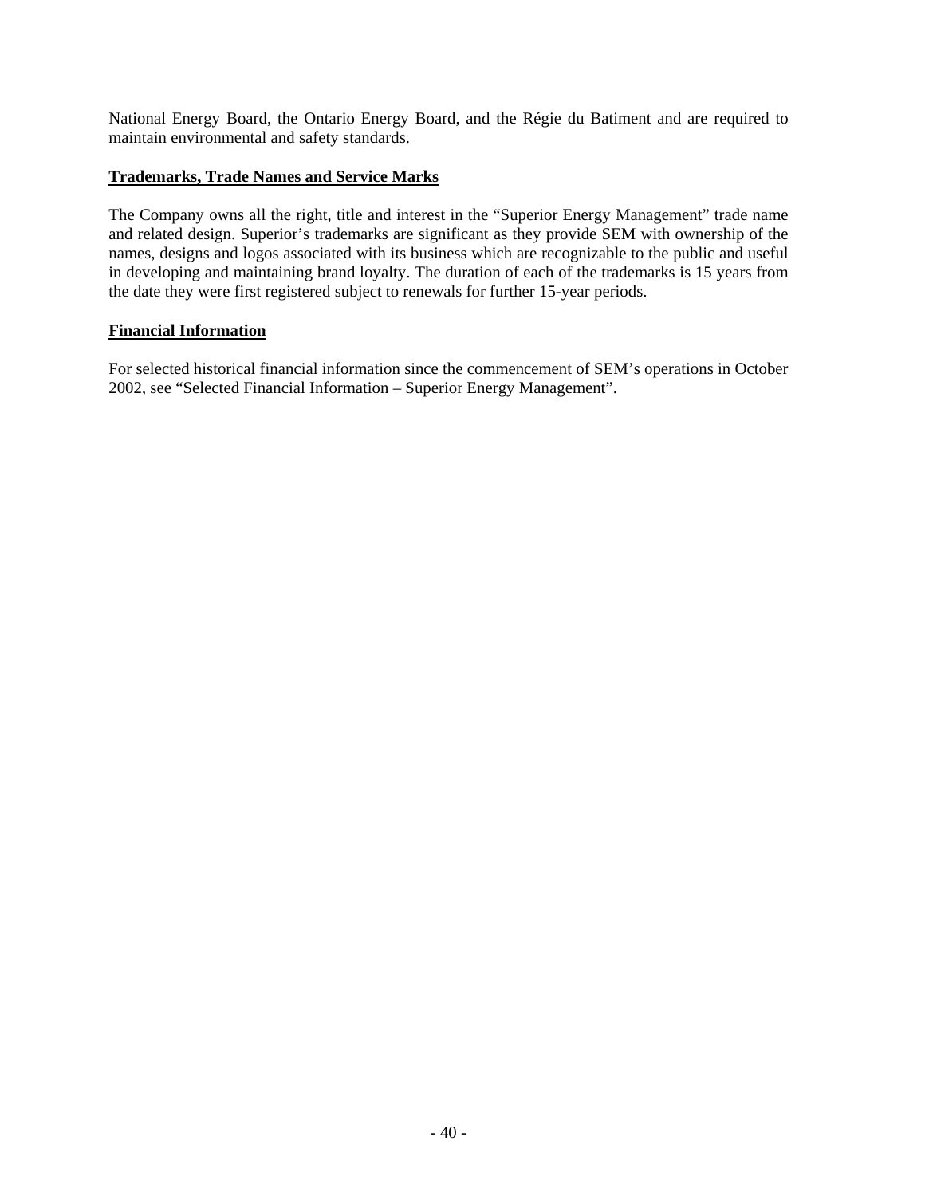National Energy Board, the Ontario Energy Board, and the Régie du Batiment and are required to maintain environmental and safety standards.

**Trademarks, Trade Names and Service Marks**

The Company owns all the right, title and interest in the "Superior Energy Management" trade name and related design. Superior's trademarks are significant as they provide SEM with ownership of the names, designs and logos associated with its business which are recognizable to the public and useful in developing and maintaining brand loyalty. The duration of each of the trademarks is 15 years from the date they were first registered subject to renewals for further 15-year periods.

**Financial Information**

For selected historical financial information since the commencement of SEM's operations in October 2002, see "Selected Financial Information – Superior Energy Management".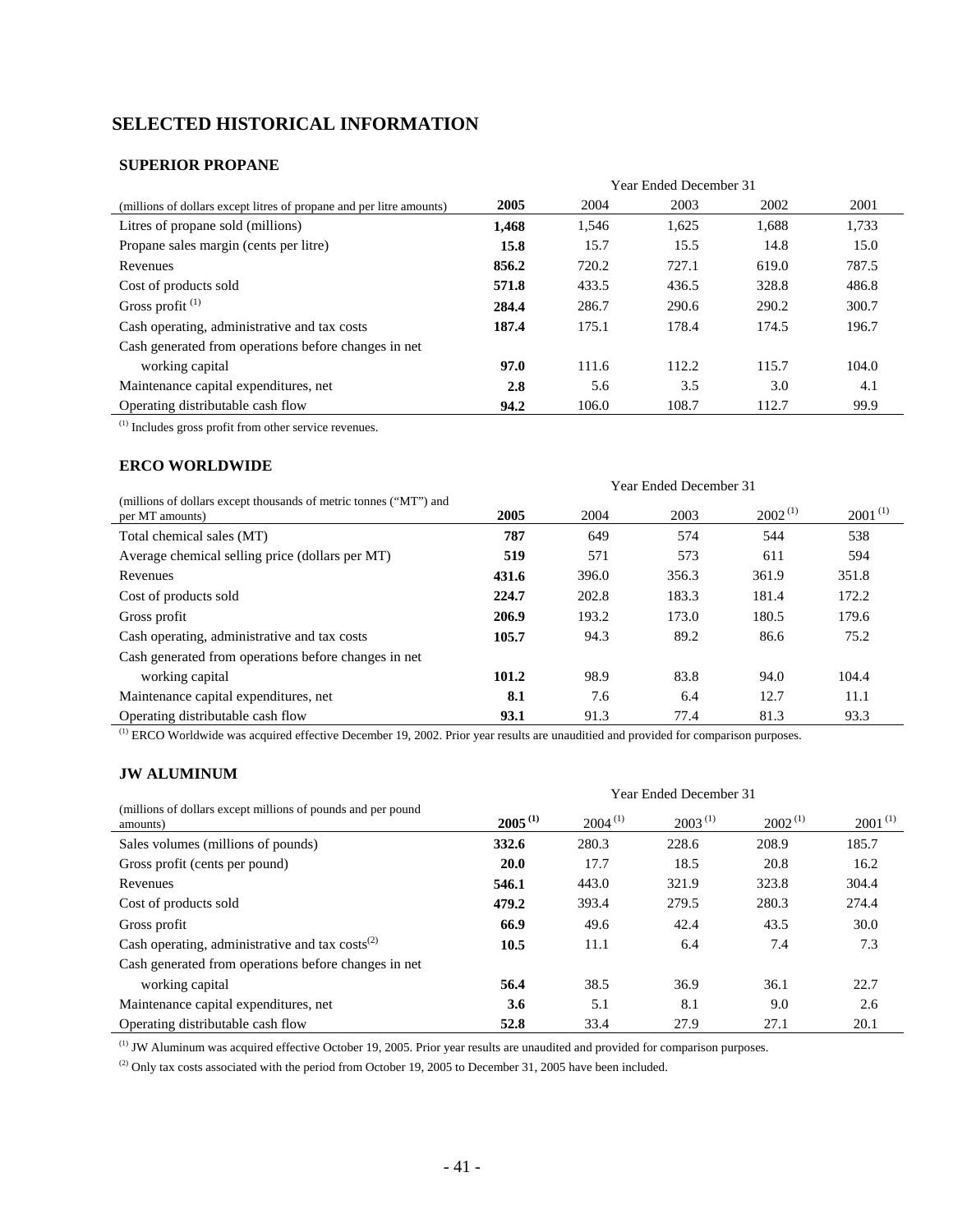# SELECTED HISTORICAL INFORMATION

## SUPERIOR PROPANE

| (millions of dollars except litres of propane and per litre amounts) | Year Ended December 31 | | | | |
|---|---|---|---|---|---|
| | **2005** | 2004 | 2003 | 2002 | 2001 |
| Litres of propane sold (millions) | **1,468** | 1,546 | 1,625 | 1,688 | 1,733 |
| Propane sales margin (cents per litre) | **15.8** | 15.7 | 15.5 | 14.8 | 15.0 |
| Revenues | **856.2** | 720.2 | 727.1 | 619.0 | 787.5 |
| Cost of products sold | **571.8** | 433.5 | 436.5 | 328.8 | 486.8 |
| Gross profit [(1)] | **284.4** | 286.7 | 290.6 | 290.2 | 300.7 |
| Cash operating, administrative and tax costs | **187.4** | 175.1 | 178.4 | 174.5 | 196.7 |
| Cash generated from operations before changes in net working capital | **97.0** | 111.6 | 112.2 | 115.7 | 104.0 |
| Maintenance capital expenditures, net | **2.8** | 5.6 | 3.5 | 3.0 | 4.1 |
| Operating distributable cash flow | **94.2** | 106.0 | 108.7 | 112.7 | 99.9 |

[(1)] Includes gross profit from other service revenues.

## ERCO WORLDWIDE

| (millions of dollars except thousands of metric tonnes ("MT") and per MT amounts) | Year Ended December 31 | | | | |
|---|---|---|---|---|---|
| | **2005** | 2004 | 2003 | 2002 [(1)] | 2001 [(1)] |
| Total chemical sales (MT) | **787** | 649 | 574 | 544 | 538 |
| Average chemical selling price (dollars per MT) | **519** | 571 | 573 | 611 | 594 |
| Revenues | **431.6** | 396.0 | 356.3 | 361.9 | 351.8 |
| Cost of products sold | **224.7** | 202.8 | 183.3 | 181.4 | 172.2 |
| Gross profit | **206.9** | 193.2 | 173.0 | 180.5 | 179.6 |
| Cash operating, administrative and tax costs | **105.7** | 94.3 | 89.2 | 86.6 | 75.2 |
| Cash generated from operations before changes in net working capital | **101.2** | 98.9 | 83.8 | 94.0 | 104.4 |
| Maintenance capital expenditures, net | **8.1** | 7.6 | 6.4 | 12.7 | 11.1 |
| Operating distributable cash flow | **93.1** | 91.3 | 77.4 | 81.3 | 93.3 |

[(1)] ERCO Worldwide was acquired effective December 19, 2002. Prior year results are unauditied and provided for comparison purposes.

## JW ALUMINUM

| (millions of dollars except millions of pounds and per pound amounts) | Year Ended December 31 | | | | |
|---|---|---|---|---|---|
| | **2005 [(1)]** | 2004 [(1)] | 2003 [(1)] | 2002 [(1)] | 2001 [(1)] |
| Sales volumes (millions of pounds) | **332.6** | 280.3 | 228.6 | 208.9 | 185.7 |
| Gross profit (cents per pound) | **20.0** | 17.7 | 18.5 | 20.8 | 16.2 |
| Revenues | **546.1** | 443.0 | 321.9 | 323.8 | 304.4 |
| Cost of products sold | **479.2** | 393.4 | 279.5 | 280.3 | 274.4 |
| Gross profit | **66.9** | 49.6 | 42.4 | 43.5 | 30.0 |
| Cash operating, administrative and tax costs[(2)] | **10.5** | 11.1 | 6.4 | 7.4 | 7.3 |
| Cash generated from operations before changes in net working capital | **56.4** | 38.5 | 36.9 | 36.1 | 22.7 |
| Maintenance capital expenditures, net | **3.6** | 5.1 | 8.1 | 9.0 | 2.6 |
| Operating distributable cash flow | **52.8** | 33.4 | 27.9 | 27.1 | 20.1 |

[(1)] JW Aluminum was acquired effective October 19, 2005. Prior year results are unaudited and provided for comparison purposes.

[(2)] Only tax costs associated with the period from October 19, 2005 to December 31, 2005 have been included.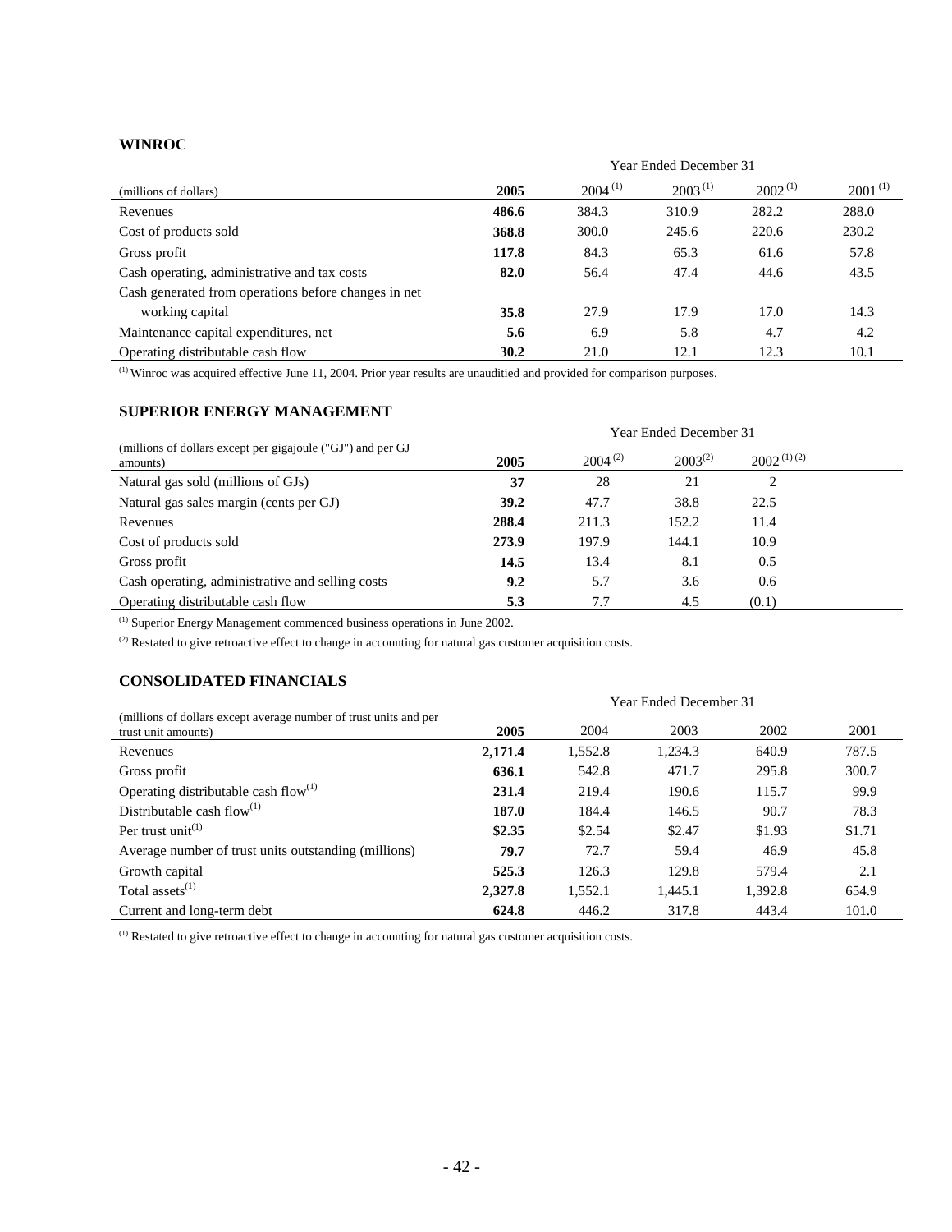### WINROC

| (millions of dollars) | Year Ended December 31 | | | | |
|---|---|---|---|---|---|
| | **2005** | 2004 [1] | 2003 [1] | 2002 [1] | 2001 [1] |
| Revenues | **486.6** | 384.3 | 310.9 | 282.2 | 288.0 |
| Cost of products sold | **368.8** | 300.0 | 245.6 | 220.6 | 230.2 |
| Gross profit | **117.8** | 84.3 | 65.3 | 61.6 | 57.8 |
| Cash operating, administrative and tax costs | **82.0** | 56.4 | 47.4 | 44.6 | 43.5 |
| Cash generated from operations before changes in net working capital | **35.8** | 27.9 | 17.9 | 17.0 | 14.3 |
| Maintenance capital expenditures, net | **5.6** | 6.9 | 5.8 | 4.7 | 4.2 |
| Operating distributable cash flow | **30.2** | 21.0 | 12.1 | 12.3 | 10.1 |

[1] Winroc was acquired effective June 11, 2004. Prior year results are unauditied and provided for comparison purposes.

### SUPERIOR ENERGY MANAGEMENT

| (millions of dollars except per gigajoule ("GJ") and per GJ amounts) | Year Ended December 31 | | | |
|---|---|---|---|---|
| | **2005** | 2004 [2] | 2003[2] | 2002 [1] [2] |
| Natural gas sold (millions of GJs) | **37** | 28 | 21 | 2 |
| Natural gas sales margin (cents per GJ) | **39.2** | 47.7 | 38.8 | 22.5 |
| Revenues | **288.4** | 211.3 | 152.2 | 11.4 |
| Cost of products sold | **273.9** | 197.9 | 144.1 | 10.9 |
| Gross profit | **14.5** | 13.4 | 8.1 | 0.5 |
| Cash operating, administrative and selling costs | **9.2** | 5.7 | 3.6 | 0.6 |
| Operating distributable cash flow | **5.3** | 7.7 | 4.5 | (0.1) |

[1] Superior Energy Management commenced business operations in June 2002.

[2] Restated to give retroactive effect to change in accounting for natural gas customer acquisition costs.

### CONSOLIDATED FINANCIALS

| (millions of dollars except average number of trust units and per trust unit amounts) | Year Ended December 31 | | | | |
|---|---|---|---|---|---|
| | **2005** | 2004 | 2003 | 2002 | 2001 |
| Revenues | **2,171.4** | 1,552.8 | 1,234.3 | 640.9 | 787.5 |
| Gross profit | **636.1** | 542.8 | 471.7 | 295.8 | 300.7 |
| Operating distributable cash flow[1] | **231.4** | 219.4 | 190.6 | 115.7 | 99.9 |
| Distributable cash flow[1] | **187.0** | 184.4 | 146.5 | 90.7 | 78.3 |
| Per trust unit[1] | **$2.35** | $2.54 | $2.47 | $1.93 | $1.71 |
| Average number of trust units outstanding (millions) | **79.7** | 72.7 | 59.4 | 46.9 | 45.8 |
| Growth capital | **525.3** | 126.3 | 129.8 | 579.4 | 2.1 |
| Total assets[1] | **2,327.8** | 1,552.1 | 1,445.1 | 1,392.8 | 654.9 |
| Current and long-term debt | **624.8** | 446.2 | 317.8 | 443.4 | 101.0 |

[1] Restated to give retroactive effect to change in accounting for natural gas customer acquisition costs.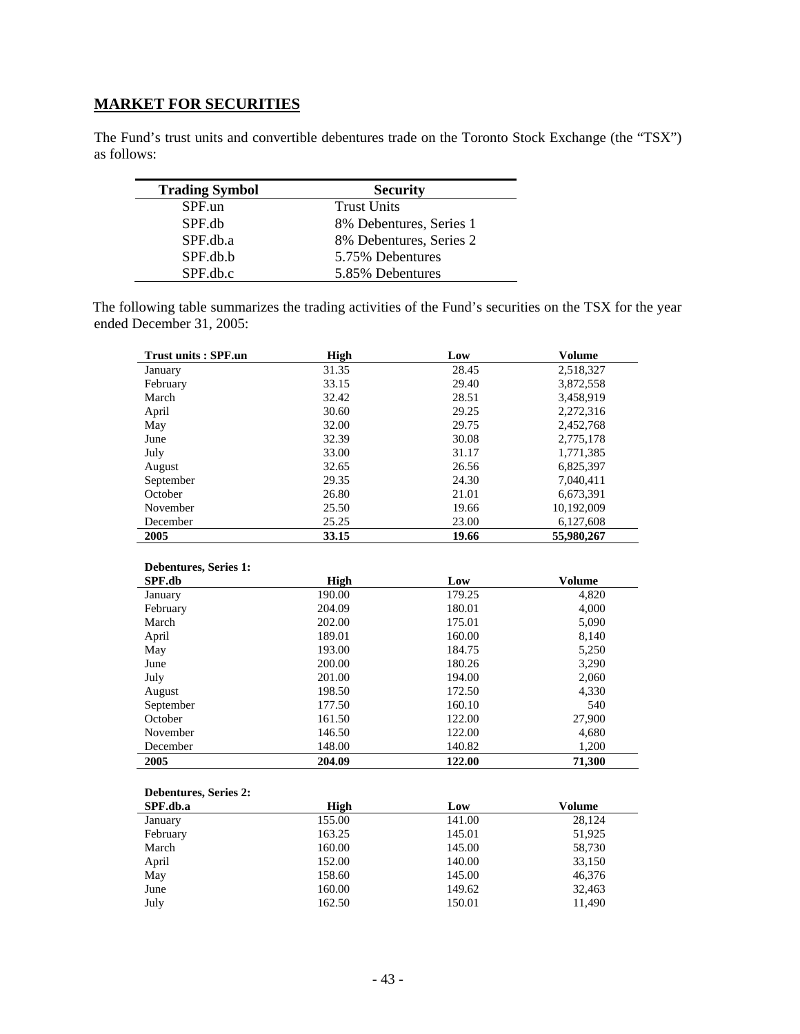## MARKET FOR SECURITIES

The Fund's trust units and convertible debentures trade on the Toronto Stock Exchange (the "TSX") as follows:

| Trading Symbol | Security |
|---|---|
| SPF.un | Trust Units |
| SPF.db | 8% Debentures, Series 1 |
| SPF.db.a | 8% Debentures, Series 2 |
| SPF.db.b | 5.75% Debentures |
| SPF.db.c | 5.85% Debentures |

The following table summarizes the trading activities of the Fund's securities on the TSX for the year ended December 31, 2005:

| Trust units : SPF.un | High | Low | Volume |
|---|---|---|---|
| January | 31.35 | 28.45 | 2,518,327 |
| February | 33.15 | 29.40 | 3,872,558 |
| March | 32.42 | 28.51 | 3,458,919 |
| April | 30.60 | 29.25 | 2,272,316 |
| May | 32.00 | 29.75 | 2,452,768 |
| June | 32.39 | 30.08 | 2,775,178 |
| July | 33.00 | 31.17 | 1,771,385 |
| August | 32.65 | 26.56 | 6,825,397 |
| September | 29.35 | 24.30 | 7,040,411 |
| October | 26.80 | 21.01 | 6,673,391 |
| November | 25.50 | 19.66 | 10,192,009 |
| December | 25.25 | 23.00 | 6,127,608 |
| **2005** | **33.15** | **19.66** | **55,980,267** |

| Debentures, Series 1: SPF.db | High | Low | Volume |
|---|---|---|---|
| January | 190.00 | 179.25 | 4,820 |
| February | 204.09 | 180.01 | 4,000 |
| March | 202.00 | 175.01 | 5,090 |
| April | 189.01 | 160.00 | 8,140 |
| May | 193.00 | 184.75 | 5,250 |
| June | 200.00 | 180.26 | 3,290 |
| July | 201.00 | 194.00 | 2,060 |
| August | 198.50 | 172.50 | 4,330 |
| September | 177.50 | 160.10 | 540 |
| October | 161.50 | 122.00 | 27,900 |
| November | 146.50 | 122.00 | 4,680 |
| December | 148.00 | 140.82 | 1,200 |
| **2005** | **204.09** | **122.00** | **71,300** |

| Debentures, Series 2: SPF.db.a | High | Low | Volume |
|---|---|---|---|
| January | 155.00 | 141.00 | 28,124 |
| February | 163.25 | 145.01 | 51,925 |
| March | 160.00 | 145.00 | 58,730 |
| April | 152.00 | 140.00 | 33,150 |
| May | 158.60 | 145.00 | 46,376 |
| June | 160.00 | 149.62 | 32,463 |
| July | 162.50 | 150.01 | 11,490 |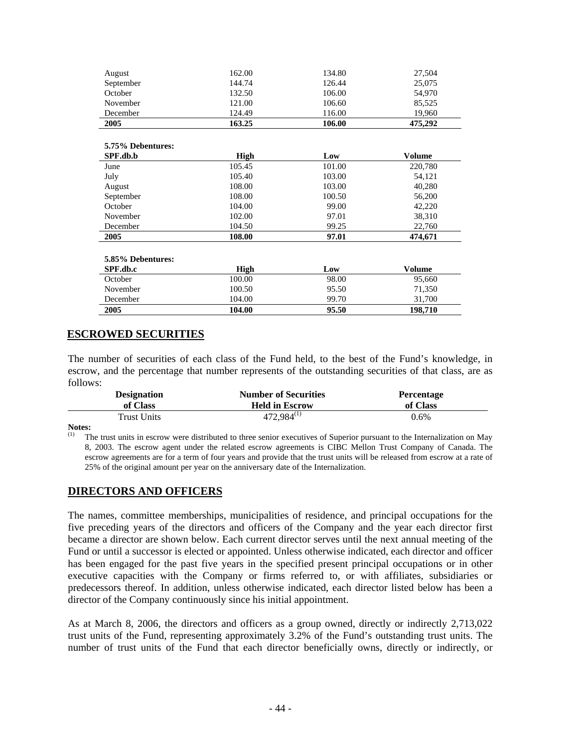| | | | |
|---|---|---|---|
| August | 162.00 | 134.80 | 27,504 |
| September | 144.74 | 126.44 | 25,075 |
| October | 132.50 | 106.00 | 54,970 |
| November | 121.00 | 106.60 | 85,525 |
| December | 124.49 | 116.00 | 19,960 |
| **2005** | **163.25** | **106.00** | **475,292** |

**5.75% Debentures:**

| SPF.db.b | High | Low | Volume |
|---|---|---|---|
| June | 105.45 | 101.00 | 220,780 |
| July | 105.40 | 103.00 | 54,121 |
| August | 108.00 | 103.00 | 40,280 |
| September | 108.00 | 100.50 | 56,200 |
| October | 104.00 | 99.00 | 42,220 |
| November | 102.00 | 97.01 | 38,310 |
| December | 104.50 | 99.25 | 22,760 |
| **2005** | **108.00** | **97.01** | **474,671** |

**5.85% Debentures:**

| SPF.db.c | High | Low | Volume |
|---|---|---|---|
| October | 100.00 | 98.00 | 95,660 |
| November | 100.50 | 95.50 | 71,350 |
| December | 104.00 | 99.70 | 31,700 |
| **2005** | **104.00** | **95.50** | **198,710** |

## ESCROWED SECURITIES

The number of securities of each class of the Fund held, to the best of the Fund's knowledge, in escrow, and the percentage that number represents of the outstanding securities of that class, are as follows:

| Designation of Class | Number of Securities Held in Escrow | Percentage of Class |
|---|---|---|
| Trust Units | 472,984[(1)] | 0.6% |

**Notes:**

(1) The trust units in escrow were distributed to three senior executives of Superior pursuant to the Internalization on May 8, 2003. The escrow agent under the related escrow agreements is CIBC Mellon Trust Company of Canada. The escrow agreements are for a term of four years and provide that the trust units will be released from escrow at a rate of 25% of the original amount per year on the anniversary date of the Internalization.

## DIRECTORS AND OFFICERS

The names, committee memberships, municipalities of residence, and principal occupations for the five preceding years of the directors and officers of the Company and the year each director first became a director are shown below. Each current director serves until the next annual meeting of the Fund or until a successor is elected or appointed. Unless otherwise indicated, each director and officer has been engaged for the past five years in the specified present principal occupations or in other executive capacities with the Company or firms referred to, or with affiliates, subsidiaries or predecessors thereof. In addition, unless otherwise indicated, each director listed below has been a director of the Company continuously since his initial appointment.

As at March 8, 2006, the directors and officers as a group owned, directly or indirectly 2,713,022 trust units of the Fund, representing approximately 3.2% of the Fund's outstanding trust units. The number of trust units of the Fund that each director beneficially owns, directly or indirectly, or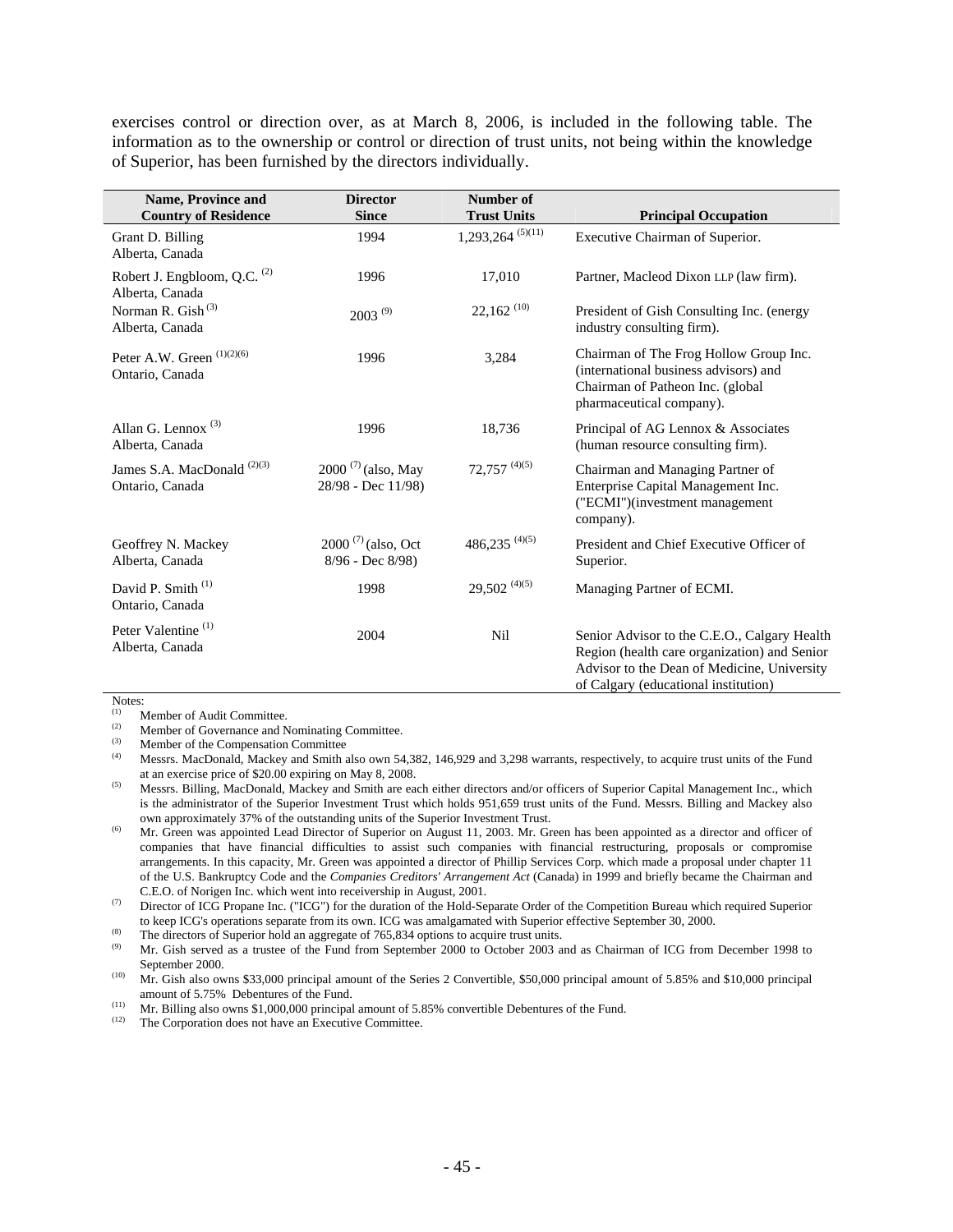exercises control or direction over, as at March 8, 2006, is included in the following table. The information as to the ownership or control or direction of trust units, not being within the knowledge of Superior, has been furnished by the directors individually.

| Name, Province and Country of Residence | Director Since | Number of Trust Units | Principal Occupation |
|---|---|---|---|
| Grant D. Billing<br>Alberta, Canada | 1994 | 1,293,264 (5)(11) | Executive Chairman of Superior. |
| Robert J. Engbloom, Q.C. (2)<br>Alberta, Canada | 1996 | 17,010 | Partner, Macleod Dixon LLP (law firm). |
| Norman R. Gish (3)<br>Alberta, Canada | 2003 (9) | 22,162 (10) | President of Gish Consulting Inc. (energy industry consulting firm). |
| Peter A.W. Green (1)(2)(6)<br>Ontario, Canada | 1996 | 3,284 | Chairman of The Frog Hollow Group Inc. (international business advisors) and Chairman of Patheon Inc. (global pharmaceutical company). |
| Allan G. Lennox (3)<br>Alberta, Canada | 1996 | 18,736 | Principal of AG Lennox & Associates (human resource consulting firm). |
| James S.A. MacDonald (2)(3)<br>Ontario, Canada | 2000 (7) (also, May 28/98 - Dec 11/98) | 72,757 (4)(5) | Chairman and Managing Partner of Enterprise Capital Management Inc. ("ECMI")(investment management company). |
| Geoffrey N. Mackey<br>Alberta, Canada | 2000 (7) (also, Oct 8/96 - Dec 8/98) | 486,235 (4)(5) | President and Chief Executive Officer of Superior. |
| David P. Smith (1)<br>Ontario, Canada | 1998 | 29,502 (4)(5) | Managing Partner of ECMI. |
| Peter Valentine (1)<br>Alberta, Canada | 2004 | Nil | Senior Advisor to the C.E.O., Calgary Health Region (health care organization) and Senior Advisor to the Dean of Medicine, University of Calgary (educational institution) |

Notes:

(1) Member of Audit Committee.

(2) Member of Governance and Nominating Committee.

(3) Member of the Compensation Committee

(4) Messrs. MacDonald, Mackey and Smith also own 54,382, 146,929 and 3,298 warrants, respectively, to acquire trust units of the Fund at an exercise price of $20.00 expiring on May 8, 2008.

(5) Messrs. Billing, MacDonald, Mackey and Smith are each either directors and/or officers of Superior Capital Management Inc., which is the administrator of the Superior Investment Trust which holds 951,659 trust units of the Fund. Messrs. Billing and Mackey also own approximately 37% of the outstanding units of the Superior Investment Trust.

(6) Mr. Green was appointed Lead Director of Superior on August 11, 2003. Mr. Green has been appointed as a director and officer of companies that have financial difficulties to assist such companies with financial restructuring, proposals or compromise arrangements. In this capacity, Mr. Green was appointed a director of Phillip Services Corp. which made a proposal under chapter 11 of the U.S. Bankruptcy Code and the *Companies Creditors' Arrangement Act* (Canada) in 1999 and briefly became the Chairman and C.E.O. of Norigen Inc. which went into receivership in August, 2001.

(7) Director of ICG Propane Inc. ("ICG") for the duration of the Hold-Separate Order of the Competition Bureau which required Superior to keep ICG's operations separate from its own. ICG was amalgamated with Superior effective September 30, 2000.

(8) The directors of Superior hold an aggregate of 765,834 options to acquire trust units.

(9) Mr. Gish served as a trustee of the Fund from September 2000 to October 2003 and as Chairman of ICG from December 1998 to September 2000.

(10) Mr. Gish also owns $33,000 principal amount of the Series 2 Convertible, $50,000 principal amount of 5.85% and $10,000 principal amount of 5.75% Debentures of the Fund.

(11) Mr. Billing also owns $1,000,000 principal amount of 5.85% convertible Debentures of the Fund.

(12) The Corporation does not have an Executive Committee.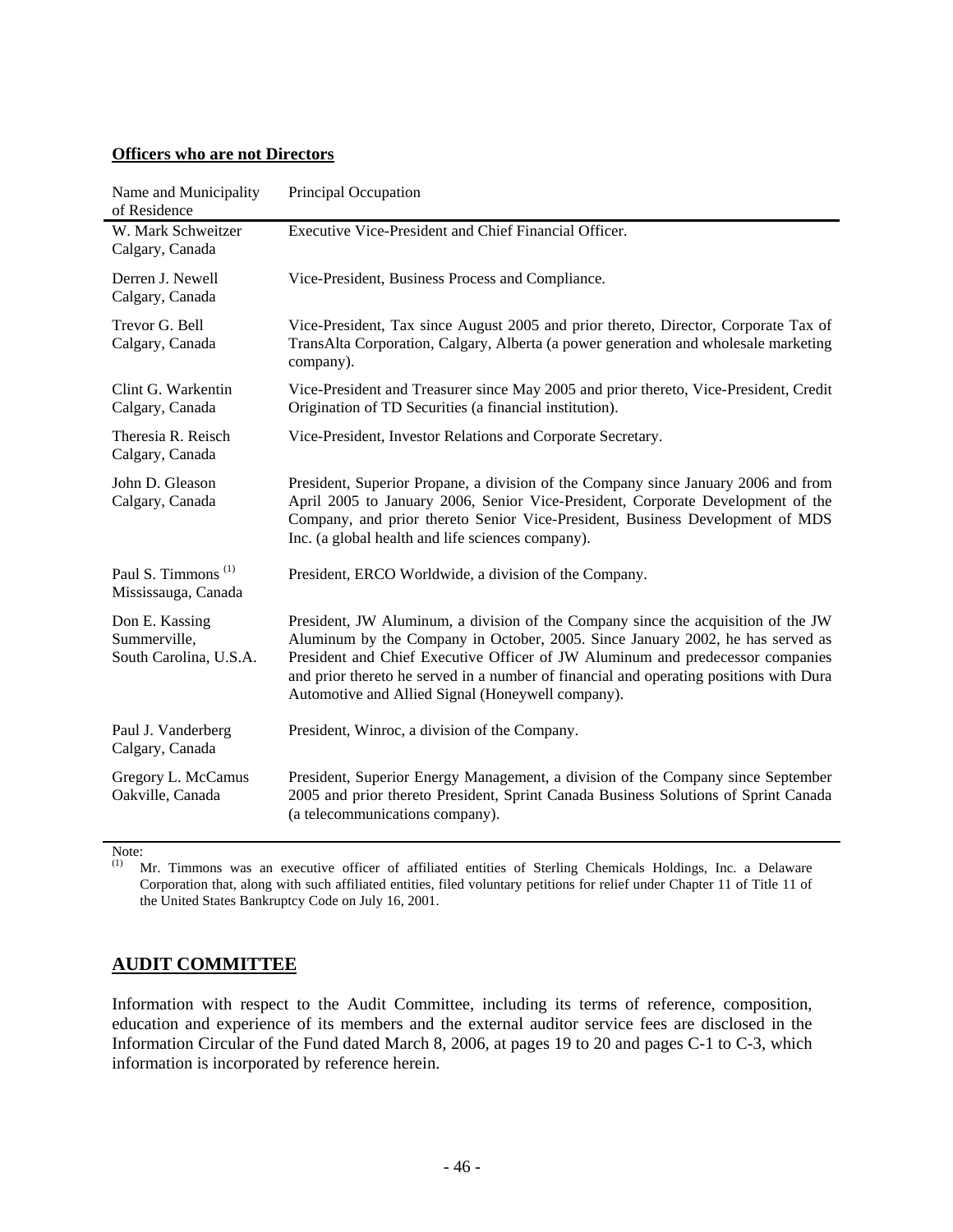**Officers who are not Directors**

| Name and Municipality of Residence | Principal Occupation |
|---|---|
| W. Mark Schweitzer<br>Calgary, Canada | Executive Vice-President and Chief Financial Officer. |
| Derren J. Newell<br>Calgary, Canada | Vice-President, Business Process and Compliance. |
| Trevor G. Bell<br>Calgary, Canada | Vice-President, Tax since August 2005 and prior thereto, Director, Corporate Tax of TransAlta Corporation, Calgary, Alberta (a power generation and wholesale marketing company). |
| Clint G. Warkentin<br>Calgary, Canada | Vice-President and Treasurer since May 2005 and prior thereto, Vice-President, Credit Origination of TD Securities (a financial institution). |
| Theresia R. Reisch<br>Calgary, Canada | Vice-President, Investor Relations and Corporate Secretary. |
| John D. Gleason<br>Calgary, Canada | President, Superior Propane, a division of the Company since January 2006 and from April 2005 to January 2006, Senior Vice-President, Corporate Development of the Company, and prior thereto Senior Vice-President, Business Development of MDS Inc. (a global health and life sciences company). |
| Paul S. Timmons [(1)]<br>Mississauga, Canada | President, ERCO Worldwide, a division of the Company. |
| Don E. Kassing<br>Summerville, South Carolina, U.S.A. | President, JW Aluminum, a division of the Company since the acquisition of the JW Aluminum by the Company in October, 2005. Since January 2002, he has served as President and Chief Executive Officer of JW Aluminum and predecessor companies and prior thereto he served in a number of financial and operating positions with Dura Automotive and Allied Signal (Honeywell company). |
| Paul J. Vanderberg<br>Calgary, Canada | President, Winroc, a division of the Company. |
| Gregory L. McCamus<br>Oakville, Canada | President, Superior Energy Management, a division of the Company since September 2005 and prior thereto President, Sprint Canada Business Solutions of Sprint Canada (a telecommunications company). |

Note:
(1) Mr. Timmons was an executive officer of affiliated entities of Sterling Chemicals Holdings, Inc. a Delaware Corporation that, along with such affiliated entities, filed voluntary petitions for relief under Chapter 11 of Title 11 of the United States Bankruptcy Code on July 16, 2001.

## AUDIT COMMITTEE

Information with respect to the Audit Committee, including its terms of reference, composition, education and experience of its members and the external auditor service fees are disclosed in the Information Circular of the Fund dated March 8, 2006, at pages 19 to 20 and pages C-1 to C-3, which information is incorporated by reference herein.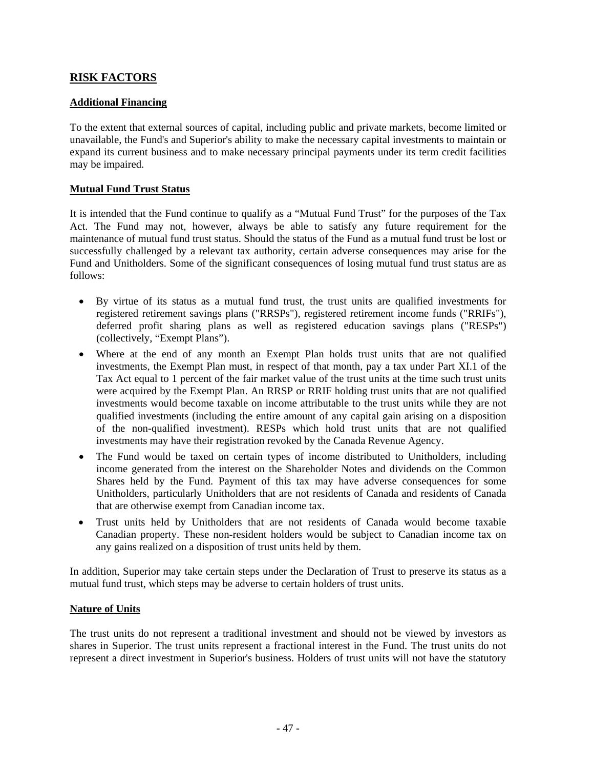## RISK FACTORS

### Additional Financing

To the extent that external sources of capital, including public and private markets, become limited or unavailable, the Fund's and Superior's ability to make the necessary capital investments to maintain or expand its current business and to make necessary principal payments under its term credit facilities may be impaired.

### Mutual Fund Trust Status

It is intended that the Fund continue to qualify as a "Mutual Fund Trust" for the purposes of the Tax Act. The Fund may not, however, always be able to satisfy any future requirement for the maintenance of mutual fund trust status. Should the status of the Fund as a mutual fund trust be lost or successfully challenged by a relevant tax authority, certain adverse consequences may arise for the Fund and Unitholders. Some of the significant consequences of losing mutual fund trust status are as follows:

- By virtue of its status as a mutual fund trust, the trust units are qualified investments for registered retirement savings plans ("RRSPs"), registered retirement income funds ("RRIFs"), deferred profit sharing plans as well as registered education savings plans ("RESPs") (collectively, "Exempt Plans").
- Where at the end of any month an Exempt Plan holds trust units that are not qualified investments, the Exempt Plan must, in respect of that month, pay a tax under Part XI.1 of the Tax Act equal to 1 percent of the fair market value of the trust units at the time such trust units were acquired by the Exempt Plan. An RRSP or RRIF holding trust units that are not qualified investments would become taxable on income attributable to the trust units while they are not qualified investments (including the entire amount of any capital gain arising on a disposition of the non-qualified investment). RESPs which hold trust units that are not qualified investments may have their registration revoked by the Canada Revenue Agency.
- The Fund would be taxed on certain types of income distributed to Unitholders, including income generated from the interest on the Shareholder Notes and dividends on the Common Shares held by the Fund. Payment of this tax may have adverse consequences for some Unitholders, particularly Unitholders that are not residents of Canada and residents of Canada that are otherwise exempt from Canadian income tax.
- Trust units held by Unitholders that are not residents of Canada would become taxable Canadian property. These non-resident holders would be subject to Canadian income tax on any gains realized on a disposition of trust units held by them.

In addition, Superior may take certain steps under the Declaration of Trust to preserve its status as a mutual fund trust, which steps may be adverse to certain holders of trust units.

### Nature of Units

The trust units do not represent a traditional investment and should not be viewed by investors as shares in Superior. The trust units represent a fractional interest in the Fund. The trust units do not represent a direct investment in Superior's business. Holders of trust units will not have the statutory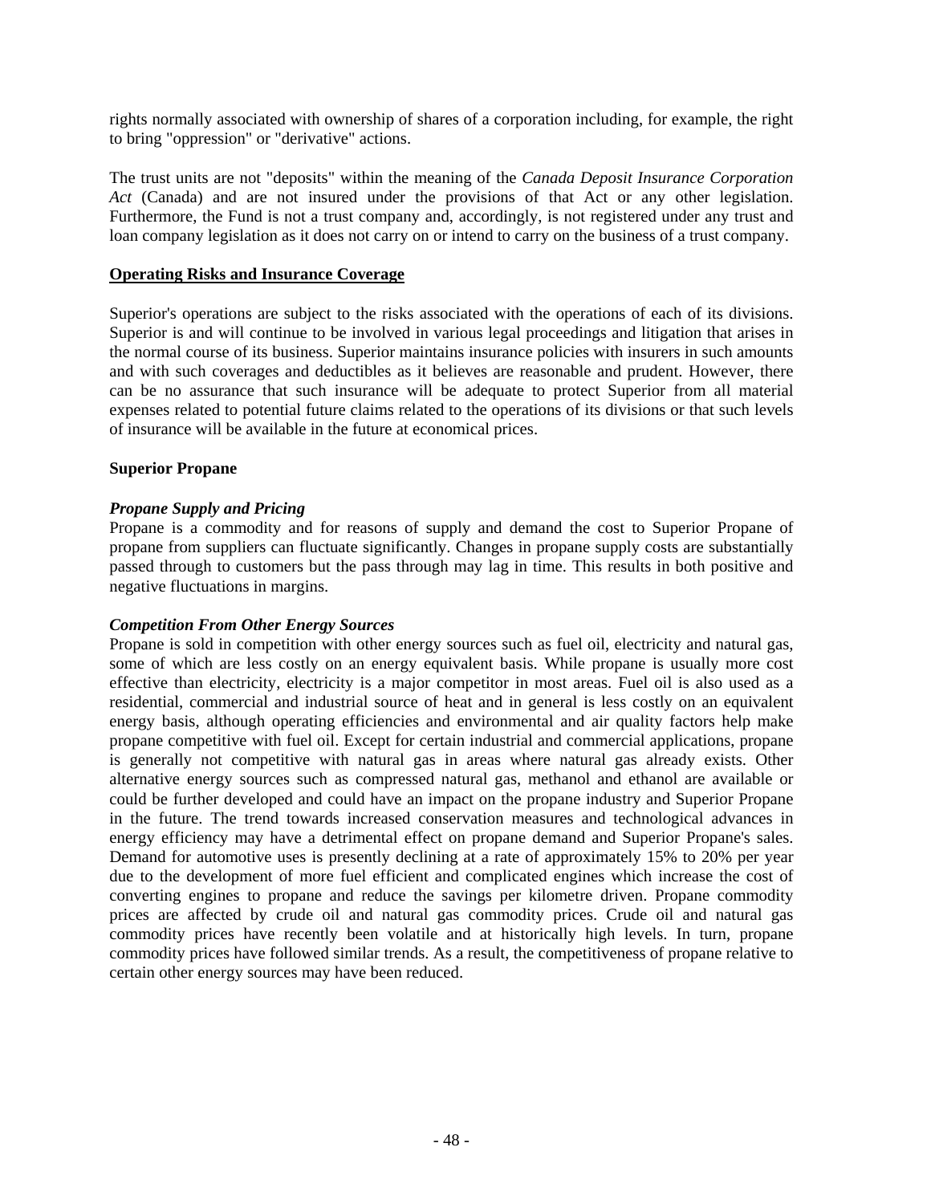rights normally associated with ownership of shares of a corporation including, for example, the right to bring "oppression" or "derivative" actions.

The trust units are not "deposits" within the meaning of the *Canada Deposit Insurance Corporation Act* (Canada) and are not insured under the provisions of that Act or any other legislation. Furthermore, the Fund is not a trust company and, accordingly, is not registered under any trust and loan company legislation as it does not carry on or intend to carry on the business of a trust company.

**Operating Risks and Insurance Coverage**

Superior's operations are subject to the risks associated with the operations of each of its divisions. Superior is and will continue to be involved in various legal proceedings and litigation that arises in the normal course of its business. Superior maintains insurance policies with insurers in such amounts and with such coverages and deductibles as it believes are reasonable and prudent. However, there can be no assurance that such insurance will be adequate to protect Superior from all material expenses related to potential future claims related to the operations of its divisions or that such levels of insurance will be available in the future at economical prices.

**Superior Propane**

***Propane Supply and Pricing***

Propane is a commodity and for reasons of supply and demand the cost to Superior Propane of propane from suppliers can fluctuate significantly. Changes in propane supply costs are substantially passed through to customers but the pass through may lag in time. This results in both positive and negative fluctuations in margins.

***Competition From Other Energy Sources***

Propane is sold in competition with other energy sources such as fuel oil, electricity and natural gas, some of which are less costly on an energy equivalent basis. While propane is usually more cost effective than electricity, electricity is a major competitor in most areas. Fuel oil is also used as a residential, commercial and industrial source of heat and in general is less costly on an equivalent energy basis, although operating efficiencies and environmental and air quality factors help make propane competitive with fuel oil. Except for certain industrial and commercial applications, propane is generally not competitive with natural gas in areas where natural gas already exists. Other alternative energy sources such as compressed natural gas, methanol and ethanol are available or could be further developed and could have an impact on the propane industry and Superior Propane in the future. The trend towards increased conservation measures and technological advances in energy efficiency may have a detrimental effect on propane demand and Superior Propane's sales. Demand for automotive uses is presently declining at a rate of approximately 15% to 20% per year due to the development of more fuel efficient and complicated engines which increase the cost of converting engines to propane and reduce the savings per kilometre driven. Propane commodity prices are affected by crude oil and natural gas commodity prices. Crude oil and natural gas commodity prices have recently been volatile and at historically high levels. In turn, propane commodity prices have followed similar trends. As a result, the competitiveness of propane relative to certain other energy sources may have been reduced.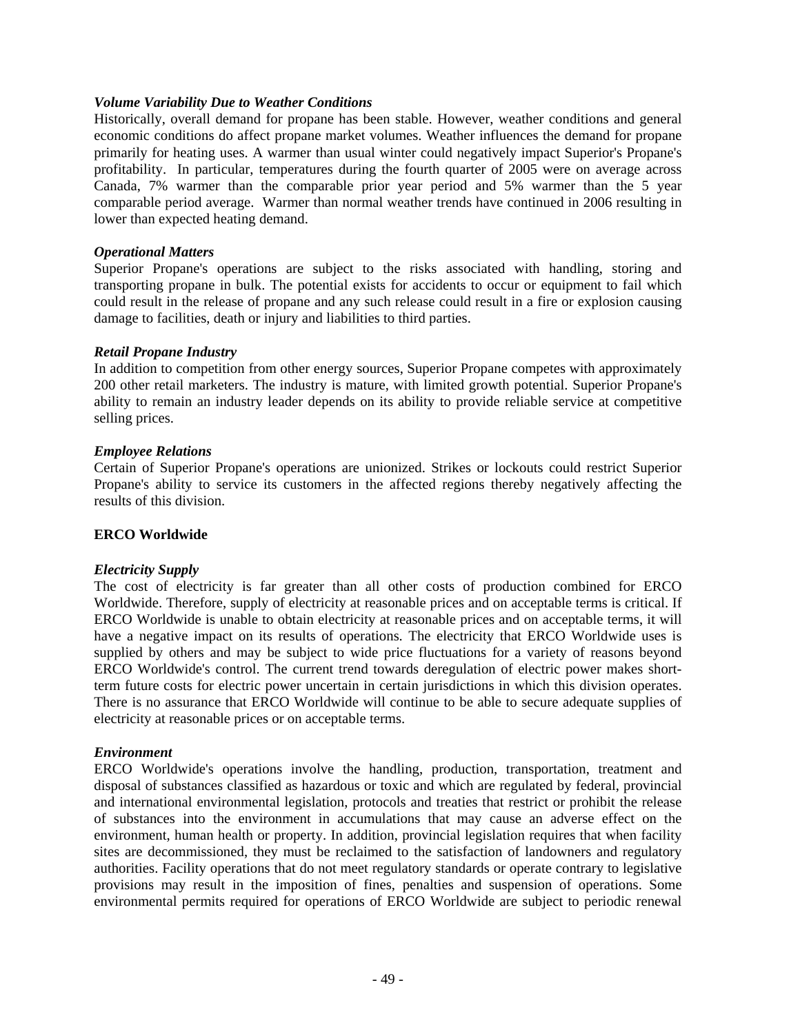***Volume Variability Due to Weather Conditions***
Historically, overall demand for propane has been stable. However, weather conditions and general economic conditions do affect propane market volumes. Weather influences the demand for propane primarily for heating uses. A warmer than usual winter could negatively impact Superior's Propane's profitability. In particular, temperatures during the fourth quarter of 2005 were on average across Canada, 7% warmer than the comparable prior year period and 5% warmer than the 5 year comparable period average. Warmer than normal weather trends have continued in 2006 resulting in lower than expected heating demand.

***Operational Matters***
Superior Propane's operations are subject to the risks associated with handling, storing and transporting propane in bulk. The potential exists for accidents to occur or equipment to fail which could result in the release of propane and any such release could result in a fire or explosion causing damage to facilities, death or injury and liabilities to third parties.

***Retail Propane Industry***
In addition to competition from other energy sources, Superior Propane competes with approximately 200 other retail marketers. The industry is mature, with limited growth potential. Superior Propane's ability to remain an industry leader depends on its ability to provide reliable service at competitive selling prices.

***Employee Relations***
Certain of Superior Propane's operations are unionized. Strikes or lockouts could restrict Superior Propane's ability to service its customers in the affected regions thereby negatively affecting the results of this division.

**ERCO Worldwide**

***Electricity Supply***
The cost of electricity is far greater than all other costs of production combined for ERCO Worldwide. Therefore, supply of electricity at reasonable prices and on acceptable terms is critical. If ERCO Worldwide is unable to obtain electricity at reasonable prices and on acceptable terms, it will have a negative impact on its results of operations. The electricity that ERCO Worldwide uses is supplied by others and may be subject to wide price fluctuations for a variety of reasons beyond ERCO Worldwide's control. The current trend towards deregulation of electric power makes short-term future costs for electric power uncertain in certain jurisdictions in which this division operates. There is no assurance that ERCO Worldwide will continue to be able to secure adequate supplies of electricity at reasonable prices or on acceptable terms.

***Environment***
ERCO Worldwide's operations involve the handling, production, transportation, treatment and disposal of substances classified as hazardous or toxic and which are regulated by federal, provincial and international environmental legislation, protocols and treaties that restrict or prohibit the release of substances into the environment in accumulations that may cause an adverse effect on the environment, human health or property. In addition, provincial legislation requires that when facility sites are decommissioned, they must be reclaimed to the satisfaction of landowners and regulatory authorities. Facility operations that do not meet regulatory standards or operate contrary to legislative provisions may result in the imposition of fines, penalties and suspension of operations. Some environmental permits required for operations of ERCO Worldwide are subject to periodic renewal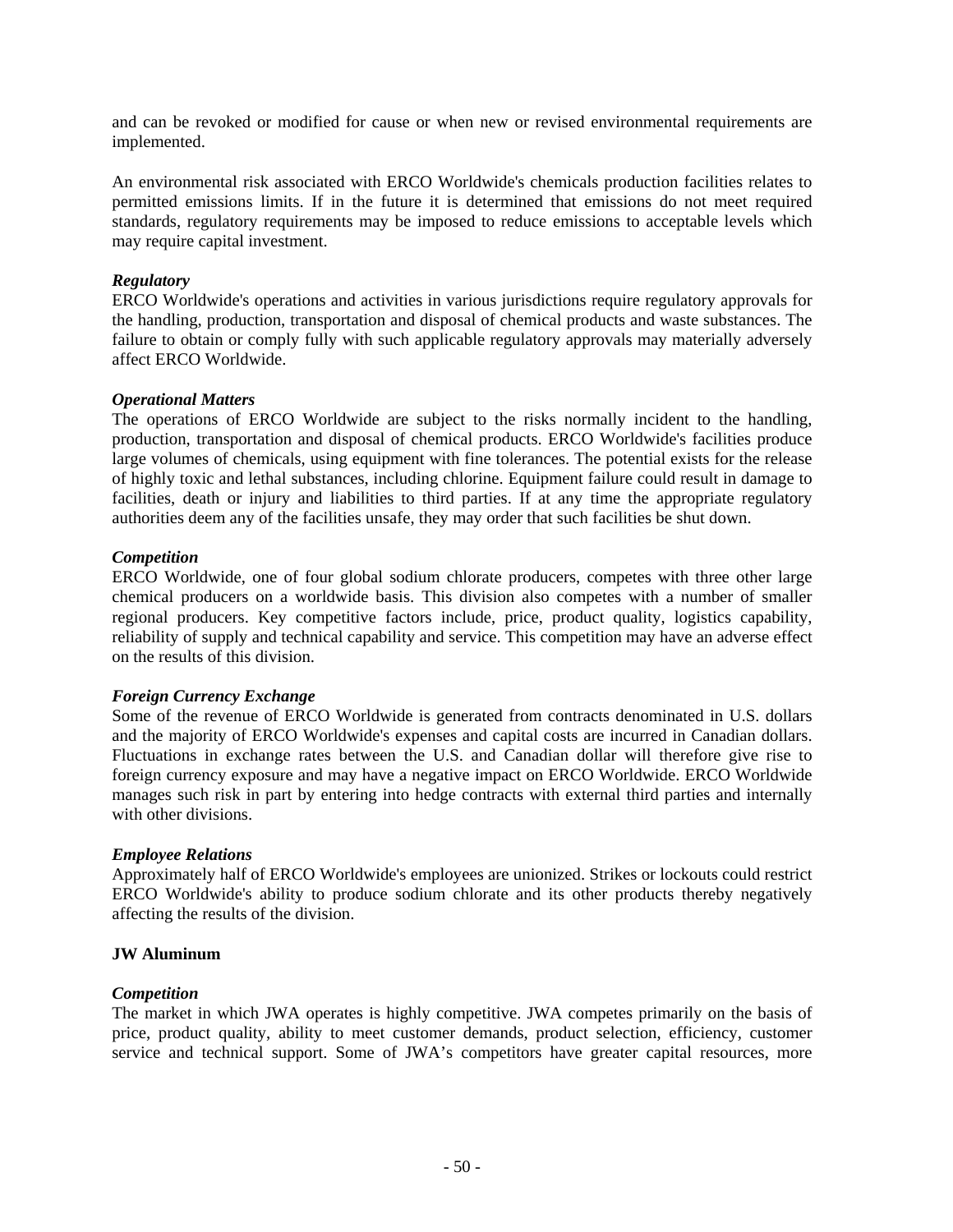and can be revoked or modified for cause or when new or revised environmental requirements are implemented.

An environmental risk associated with ERCO Worldwide's chemicals production facilities relates to permitted emissions limits. If in the future it is determined that emissions do not meet required standards, regulatory requirements may be imposed to reduce emissions to acceptable levels which may require capital investment.

***Regulatory***

ERCO Worldwide's operations and activities in various jurisdictions require regulatory approvals for the handling, production, transportation and disposal of chemical products and waste substances. The failure to obtain or comply fully with such applicable regulatory approvals may materially adversely affect ERCO Worldwide.

***Operational Matters***

The operations of ERCO Worldwide are subject to the risks normally incident to the handling, production, transportation and disposal of chemical products. ERCO Worldwide's facilities produce large volumes of chemicals, using equipment with fine tolerances. The potential exists for the release of highly toxic and lethal substances, including chlorine. Equipment failure could result in damage to facilities, death or injury and liabilities to third parties. If at any time the appropriate regulatory authorities deem any of the facilities unsafe, they may order that such facilities be shut down.

***Competition***

ERCO Worldwide, one of four global sodium chlorate producers, competes with three other large chemical producers on a worldwide basis. This division also competes with a number of smaller regional producers. Key competitive factors include, price, product quality, logistics capability, reliability of supply and technical capability and service. This competition may have an adverse effect on the results of this division.

***Foreign Currency Exchange***

Some of the revenue of ERCO Worldwide is generated from contracts denominated in U.S. dollars and the majority of ERCO Worldwide's expenses and capital costs are incurred in Canadian dollars. Fluctuations in exchange rates between the U.S. and Canadian dollar will therefore give rise to foreign currency exposure and may have a negative impact on ERCO Worldwide. ERCO Worldwide manages such risk in part by entering into hedge contracts with external third parties and internally with other divisions.

***Employee Relations***

Approximately half of ERCO Worldwide's employees are unionized. Strikes or lockouts could restrict ERCO Worldwide's ability to produce sodium chlorate and its other products thereby negatively affecting the results of the division.

**JW Aluminum**

***Competition***

The market in which JWA operates is highly competitive. JWA competes primarily on the basis of price, product quality, ability to meet customer demands, product selection, efficiency, customer service and technical support. Some of JWA's competitors have greater capital resources, more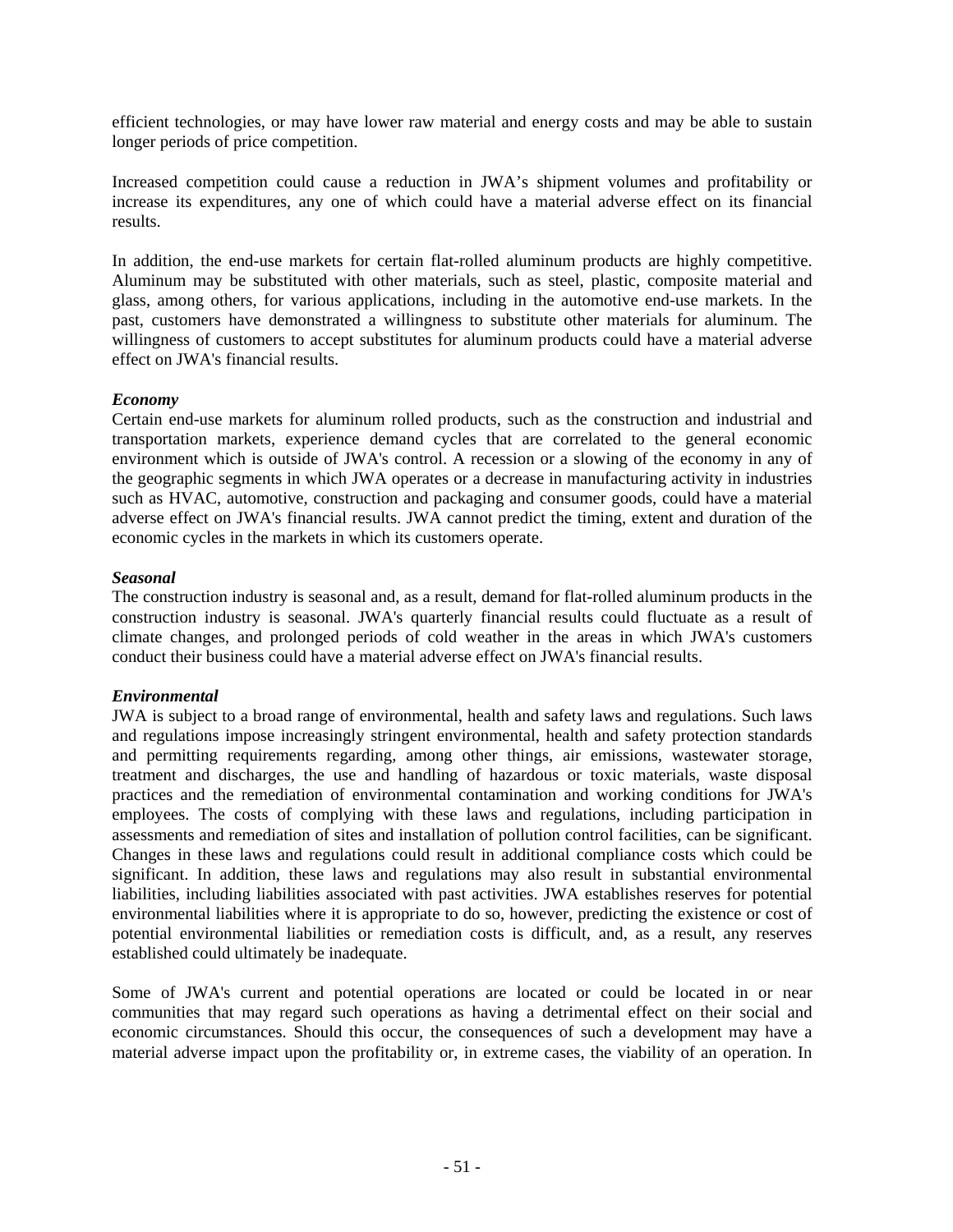efficient technologies, or may have lower raw material and energy costs and may be able to sustain longer periods of price competition.

Increased competition could cause a reduction in JWA's shipment volumes and profitability or increase its expenditures, any one of which could have a material adverse effect on its financial results.

In addition, the end-use markets for certain flat-rolled aluminum products are highly competitive. Aluminum may be substituted with other materials, such as steel, plastic, composite material and glass, among others, for various applications, including in the automotive end-use markets. In the past, customers have demonstrated a willingness to substitute other materials for aluminum. The willingness of customers to accept substitutes for aluminum products could have a material adverse effect on JWA's financial results.

***Economy***
Certain end-use markets for aluminum rolled products, such as the construction and industrial and transportation markets, experience demand cycles that are correlated to the general economic environment which is outside of JWA's control. A recession or a slowing of the economy in any of the geographic segments in which JWA operates or a decrease in manufacturing activity in industries such as HVAC, automotive, construction and packaging and consumer goods, could have a material adverse effect on JWA's financial results. JWA cannot predict the timing, extent and duration of the economic cycles in the markets in which its customers operate.

***Seasonal***
The construction industry is seasonal and, as a result, demand for flat-rolled aluminum products in the construction industry is seasonal. JWA's quarterly financial results could fluctuate as a result of climate changes, and prolonged periods of cold weather in the areas in which JWA's customers conduct their business could have a material adverse effect on JWA's financial results.

***Environmental***
JWA is subject to a broad range of environmental, health and safety laws and regulations. Such laws and regulations impose increasingly stringent environmental, health and safety protection standards and permitting requirements regarding, among other things, air emissions, wastewater storage, treatment and discharges, the use and handling of hazardous or toxic materials, waste disposal practices and the remediation of environmental contamination and working conditions for JWA's employees. The costs of complying with these laws and regulations, including participation in assessments and remediation of sites and installation of pollution control facilities, can be significant. Changes in these laws and regulations could result in additional compliance costs which could be significant. In addition, these laws and regulations may also result in substantial environmental liabilities, including liabilities associated with past activities. JWA establishes reserves for potential environmental liabilities where it is appropriate to do so, however, predicting the existence or cost of potential environmental liabilities or remediation costs is difficult, and, as a result, any reserves established could ultimately be inadequate.

Some of JWA's current and potential operations are located or could be located in or near communities that may regard such operations as having a detrimental effect on their social and economic circumstances. Should this occur, the consequences of such a development may have a material adverse impact upon the profitability or, in extreme cases, the viability of an operation. In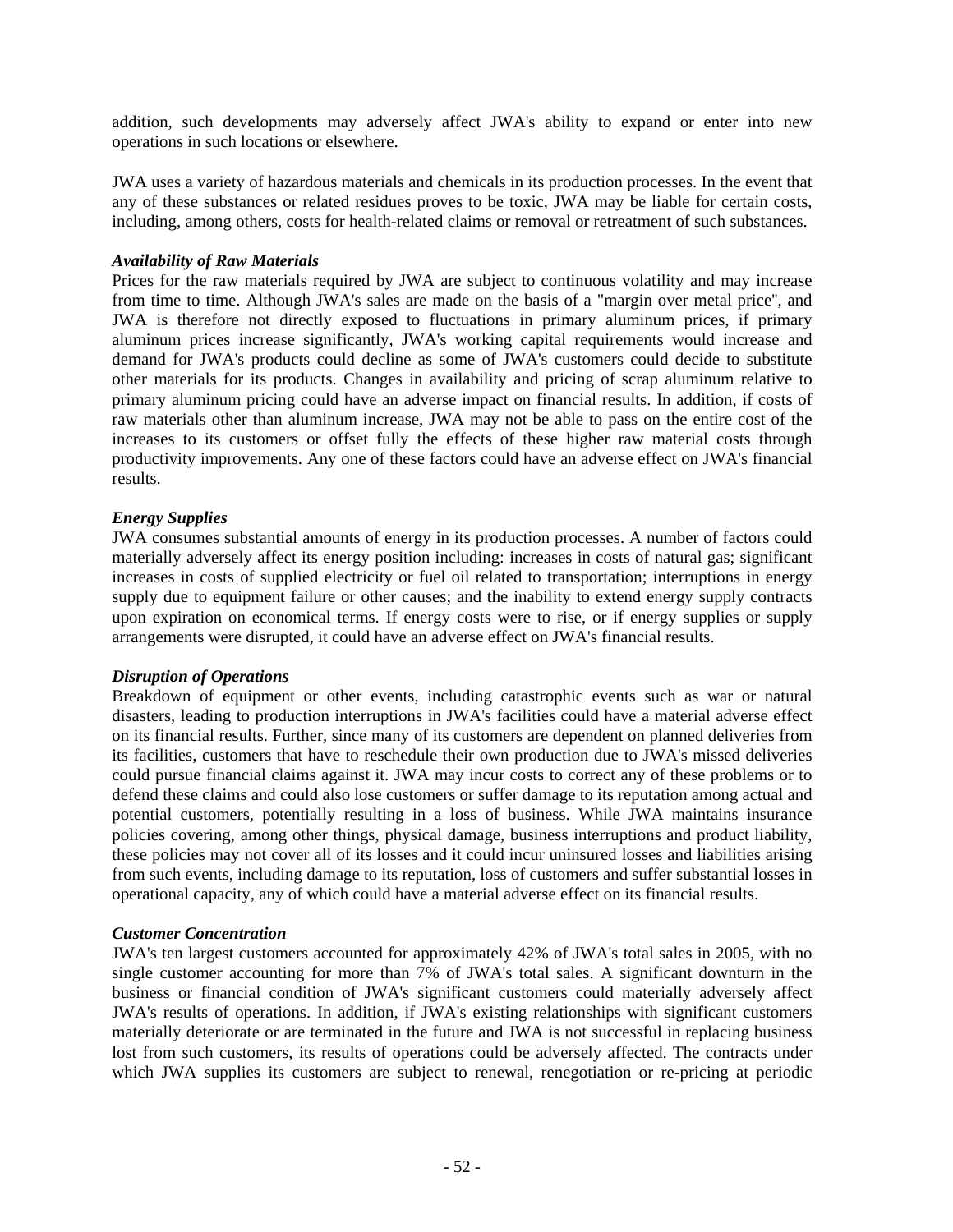addition, such developments may adversely affect JWA's ability to expand or enter into new operations in such locations or elsewhere.

JWA uses a variety of hazardous materials and chemicals in its production processes. In the event that any of these substances or related residues proves to be toxic, JWA may be liable for certain costs, including, among others, costs for health-related claims or removal or retreatment of such substances.

***Availability of Raw Materials***

Prices for the raw materials required by JWA are subject to continuous volatility and may increase from time to time. Although JWA's sales are made on the basis of a "margin over metal price", and JWA is therefore not directly exposed to fluctuations in primary aluminum prices, if primary aluminum prices increase significantly, JWA's working capital requirements would increase and demand for JWA's products could decline as some of JWA's customers could decide to substitute other materials for its products. Changes in availability and pricing of scrap aluminum relative to primary aluminum pricing could have an adverse impact on financial results. In addition, if costs of raw materials other than aluminum increase, JWA may not be able to pass on the entire cost of the increases to its customers or offset fully the effects of these higher raw material costs through productivity improvements. Any one of these factors could have an adverse effect on JWA's financial results.

***Energy Supplies***

JWA consumes substantial amounts of energy in its production processes. A number of factors could materially adversely affect its energy position including: increases in costs of natural gas; significant increases in costs of supplied electricity or fuel oil related to transportation; interruptions in energy supply due to equipment failure or other causes; and the inability to extend energy supply contracts upon expiration on economical terms. If energy costs were to rise, or if energy supplies or supply arrangements were disrupted, it could have an adverse effect on JWA's financial results.

***Disruption of Operations***

Breakdown of equipment or other events, including catastrophic events such as war or natural disasters, leading to production interruptions in JWA's facilities could have a material adverse effect on its financial results. Further, since many of its customers are dependent on planned deliveries from its facilities, customers that have to reschedule their own production due to JWA's missed deliveries could pursue financial claims against it. JWA may incur costs to correct any of these problems or to defend these claims and could also lose customers or suffer damage to its reputation among actual and potential customers, potentially resulting in a loss of business. While JWA maintains insurance policies covering, among other things, physical damage, business interruptions and product liability, these policies may not cover all of its losses and it could incur uninsured losses and liabilities arising from such events, including damage to its reputation, loss of customers and suffer substantial losses in operational capacity, any of which could have a material adverse effect on its financial results.

***Customer Concentration***

JWA's ten largest customers accounted for approximately 42% of JWA's total sales in 2005, with no single customer accounting for more than 7% of JWA's total sales. A significant downturn in the business or financial condition of JWA's significant customers could materially adversely affect JWA's results of operations. In addition, if JWA's existing relationships with significant customers materially deteriorate or are terminated in the future and JWA is not successful in replacing business lost from such customers, its results of operations could be adversely affected. The contracts under which JWA supplies its customers are subject to renewal, renegotiation or re-pricing at periodic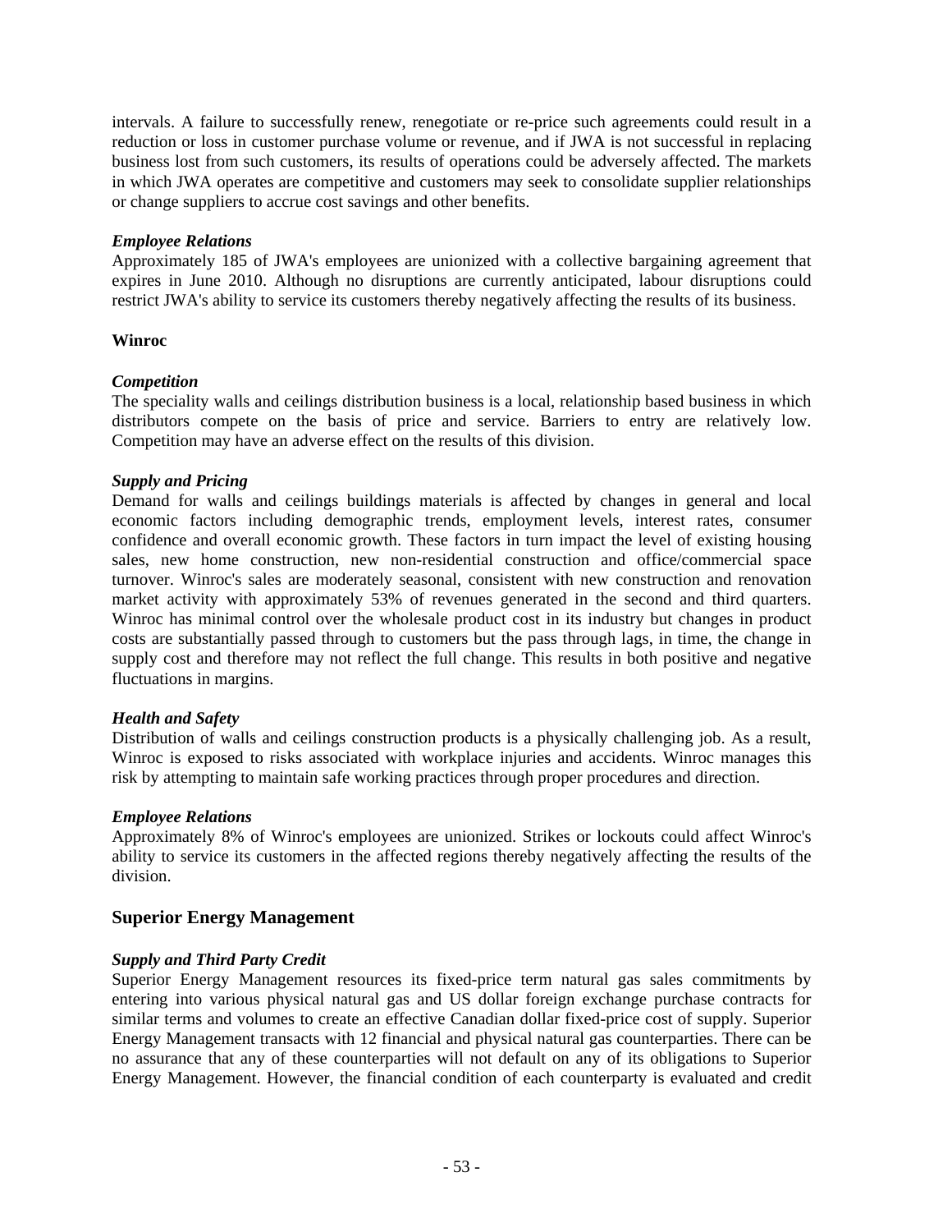intervals. A failure to successfully renew, renegotiate or re-price such agreements could result in a reduction or loss in customer purchase volume or revenue, and if JWA is not successful in replacing business lost from such customers, its results of operations could be adversely affected. The markets in which JWA operates are competitive and customers may seek to consolidate supplier relationships or change suppliers to accrue cost savings and other benefits.

***Employee Relations***
Approximately 185 of JWA's employees are unionized with a collective bargaining agreement that expires in June 2010. Although no disruptions are currently anticipated, labour disruptions could restrict JWA's ability to service its customers thereby negatively affecting the results of its business.

**Winroc**

***Competition***
The speciality walls and ceilings distribution business is a local, relationship based business in which distributors compete on the basis of price and service. Barriers to entry are relatively low. Competition may have an adverse effect on the results of this division.

***Supply and Pricing***
Demand for walls and ceilings buildings materials is affected by changes in general and local economic factors including demographic trends, employment levels, interest rates, consumer confidence and overall economic growth. These factors in turn impact the level of existing housing sales, new home construction, new non-residential construction and office/commercial space turnover. Winroc's sales are moderately seasonal, consistent with new construction and renovation market activity with approximately 53% of revenues generated in the second and third quarters. Winroc has minimal control over the wholesale product cost in its industry but changes in product costs are substantially passed through to customers but the pass through lags, in time, the change in supply cost and therefore may not reflect the full change. This results in both positive and negative fluctuations in margins.

***Health and Safety***
Distribution of walls and ceilings construction products is a physically challenging job. As a result, Winroc is exposed to risks associated with workplace injuries and accidents. Winroc manages this risk by attempting to maintain safe working practices through proper procedures and direction.

***Employee Relations***
Approximately 8% of Winroc's employees are unionized. Strikes or lockouts could affect Winroc's ability to service its customers in the affected regions thereby negatively affecting the results of the division.

## Superior Energy Management

***Supply and Third Party Credit***
Superior Energy Management resources its fixed-price term natural gas sales commitments by entering into various physical natural gas and US dollar foreign exchange purchase contracts for similar terms and volumes to create an effective Canadian dollar fixed-price cost of supply. Superior Energy Management transacts with 12 financial and physical natural gas counterparties. There can be no assurance that any of these counterparties will not default on any of its obligations to Superior Energy Management. However, the financial condition of each counterparty is evaluated and credit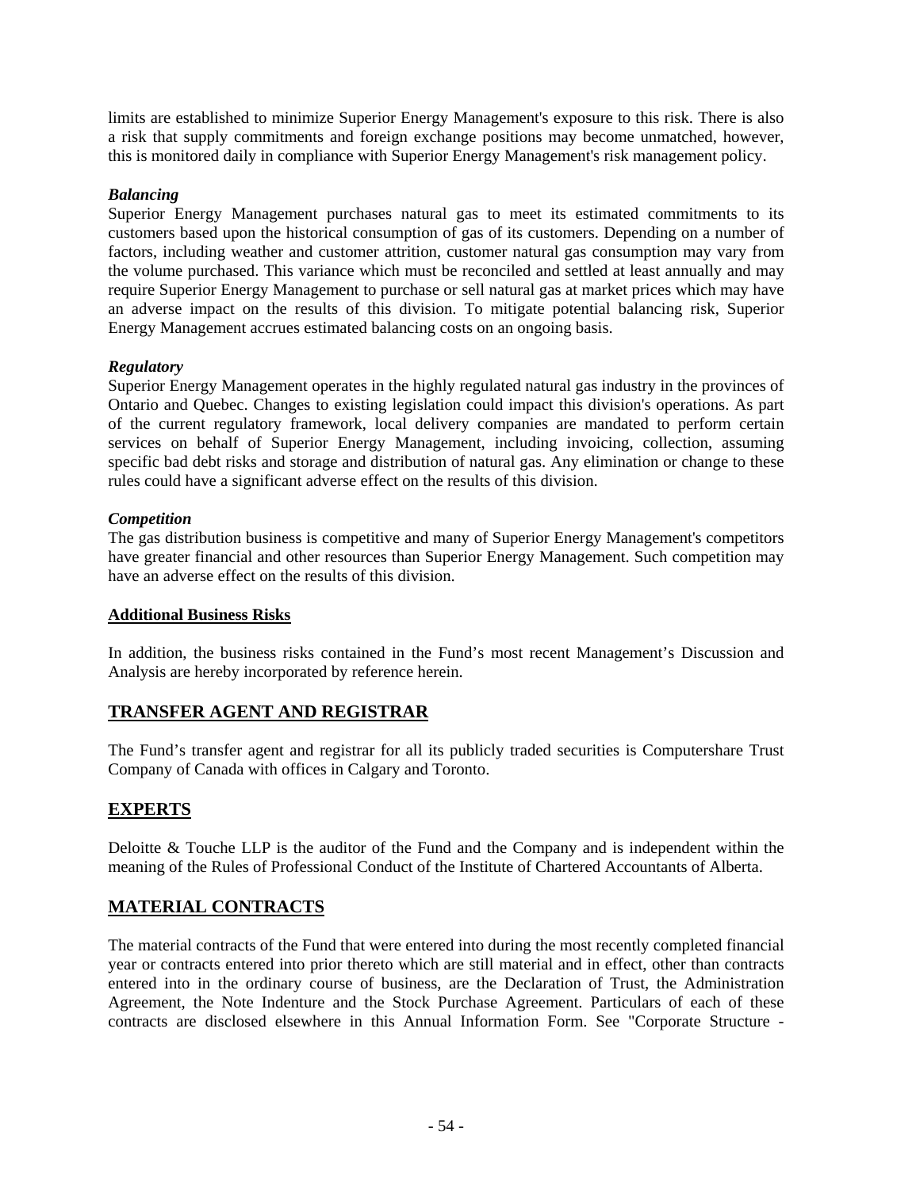limits are established to minimize Superior Energy Management's exposure to this risk. There is also a risk that supply commitments and foreign exchange positions may become unmatched, however, this is monitored daily in compliance with Superior Energy Management's risk management policy.

***Balancing***

Superior Energy Management purchases natural gas to meet its estimated commitments to its customers based upon the historical consumption of gas of its customers. Depending on a number of factors, including weather and customer attrition, customer natural gas consumption may vary from the volume purchased. This variance which must be reconciled and settled at least annually and may require Superior Energy Management to purchase or sell natural gas at market prices which may have an adverse impact on the results of this division. To mitigate potential balancing risk, Superior Energy Management accrues estimated balancing costs on an ongoing basis.

***Regulatory***

Superior Energy Management operates in the highly regulated natural gas industry in the provinces of Ontario and Quebec. Changes to existing legislation could impact this division's operations. As part of the current regulatory framework, local delivery companies are mandated to perform certain services on behalf of Superior Energy Management, including invoicing, collection, assuming specific bad debt risks and storage and distribution of natural gas. Any elimination or change to these rules could have a significant adverse effect on the results of this division.

***Competition***

The gas distribution business is competitive and many of Superior Energy Management's competitors have greater financial and other resources than Superior Energy Management. Such competition may have an adverse effect on the results of this division.

**Additional Business Risks**

In addition, the business risks contained in the Fund's most recent Management's Discussion and Analysis are hereby incorporated by reference herein.

## TRANSFER AGENT AND REGISTRAR

The Fund's transfer agent and registrar for all its publicly traded securities is Computershare Trust Company of Canada with offices in Calgary and Toronto.

## EXPERTS

Deloitte & Touche LLP is the auditor of the Fund and the Company and is independent within the meaning of the Rules of Professional Conduct of the Institute of Chartered Accountants of Alberta.

## MATERIAL CONTRACTS

The material contracts of the Fund that were entered into during the most recently completed financial year or contracts entered into prior thereto which are still material and in effect, other than contracts entered into in the ordinary course of business, are the Declaration of Trust, the Administration Agreement, the Note Indenture and the Stock Purchase Agreement. Particulars of each of these contracts are disclosed elsewhere in this Annual Information Form. See "Corporate Structure -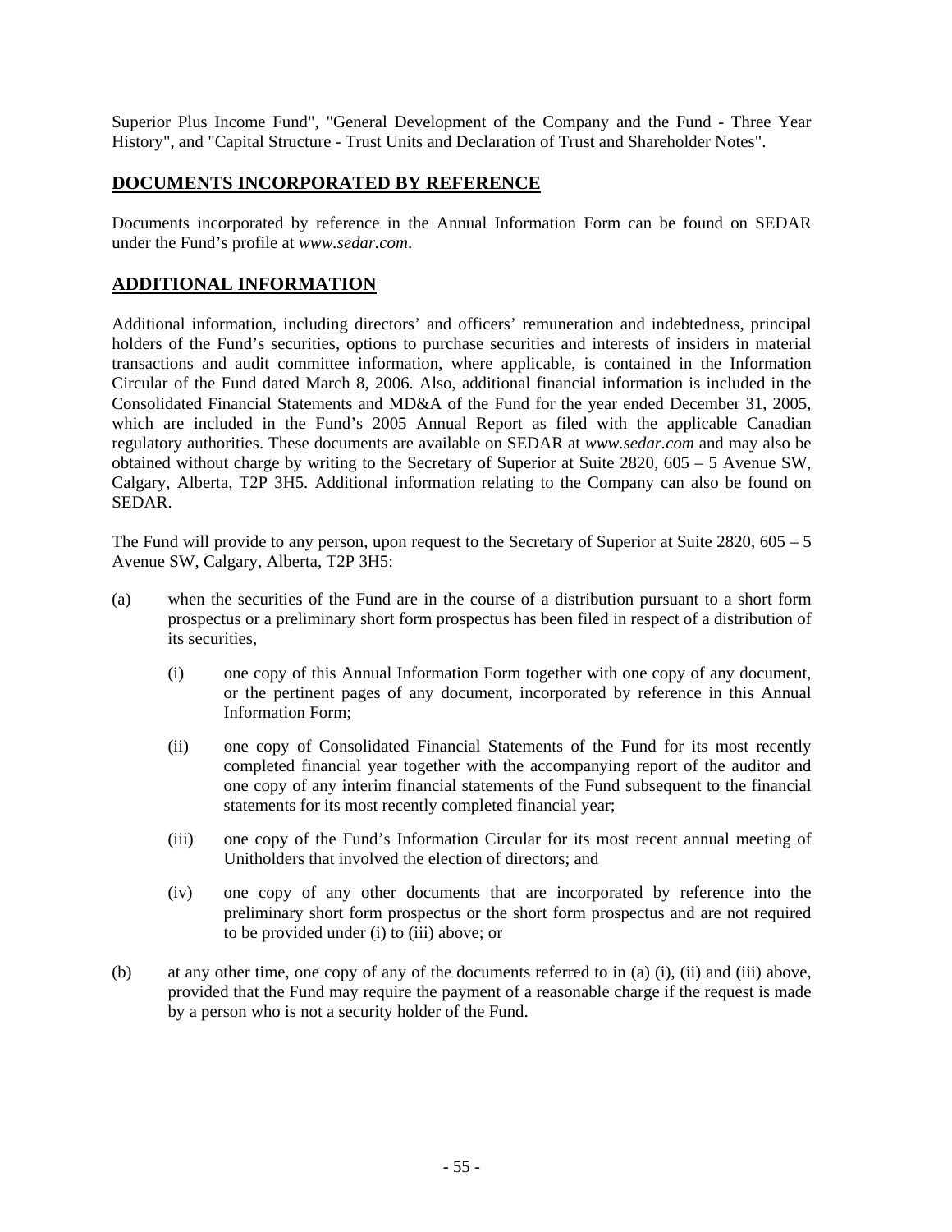Superior Plus Income Fund", "General Development of the Company and the Fund - Three Year History", and "Capital Structure - Trust Units and Declaration of Trust and Shareholder Notes".

## DOCUMENTS INCORPORATED BY REFERENCE

Documents incorporated by reference in the Annual Information Form can be found on SEDAR under the Fund's profile at *www.sedar.com*.

## ADDITIONAL INFORMATION

Additional information, including directors' and officers' remuneration and indebtedness, principal holders of the Fund's securities, options to purchase securities and interests of insiders in material transactions and audit committee information, where applicable, is contained in the Information Circular of the Fund dated March 8, 2006. Also, additional financial information is included in the Consolidated Financial Statements and MD&A of the Fund for the year ended December 31, 2005, which are included in the Fund's 2005 Annual Report as filed with the applicable Canadian regulatory authorities. These documents are available on SEDAR at *www.sedar.com* and may also be obtained without charge by writing to the Secretary of Superior at Suite 2820, 605 – 5 Avenue SW, Calgary, Alberta, T2P 3H5. Additional information relating to the Company can also be found on SEDAR.

The Fund will provide to any person, upon request to the Secretary of Superior at Suite 2820, 605 – 5 Avenue SW, Calgary, Alberta, T2P 3H5:

(a) when the securities of the Fund are in the course of a distribution pursuant to a short form prospectus or a preliminary short form prospectus has been filed in respect of a distribution of its securities,

 (i) one copy of this Annual Information Form together with one copy of any document, or the pertinent pages of any document, incorporated by reference in this Annual Information Form;

 (ii) one copy of Consolidated Financial Statements of the Fund for its most recently completed financial year together with the accompanying report of the auditor and one copy of any interim financial statements of the Fund subsequent to the financial statements for its most recently completed financial year;

 (iii) one copy of the Fund's Information Circular for its most recent annual meeting of Unitholders that involved the election of directors; and

 (iv) one copy of any other documents that are incorporated by reference into the preliminary short form prospectus or the short form prospectus and are not required to be provided under (i) to (iii) above; or

(b) at any other time, one copy of any of the documents referred to in (a) (i), (ii) and (iii) above, provided that the Fund may require the payment of a reasonable charge if the request is made by a person who is not a security holder of the Fund.